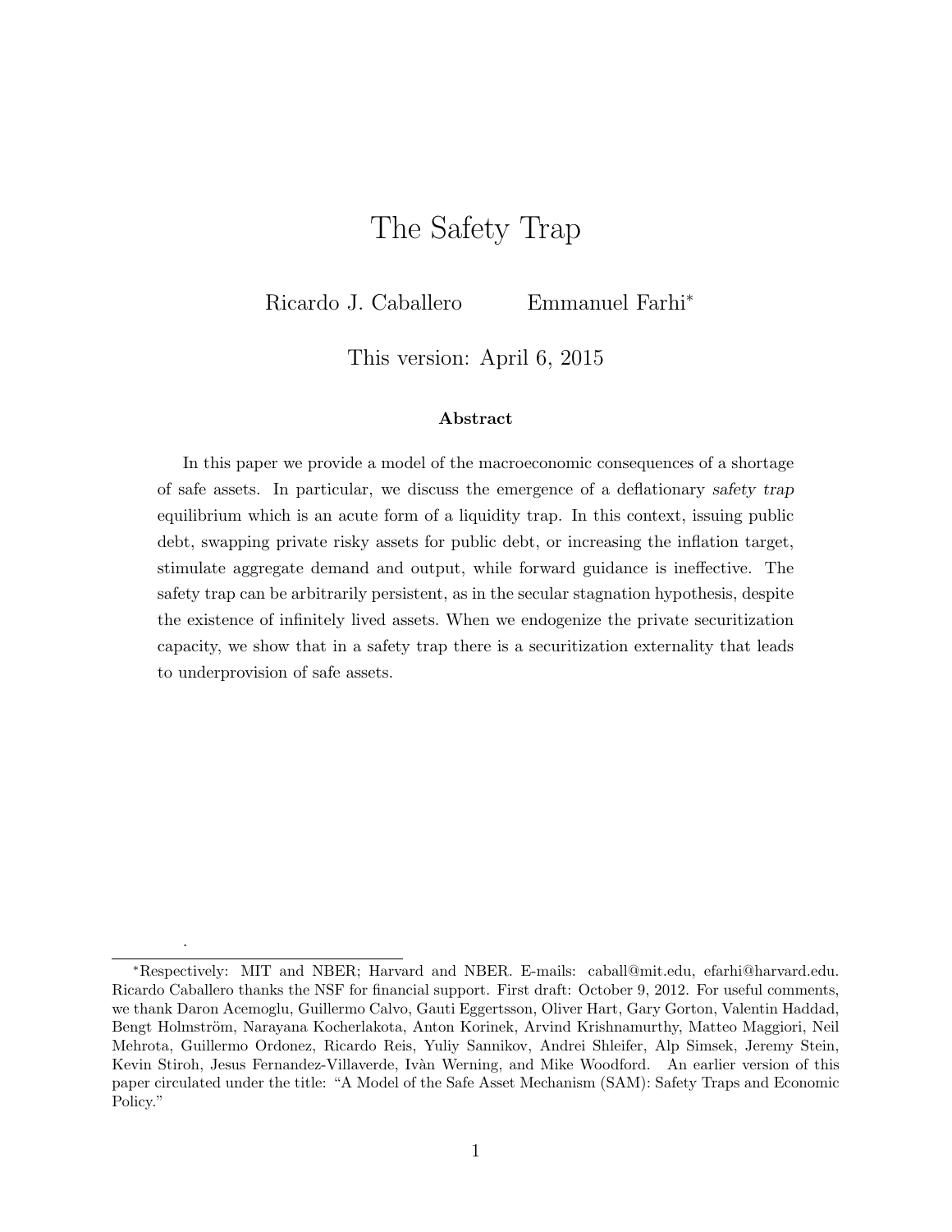# The Safety Trap

Ricardo J. Caballero Emmanuel Farhi*

This version: April 6, 2015

### Abstract

In this paper we provide a model of the macroeconomic consequences of a shortage of safe assets. In particular, we discuss the emergence of a deflationary *safety trap* equilibrium which is an acute form of a liquidity trap. In this context, issuing public debt, swapping private risky assets for public debt, or increasing the inflation target, stimulate aggregate demand and output, while forward guidance is ineffective. The safety trap can be arbitrarily persistent, as in the secular stagnation hypothesis, despite the existence of infinitely lived assets. When we endogenize the private securitization capacity, we show that in a safety trap there is a securitization externality that leads to underprovision of safe assets.

.

*Respectively: MIT and NBER; Harvard and NBER. E-mails: caball@mit.edu, efarhi@harvard.edu. Ricardo Caballero thanks the NSF for financial support. First draft: October 9, 2012. For useful comments, we thank Daron Acemoglu, Guillermo Calvo, Gauti Eggertsson, Oliver Hart, Gary Gorton, Valentin Haddad, Bengt Holmström, Narayana Kocherlakota, Anton Korinek, Arvind Krishnamurthy, Matteo Maggiori, Neil Mehrota, Guillermo Ordonez, Ricardo Reis, Yuliy Sannikov, Andrei Shleifer, Alp Simsek, Jeremy Stein, Kevin Stiroh, Jesus Fernandez-Villaverde, Ivàn Werning, and Mike Woodford. An earlier version of this paper circulated under the title: "A Model of the Safe Asset Mechanism (SAM): Safety Traps and Economic Policy."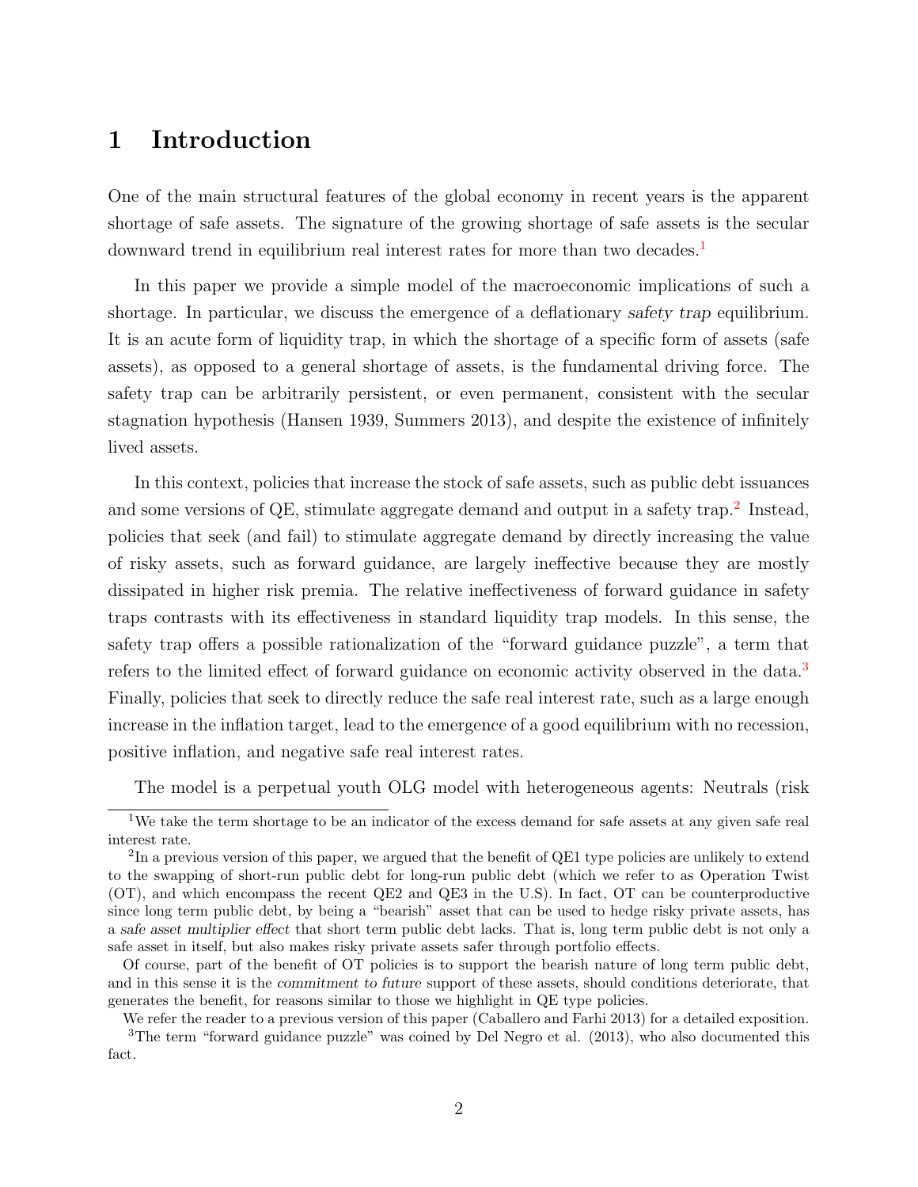# 1 Introduction

One of the main structural features of the global economy in recent years is the apparent shortage of safe assets. The signature of the growing shortage of safe assets is the secular downward trend in equilibrium real interest rates for more than two decades.[1]

In this paper we provide a simple model of the macroeconomic implications of such a shortage. In particular, we discuss the emergence of a deflationary *safety trap* equilibrium. It is an acute form of liquidity trap, in which the shortage of a specific form of assets (safe assets), as opposed to a general shortage of assets, is the fundamental driving force. The safety trap can be arbitrarily persistent, or even permanent, consistent with the secular stagnation hypothesis (Hansen 1939, Summers 2013), and despite the existence of infinitely lived assets.

In this context, policies that increase the stock of safe assets, such as public debt issuances and some versions of QE, stimulate aggregate demand and output in a safety trap.[2] Instead, policies that seek (and fail) to stimulate aggregate demand by directly increasing the value of risky assets, such as forward guidance, are largely ineffective because they are mostly dissipated in higher risk premia. The relative ineffectiveness of forward guidance in safety traps contrasts with its effectiveness in standard liquidity trap models. In this sense, the safety trap offers a possible rationalization of the "forward guidance puzzle", a term that refers to the limited effect of forward guidance on economic activity observed in the data.[3] Finally, policies that seek to directly reduce the safe real interest rate, such as a large enough increase in the inflation target, lead to the emergence of a good equilibrium with no recession, positive inflation, and negative safe real interest rates.

The model is a perpetual youth OLG model with heterogeneous agents: Neutrals (risk

---

[1] We take the term shortage to be an indicator of the excess demand for safe assets at any given safe real interest rate.

[2] In a previous version of this paper, we argued that the benefit of QE1 type policies are unlikely to extend to the swapping of short-run public debt for long-run public debt (which we refer to as Operation Twist (OT), and which encompass the recent QE2 and QE3 in the U.S). In fact, OT can be counterproductive since long term public debt, by being a "bearish" asset that can be used to hedge risky private assets, has a *safe asset multiplier effect* that short term public debt lacks. That is, long term public debt is not only a safe asset in itself, but also makes risky private assets safer through portfolio effects.

Of course, part of the benefit of OT policies is to support the bearish nature of long term public debt, and in this sense it is the *commitment to future* support of these assets, should conditions deteriorate, that generates the benefit, for reasons similar to those we highlight in QE type policies.

We refer the reader to a previous version of this paper (Caballero and Farhi 2013) for a detailed exposition.

[3] The term "forward guidance puzzle" was coined by Del Negro et al. (2013), who also documented this fact.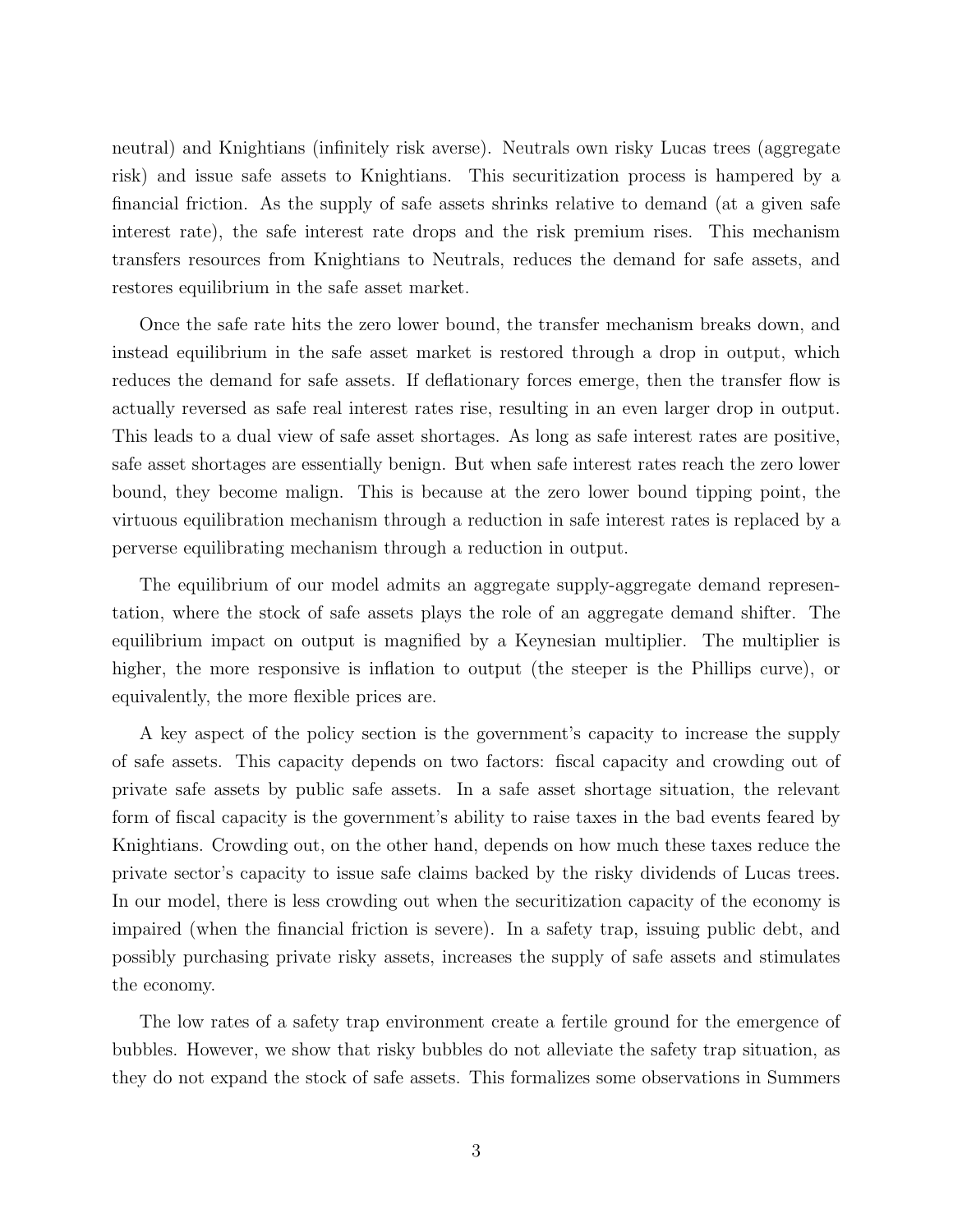neutral) and Knightians (infinitely risk averse). Neutrals own risky Lucas trees (aggregate risk) and issue safe assets to Knightians. This securitization process is hampered by a financial friction. As the supply of safe assets shrinks relative to demand (at a given safe interest rate), the safe interest rate drops and the risk premium rises. This mechanism transfers resources from Knightians to Neutrals, reduces the demand for safe assets, and restores equilibrium in the safe asset market.

Once the safe rate hits the zero lower bound, the transfer mechanism breaks down, and instead equilibrium in the safe asset market is restored through a drop in output, which reduces the demand for safe assets. If deflationary forces emerge, then the transfer flow is actually reversed as safe real interest rates rise, resulting in an even larger drop in output. This leads to a dual view of safe asset shortages. As long as safe interest rates are positive, safe asset shortages are essentially benign. But when safe interest rates reach the zero lower bound, they become malign. This is because at the zero lower bound tipping point, the virtuous equilibration mechanism through a reduction in safe interest rates is replaced by a perverse equilibrating mechanism through a reduction in output.

The equilibrium of our model admits an aggregate supply-aggregate demand representation, where the stock of safe assets plays the role of an aggregate demand shifter. The equilibrium impact on output is magnified by a Keynesian multiplier. The multiplier is higher, the more responsive is inflation to output (the steeper is the Phillips curve), or equivalently, the more flexible prices are.

A key aspect of the policy section is the government's capacity to increase the supply of safe assets. This capacity depends on two factors: fiscal capacity and crowding out of private safe assets by public safe assets. In a safe asset shortage situation, the relevant form of fiscal capacity is the government's ability to raise taxes in the bad events feared by Knightians. Crowding out, on the other hand, depends on how much these taxes reduce the private sector's capacity to issue safe claims backed by the risky dividends of Lucas trees. In our model, there is less crowding out when the securitization capacity of the economy is impaired (when the financial friction is severe). In a safety trap, issuing public debt, and possibly purchasing private risky assets, increases the supply of safe assets and stimulates the economy.

The low rates of a safety trap environment create a fertile ground for the emergence of bubbles. However, we show that risky bubbles do not alleviate the safety trap situation, as they do not expand the stock of safe assets. This formalizes some observations in Summers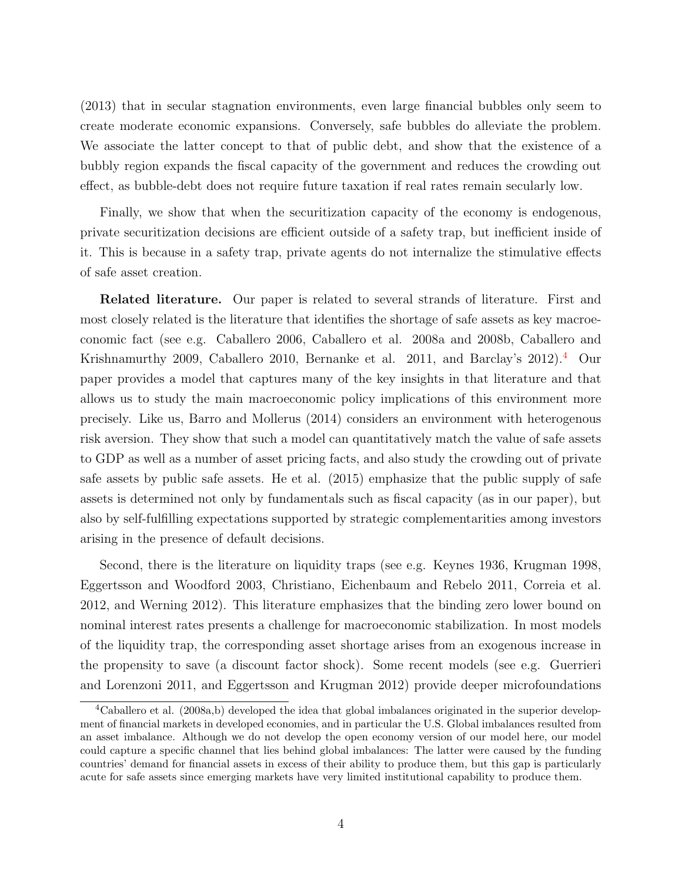(2013) that in secular stagnation environments, even large financial bubbles only seem to create moderate economic expansions. Conversely, safe bubbles do alleviate the problem. We associate the latter concept to that of public debt, and show that the existence of a bubbly region expands the fiscal capacity of the government and reduces the crowding out effect, as bubble-debt does not require future taxation if real rates remain secularly low.

Finally, we show that when the securitization capacity of the economy is endogenous, private securitization decisions are efficient outside of a safety trap, but inefficient inside of it. This is because in a safety trap, private agents do not internalize the stimulative effects of safe asset creation.

**Related literature.** Our paper is related to several strands of literature. First and most closely related is the literature that identifies the shortage of safe assets as key macroeconomic fact (see e.g. Caballero 2006, Caballero et al. 2008a and 2008b, Caballero and Krishnamurthy 2009, Caballero 2010, Bernanke et al. 2011, and Barclay's 2012).[4] Our paper provides a model that captures many of the key insights in that literature and that allows us to study the main macroeconomic policy implications of this environment more precisely. Like us, Barro and Mollerus (2014) considers an environment with heterogenous risk aversion. They show that such a model can quantitatively match the value of safe assets to GDP as well as a number of asset pricing facts, and also study the crowding out of private safe assets by public safe assets. He et al. (2015) emphasize that the public supply of safe assets is determined not only by fundamentals such as fiscal capacity (as in our paper), but also by self-fulfilling expectations supported by strategic complementarities among investors arising in the presence of default decisions.

Second, there is the literature on liquidity traps (see e.g. Keynes 1936, Krugman 1998, Eggertsson and Woodford 2003, Christiano, Eichenbaum and Rebelo 2011, Correia et al. 2012, and Werning 2012). This literature emphasizes that the binding zero lower bound on nominal interest rates presents a challenge for macroeconomic stabilization. In most models of the liquidity trap, the corresponding asset shortage arises from an exogenous increase in the propensity to save (a discount factor shock). Some recent models (see e.g. Guerrieri and Lorenzoni 2011, and Eggertsson and Krugman 2012) provide deeper microfoundations

[4] Caballero et al. (2008a,b) developed the idea that global imbalances originated in the superior development of financial markets in developed economies, and in particular the U.S. Global imbalances resulted from an asset imbalance. Although we do not develop the open economy version of our model here, our model could capture a specific channel that lies behind global imbalances: The latter were caused by the funding countries' demand for financial assets in excess of their ability to produce them, but this gap is particularly acute for safe assets since emerging markets have very limited institutional capability to produce them.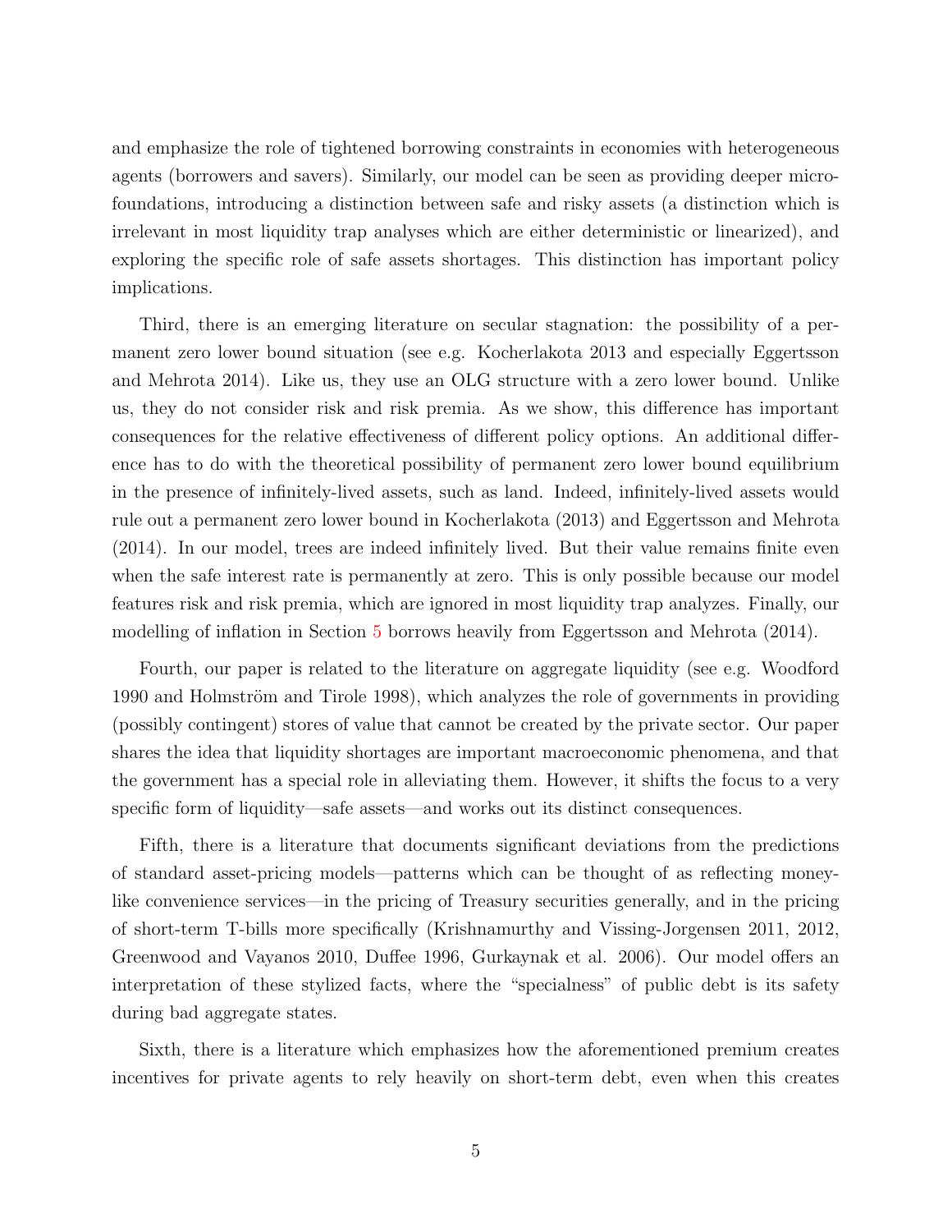and emphasize the role of tightened borrowing constraints in economies with heterogeneous agents (borrowers and savers). Similarly, our model can be seen as providing deeper microfoundations, introducing a distinction between safe and risky assets (a distinction which is irrelevant in most liquidity trap analyses which are either deterministic or linearized), and exploring the specific role of safe assets shortages. This distinction has important policy implications.

Third, there is an emerging literature on secular stagnation: the possibility of a permanent zero lower bound situation (see e.g. Kocherlakota 2013 and especially Eggertsson and Mehrota 2014). Like us, they use an OLG structure with a zero lower bound. Unlike us, they do not consider risk and risk premia. As we show, this difference has important consequences for the relative effectiveness of different policy options. An additional difference has to do with the theoretical possibility of permanent zero lower bound equilibrium in the presence of infinitely-lived assets, such as land. Indeed, infinitely-lived assets would rule out a permanent zero lower bound in Kocherlakota (2013) and Eggertsson and Mehrota (2014). In our model, trees are indeed infinitely lived. But their value remains finite even when the safe interest rate is permanently at zero. This is only possible because our model features risk and risk premia, which are ignored in most liquidity trap analyzes. Finally, our modelling of inflation in Section 5 borrows heavily from Eggertsson and Mehrota (2014).

Fourth, our paper is related to the literature on aggregate liquidity (see e.g. Woodford 1990 and Holmström and Tirole 1998), which analyzes the role of governments in providing (possibly contingent) stores of value that cannot be created by the private sector. Our paper shares the idea that liquidity shortages are important macroeconomic phenomena, and that the government has a special role in alleviating them. However, it shifts the focus to a very specific form of liquidity—safe assets—and works out its distinct consequences.

Fifth, there is a literature that documents significant deviations from the predictions of standard asset-pricing models—patterns which can be thought of as reflecting money-like convenience services—in the pricing of Treasury securities generally, and in the pricing of short-term T-bills more specifically (Krishnamurthy and Vissing-Jorgensen 2011, 2012, Greenwood and Vayanos 2010, Duffee 1996, Gurkaynak et al. 2006). Our model offers an interpretation of these stylized facts, where the "specialness" of public debt is its safety during bad aggregate states.

Sixth, there is a literature which emphasizes how the aforementioned premium creates incentives for private agents to rely heavily on short-term debt, even when this creates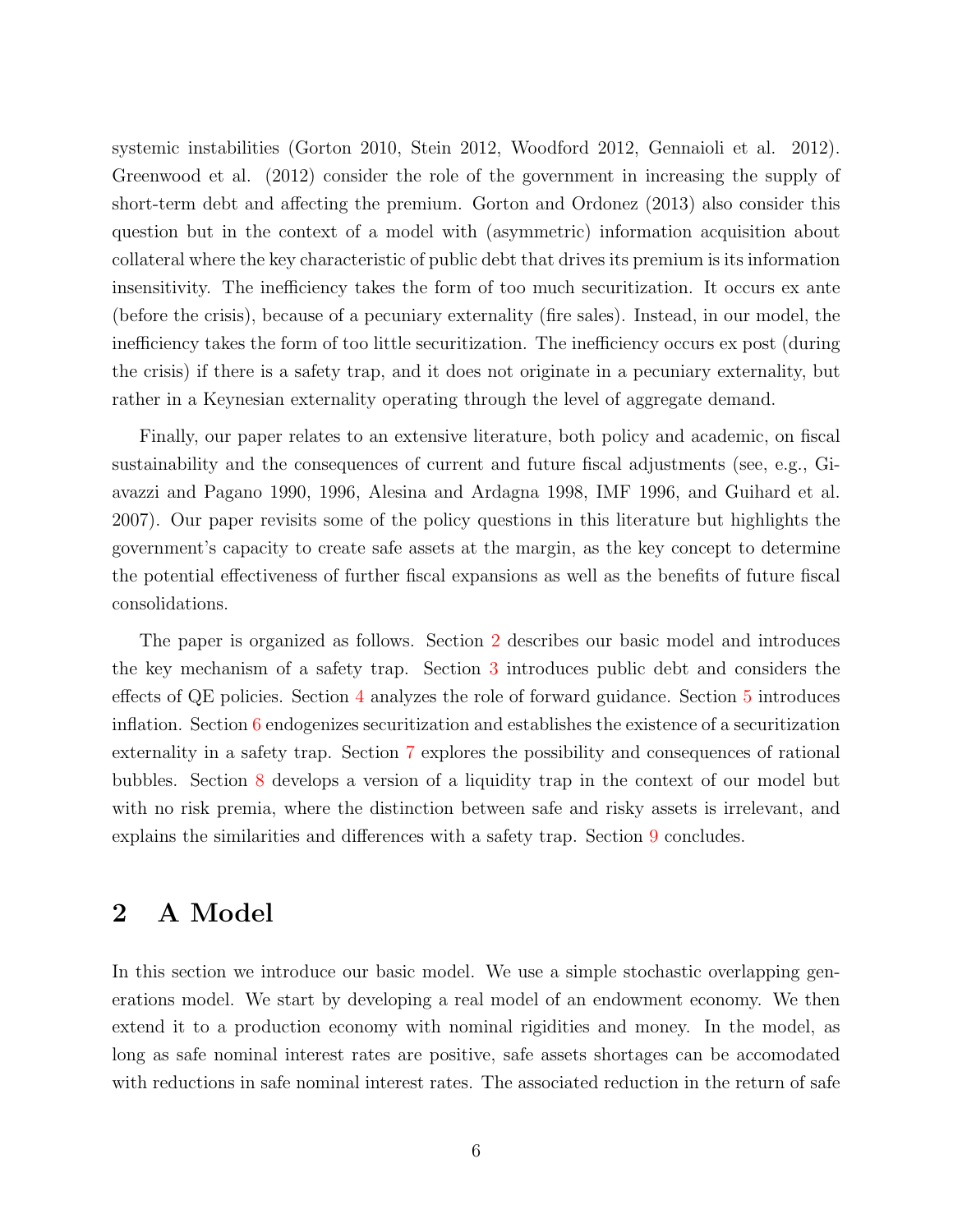systemic instabilities (Gorton 2010, Stein 2012, Woodford 2012, Gennaioli et al. 2012). Greenwood et al. (2012) consider the role of the government in increasing the supply of short-term debt and affecting the premium. Gorton and Ordonez (2013) also consider this question but in the context of a model with (asymmetric) information acquisition about collateral where the key characteristic of public debt that drives its premium is its information insensitivity. The inefficiency takes the form of too much securitization. It occurs ex ante (before the crisis), because of a pecuniary externality (fire sales). Instead, in our model, the inefficiency takes the form of too little securitization. The inefficiency occurs ex post (during the crisis) if there is a safety trap, and it does not originate in a pecuniary externality, but rather in a Keynesian externality operating through the level of aggregate demand.

Finally, our paper relates to an extensive literature, both policy and academic, on fiscal sustainability and the consequences of current and future fiscal adjustments (see, e.g., Giavazzi and Pagano 1990, 1996, Alesina and Ardagna 1998, IMF 1996, and Guihard et al. 2007). Our paper revisits some of the policy questions in this literature but highlights the government's capacity to create safe assets at the margin, as the key concept to determine the potential effectiveness of further fiscal expansions as well as the benefits of future fiscal consolidations.

The paper is organized as follows. Section 2 describes our basic model and introduces the key mechanism of a safety trap. Section 3 introduces public debt and considers the effects of QE policies. Section 4 analyzes the role of forward guidance. Section 5 introduces inflation. Section 6 endogenizes securitization and establishes the existence of a securitization externality in a safety trap. Section 7 explores the possibility and consequences of rational bubbles. Section 8 develops a version of a liquidity trap in the context of our model but with no risk premia, where the distinction between safe and risky assets is irrelevant, and explains the similarities and differences with a safety trap. Section 9 concludes.

## 2 A Model

In this section we introduce our basic model. We use a simple stochastic overlapping generations model. We start by developing a real model of an endowment economy. We then extend it to a production economy with nominal rigidities and money. In the model, as long as safe nominal interest rates are positive, safe assets shortages can be accomodated with reductions in safe nominal interest rates. The associated reduction in the return of safe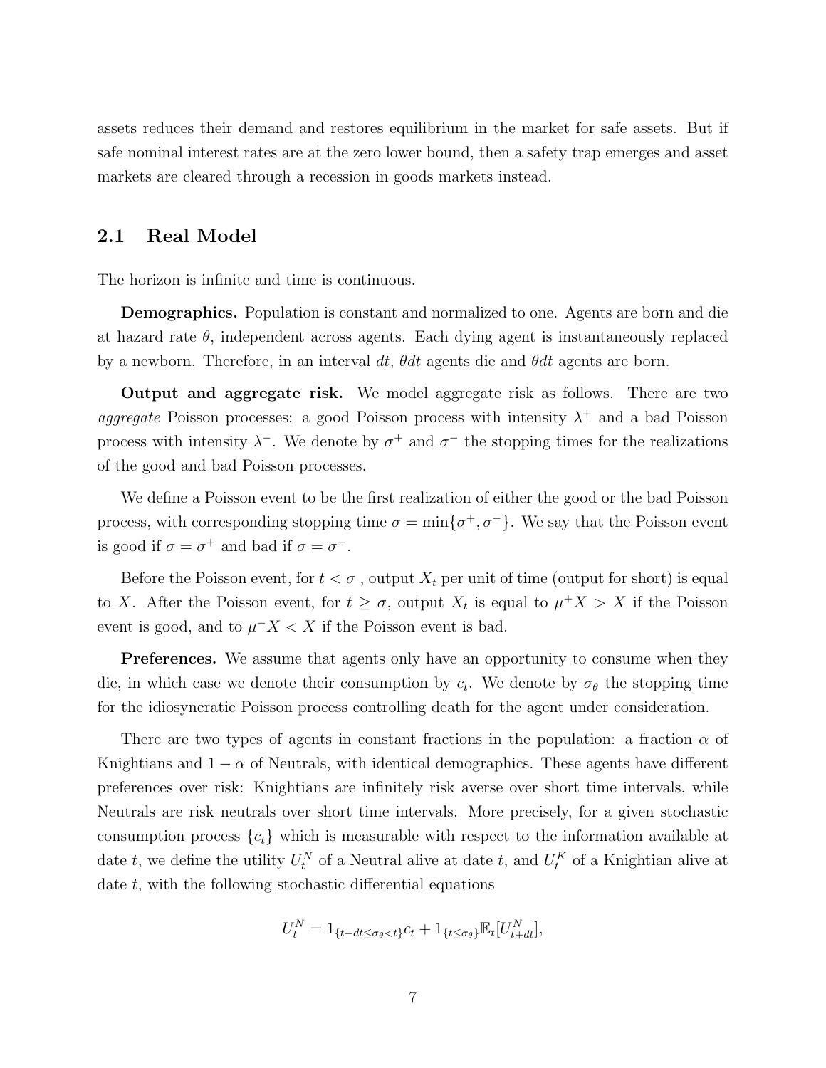assets reduces their demand and restores equilibrium in the market for safe assets. But if safe nominal interest rates are at the zero lower bound, then a safety trap emerges and asset markets are cleared through a recession in goods markets instead.

## 2.1 Real Model

The horizon is infinite and time is continuous.

**Demographics.** Population is constant and normalized to one. Agents are born and die at hazard rate $\theta$, independent across agents. Each dying agent is instantaneously replaced by a newborn. Therefore, in an interval $dt$, $\theta dt$ agents die and $\theta dt$ agents are born.

**Output and aggregate risk.** We model aggregate risk as follows. There are two *aggregate* Poisson processes: a good Poisson process with intensity $\lambda^+$ and a bad Poisson process with intensity $\lambda^-$. We denote by $\sigma^+$ and $\sigma^-$ the stopping times for the realizations of the good and bad Poisson processes.

We define a Poisson event to be the first realization of either the good or the bad Poisson process, with corresponding stopping time $\sigma = \min\{\sigma^+, \sigma^-\}$. We say that the Poisson event is good if $\sigma = \sigma^+$ and bad if $\sigma = \sigma^-$.

Before the Poisson event, for $t < \sigma$ , output $X_t$ per unit of time (output for short) is equal to $X$. After the Poisson event, for $t \geq \sigma$, output $X_t$ is equal to $\mu^+ X > X$ if the Poisson event is good, and to $\mu^- X < X$ if the Poisson event is bad.

**Preferences.** We assume that agents only have an opportunity to consume when they die, in which case we denote their consumption by $c_t$. We denote by $\sigma_\theta$ the stopping time for the idiosyncratic Poisson process controlling death for the agent under consideration.

There are two types of agents in constant fractions in the population: a fraction $\alpha$ of Knightians and $1 - \alpha$ of Neutrals, with identical demographics. These agents have different preferences over risk: Knightians are infinitely risk averse over short time intervals, while Neutrals are risk neutrals over short time intervals. More precisely, for a given stochastic consumption process $\{c_t\}$ which is measurable with respect to the information available at date $t$, we define the utility $U_t^N$ of a Neutral alive at date $t$, and $U_t^K$ of a Knightian alive at date $t$, with the following stochastic differential equations

$$U_t^N = 1_{\{t-dt \leq \sigma_\theta < t\}} c_t + 1_{\{t \leq \sigma_\theta\}} \mathbb{E}_t[U_{t+dt}^N],$$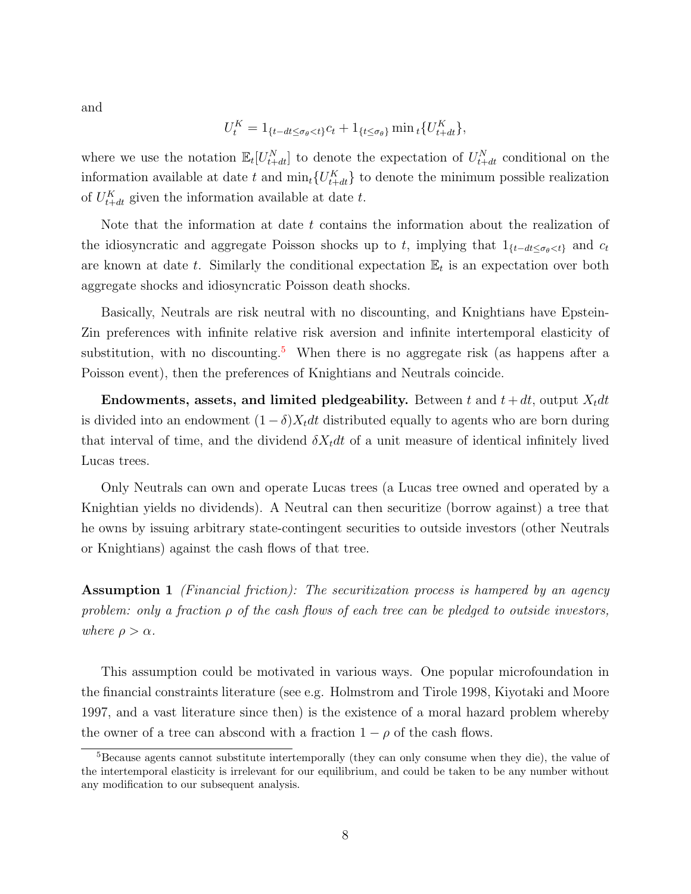and

$$U_t^K = 1_{\{t-dt \leq \sigma_\theta < t\}} c_t + 1_{\{t \leq \sigma_\theta\}} \min{}_t \{U_{t+dt}^K\},$$

where we use the notation $\mathbb{E}_t[U_{t+dt}^N]$ to denote the expectation of $U_{t+dt}^N$ conditional on the information available at date $t$ and $\min_t\{U_{t+dt}^K\}$ to denote the minimum possible realization of $U_{t+dt}^K$ given the information available at date $t$.

Note that the information at date $t$ contains the information about the realization of the idiosyncratic and aggregate Poisson shocks up to $t$, implying that $1_{\{t-dt \leq \sigma_\theta < t\}}$ and $c_t$ are known at date $t$. Similarly the conditional expectation $\mathbb{E}_t$ is an expectation over both aggregate shocks and idiosyncratic Poisson death shocks.

Basically, Neutrals are risk neutral with no discounting, and Knightians have Epstein-Zin preferences with infinite relative risk aversion and infinite intertemporal elasticity of substitution, with no discounting.[5] When there is no aggregate risk (as happens after a Poisson event), then the preferences of Knightians and Neutrals coincide.

**Endowments, assets, and limited pledgeability.** Between $t$ and $t + dt$, output $X_t dt$ is divided into an endowment $(1 - \delta)X_t dt$ distributed equally to agents who are born during that interval of time, and the dividend $\delta X_t dt$ of a unit measure of identical infinitely lived Lucas trees.

Only Neutrals can own and operate Lucas trees (a Lucas tree owned and operated by a Knightian yields no dividends). A Neutral can then securitize (borrow against) a tree that he owns by issuing arbitrary state-contingent securities to outside investors (other Neutrals or Knightians) against the cash flows of that tree.

**Assumption 1** *(Financial friction): The securitization process is hampered by an agency problem: only a fraction $\rho$ of the cash flows of each tree can be pledged to outside investors, where $\rho > \alpha$.*

This assumption could be motivated in various ways. One popular microfoundation in the financial constraints literature (see e.g. Holmstrom and Tirole 1998, Kiyotaki and Moore 1997, and a vast literature since then) is the existence of a moral hazard problem whereby the owner of a tree can abscond with a fraction $1 - \rho$ of the cash flows.

[5] Because agents cannot substitute intertemporally (they can only consume when they die), the value of the intertemporal elasticity is irrelevant for our equilibrium, and could be taken to be any number without any modification to our subsequent analysis.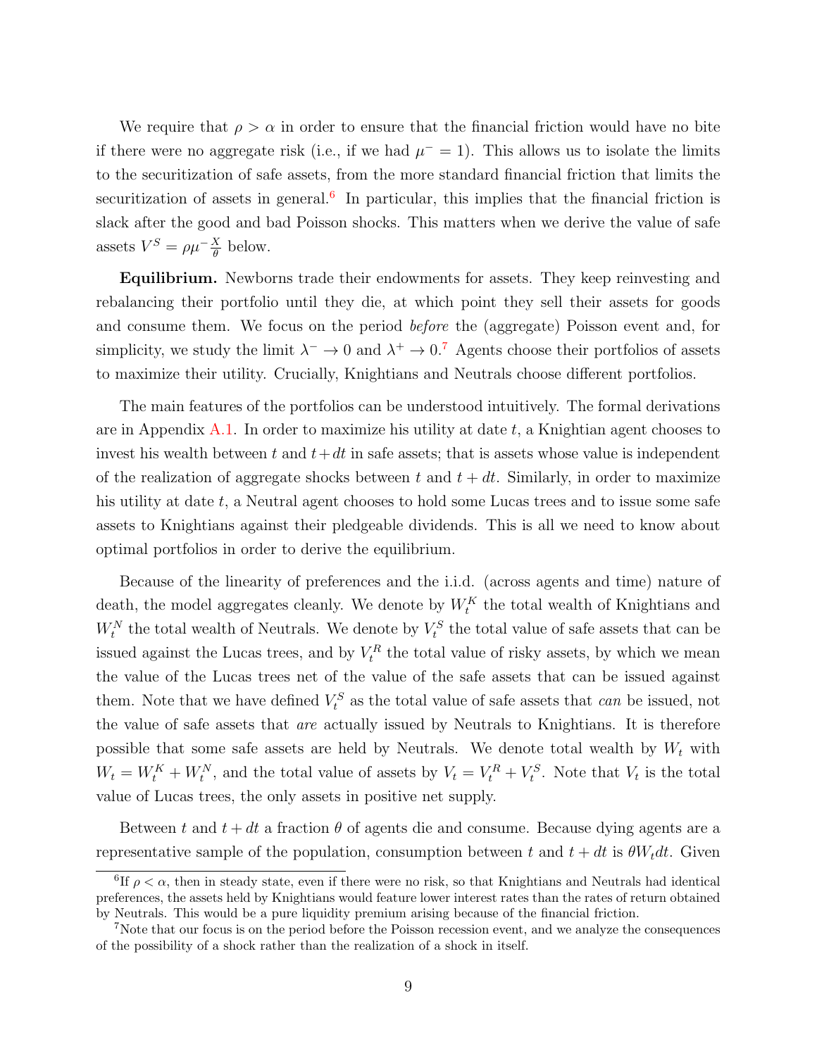We require that $\rho > \alpha$ in order to ensure that the financial friction would have no bite if there were no aggregate risk (i.e., if we had $\mu^- = 1$). This allows us to isolate the limits to the securitization of safe assets, from the more standard financial friction that limits the securitization of assets in general.[6] In particular, this implies that the financial friction is slack after the good and bad Poisson shocks. This matters when we derive the value of safe assets $V^S = \rho\mu^- \frac{X}{\theta}$ below.

**Equilibrium.** Newborns trade their endowments for assets. They keep reinvesting and rebalancing their portfolio until they die, at which point they sell their assets for goods and consume them. We focus on the period *before* the (aggregate) Poisson event and, for simplicity, we study the limit $\lambda^- \to 0$ and $\lambda^+ \to 0$.[7] Agents choose their portfolios of assets to maximize their utility. Crucially, Knightians and Neutrals choose different portfolios.

The main features of the portfolios can be understood intuitively. The formal derivations are in Appendix A.1. In order to maximize his utility at date $t$, a Knightian agent chooses to invest his wealth between $t$ and $t+dt$ in safe assets; that is assets whose value is independent of the realization of aggregate shocks between $t$ and $t+dt$. Similarly, in order to maximize his utility at date $t$, a Neutral agent chooses to hold some Lucas trees and to issue some safe assets to Knightians against their pledgeable dividends. This is all we need to know about optimal portfolios in order to derive the equilibrium.

Because of the linearity of preferences and the i.i.d. (across agents and time) nature of death, the model aggregates cleanly. We denote by $W_t^K$ the total wealth of Knightians and $W_t^N$ the total wealth of Neutrals. We denote by $V_t^S$ the total value of safe assets that can be issued against the Lucas trees, and by $V_t^R$ the total value of risky assets, by which we mean the value of the Lucas trees net of the value of the safe assets that can be issued against them. Note that we have defined $V_t^S$ as the total value of safe assets that *can* be issued, not the value of safe assets that *are* actually issued by Neutrals to Knightians. It is therefore possible that some safe assets are held by Neutrals. We denote total wealth by $W_t$ with $W_t = W_t^K + W_t^N$, and the total value of assets by $V_t = V_t^R + V_t^S$. Note that $V_t$ is the total value of Lucas trees, the only assets in positive net supply.

Between $t$ and $t + dt$ a fraction $\theta$ of agents die and consume. Because dying agents are a representative sample of the population, consumption between $t$ and $t + dt$ is $\theta W_t dt$. Given

[6] If $\rho < \alpha$, then in steady state, even if there were no risk, so that Knightians and Neutrals had identical preferences, the assets held by Knightians would feature lower interest rates than the rates of return obtained by Neutrals. This would be a pure liquidity premium arising because of the financial friction.

[7] Note that our focus is on the period before the Poisson recession event, and we analyze the consequences of the possibility of a shock rather than the realization of a shock in itself.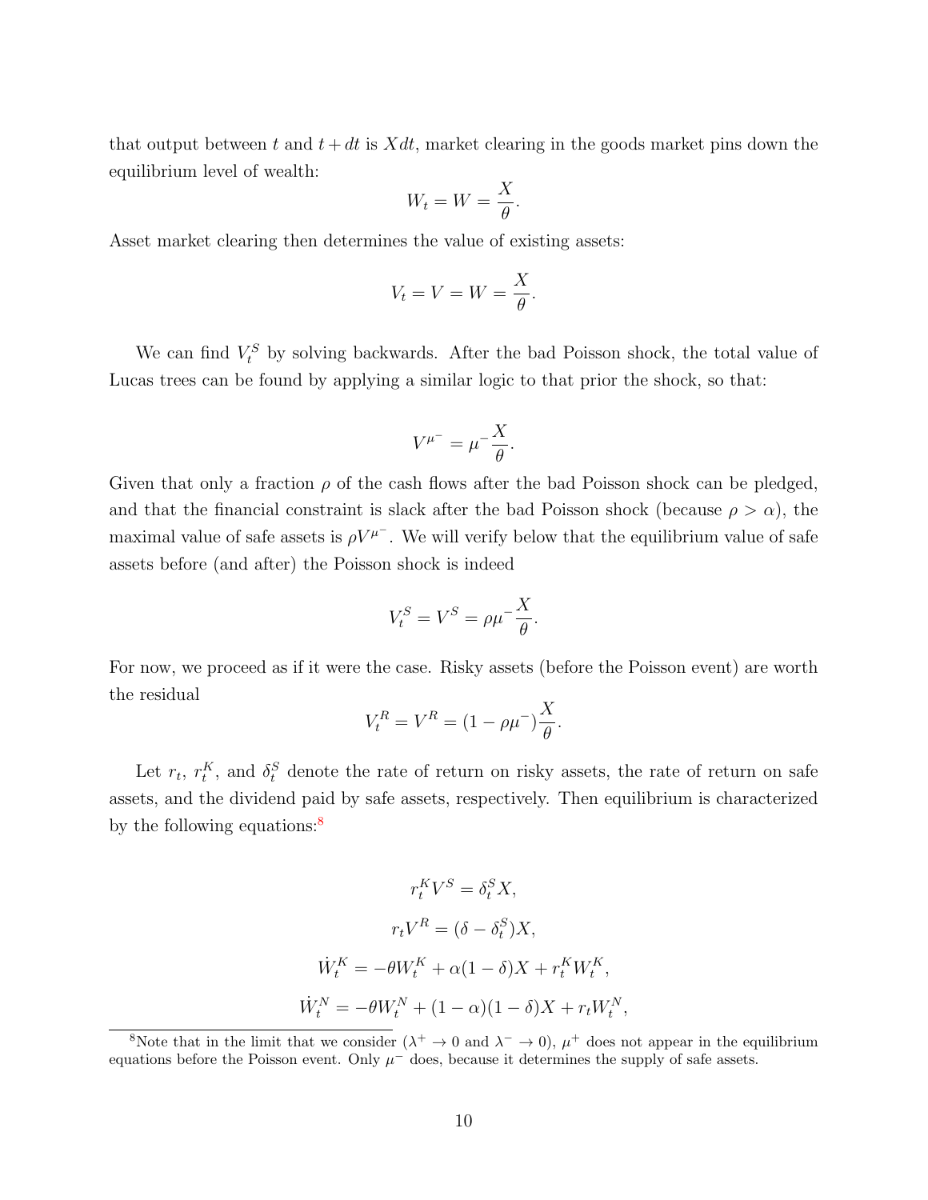that output between $t$ and $t + dt$ is $X dt$, market clearing in the goods market pins down the equilibrium level of wealth:

$$W_t = W = \frac{X}{\theta}.$$

Asset market clearing then determines the value of existing assets:

$$V_t = V = W = \frac{X}{\theta}.$$

We can find $V_t^S$ by solving backwards. After the bad Poisson shock, the total value of Lucas trees can be found by applying a similar logic to that prior the shock, so that:

$$V^{\mu^-} = \mu^- \frac{X}{\theta}.$$

Given that only a fraction $\rho$ of the cash flows after the bad Poisson shock can be pledged, and that the financial constraint is slack after the bad Poisson shock (because $\rho > \alpha$), the maximal value of safe assets is $\rho V^{\mu^-}$. We will verify below that the equilibrium value of safe assets before (and after) the Poisson shock is indeed

$$V_t^S = V^S = \rho \mu^- \frac{X}{\theta}.$$

For now, we proceed as if it were the case. Risky assets (before the Poisson event) are worth the residual

$$V_t^R = V^R = (1 - \rho \mu^-) \frac{X}{\theta}.$$

Let $r_t$, $r_t^K$, and $\delta_t^S$ denote the rate of return on risky assets, the rate of return on safe assets, and the dividend paid by safe assets, respectively. Then equilibrium is characterized by the following equations:[8]

$$r_t^K V^S = \delta_t^S X,$$

$$r_t V^R = (\delta - \delta_t^S) X,$$

$$\dot{W}_t^K = -\theta W_t^K + \alpha (1 - \delta) X + r_t^K W_t^K,$$

$$\dot{W}_t^N = -\theta W_t^N + (1 - \alpha)(1 - \delta) X + r_t W_t^N,$$

[8]Note that in the limit that we consider ($\lambda^+ \to 0$ and $\lambda^- \to 0$), $\mu^+$ does not appear in the equilibrium equations before the Poisson event. Only $\mu^-$ does, because it determines the supply of safe assets.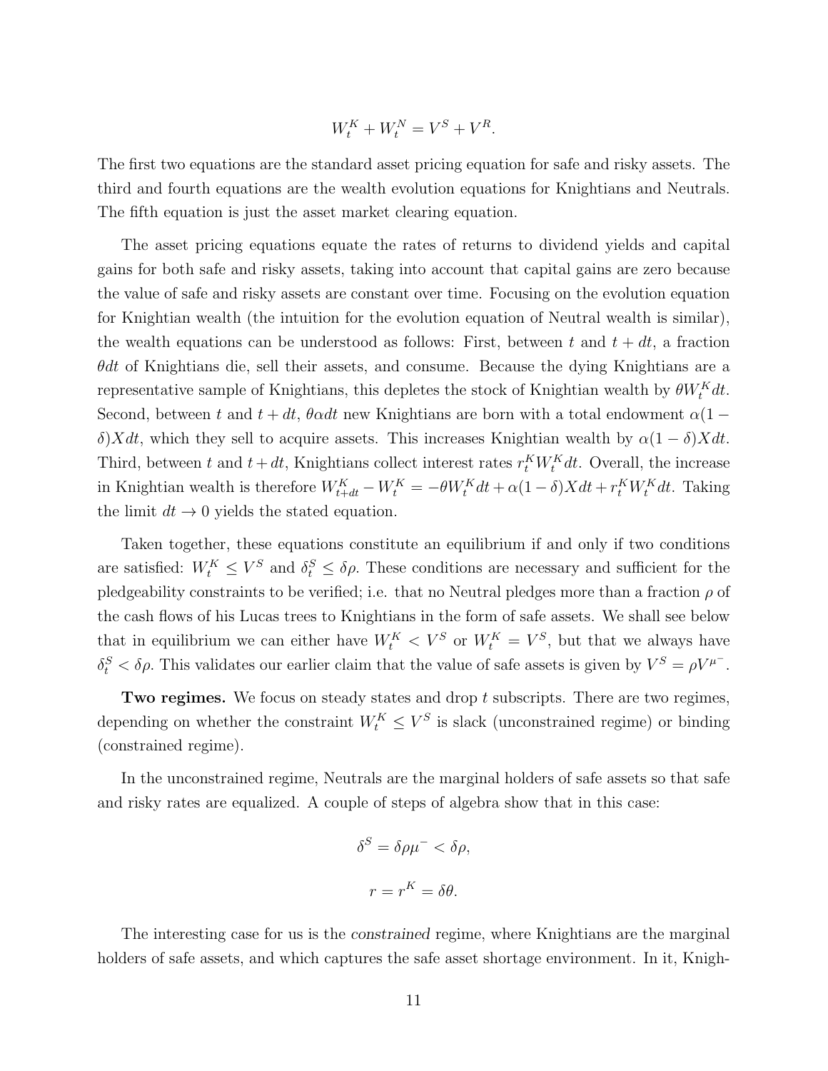$$W_t^K + W_t^N = V^S + V^R.$$

The first two equations are the standard asset pricing equation for safe and risky assets. The third and fourth equations are the wealth evolution equations for Knightians and Neutrals. The fifth equation is just the asset market clearing equation.

The asset pricing equations equate the rates of returns to dividend yields and capital gains for both safe and risky assets, taking into account that capital gains are zero because the value of safe and risky assets are constant over time. Focusing on the evolution equation for Knightian wealth (the intuition for the evolution equation of Neutral wealth is similar), the wealth equations can be understood as follows: First, between $t$ and $t + dt$, a fraction $\theta dt$ of Knightians die, sell their assets, and consume. Because the dying Knightians are a representative sample of Knightians, this depletes the stock of Knightian wealth by $\theta W_t^K dt$. Second, between $t$ and $t + dt$, $\theta \alpha dt$ new Knightians are born with a total endowment $\alpha(1 - \delta)X dt$, which they sell to acquire assets. This increases Knightian wealth by $\alpha(1 - \delta)X dt$. Third, between $t$ and $t + dt$, Knightians collect interest rates $r_t^K W_t^K dt$. Overall, the increase in Knightian wealth is therefore $W_{t+dt}^K - W_t^K = -\theta W_t^K dt + \alpha(1 - \delta)X dt + r_t^K W_t^K dt$. Taking the limit $dt \to 0$ yields the stated equation.

Taken together, these equations constitute an equilibrium if and only if two conditions are satisfied: $W_t^K \leq V^S$ and $\delta_t^S \leq \delta\rho$. These conditions are necessary and sufficient for the pledgeability constraints to be verified; i.e. that no Neutral pledges more than a fraction $\rho$ of the cash flows of his Lucas trees to Knightians in the form of safe assets. We shall see below that in equilibrium we can either have $W_t^K < V^S$ or $W_t^K = V^S$, but that we always have $\delta_t^S < \delta\rho$. This validates our earlier claim that the value of safe assets is given by $V^S = \rho V^{\mu^-}$.

**Two regimes.** We focus on steady states and drop $t$ subscripts. There are two regimes, depending on whether the constraint $W_t^K \leq V^S$ is slack (unconstrained regime) or binding (constrained regime).

In the unconstrained regime, Neutrals are the marginal holders of safe assets so that safe and risky rates are equalized. A couple of steps of algebra show that in this case:

$$\delta^S = \delta\rho\mu^- < \delta\rho,$$

$$r = r^K = \delta\theta.$$

The interesting case for us is the *constrained* regime, where Knightians are the marginal holders of safe assets, and which captures the safe asset shortage environment. In it, Knigh-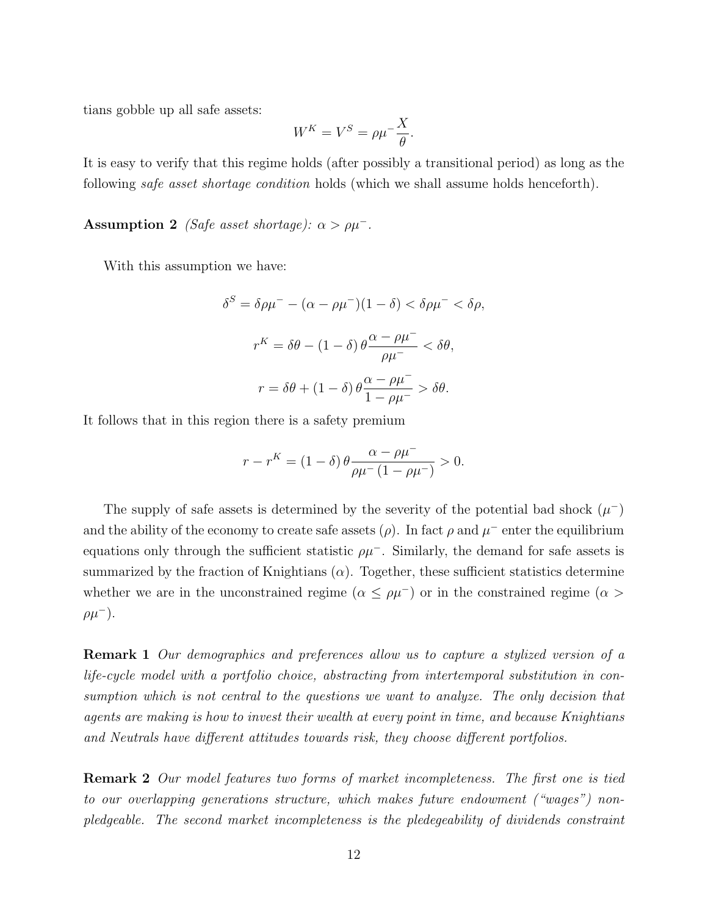tians gobble up all safe assets:

$$W^K = V^S = \rho\mu^- \frac{X}{\theta}.$$

It is easy to verify that this regime holds (after possibly a transitional period) as long as the following *safe asset shortage condition* holds (which we shall assume holds henceforth).

**Assumption 2** *(Safe asset shortage):* $\alpha > \rho\mu^-$.

With this assumption we have:

$$\delta^S = \delta\rho\mu^- - (\alpha - \rho\mu^-)(1-\delta) < \delta\rho\mu^- < \delta\rho,$$

$$r^K = \delta\theta - (1-\delta)\,\theta\frac{\alpha - \rho\mu^-}{\rho\mu^-} < \delta\theta,$$

$$r = \delta\theta + (1-\delta)\,\theta\frac{\alpha - \rho\mu^-}{1-\rho\mu^-} > \delta\theta.$$

It follows that in this region there is a safety premium

$$r - r^K = (1-\delta)\,\theta\frac{\alpha - \rho\mu^-}{\rho\mu^-\,(1-\rho\mu^-)} > 0.$$

The supply of safe assets is determined by the severity of the potential bad shock ($\mu^-$) and the ability of the economy to create safe assets ($\rho$). In fact $\rho$ and $\mu^-$ enter the equilibrium equations only through the sufficient statistic $\rho\mu^-$. Similarly, the demand for safe assets is summarized by the fraction of Knightians ($\alpha$). Together, these sufficient statistics determine whether we are in the unconstrained regime ($\alpha \leq \rho\mu^-$) or in the constrained regime ($\alpha > \rho\mu^-$).

**Remark 1** *Our demographics and preferences allow us to capture a stylized version of a life-cycle model with a portfolio choice, abstracting from intertemporal substitution in consumption which is not central to the questions we want to analyze. The only decision that agents are making is how to invest their wealth at every point in time, and because Knightians and Neutrals have different attitudes towards risk, they choose different portfolios.*

**Remark 2** *Our model features two forms of market incompleteness. The first one is tied to our overlapping generations structure, which makes future endowment ("wages") non-pledgeable. The second market incompleteness is the pledegeability of dividends constraint*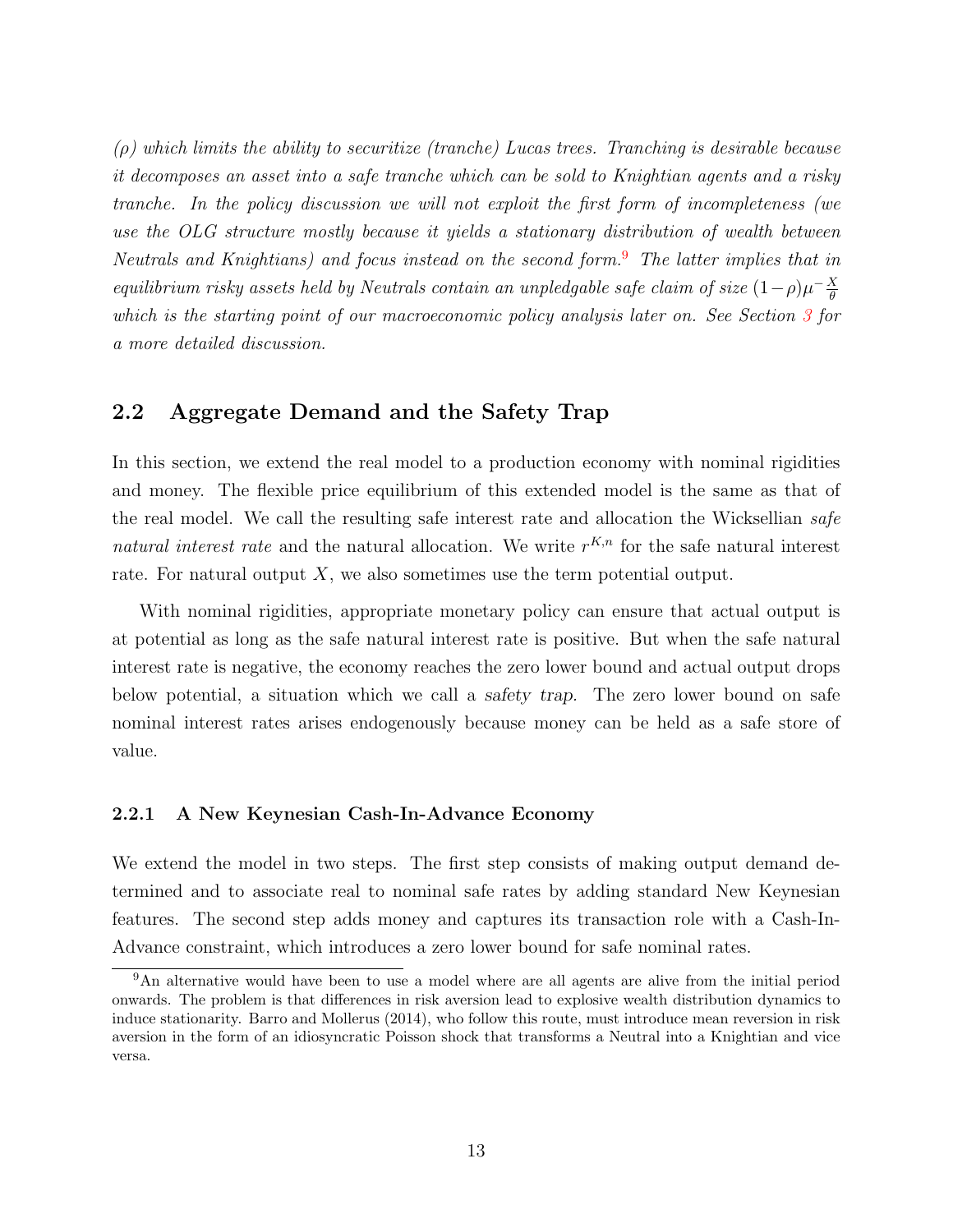*($\rho$) which limits the ability to securitize (tranche) Lucas trees. Tranching is desirable because it decomposes an asset into a safe tranche which can be sold to Knightian agents and a risky tranche. In the policy discussion we will not exploit the first form of incompleteness (we use the OLG structure mostly because it yields a stationary distribution of wealth between Neutrals and Knightians) and focus instead on the second form.*[9] *The latter implies that in equilibrium risky assets held by Neutrals contain an unpledgable safe claim of size $(1-\rho)\mu^{-}\frac{X}{\theta}$ which is the starting point of our macroeconomic policy analysis later on. See Section 3 for a more detailed discussion.*

## 2.2 Aggregate Demand and the Safety Trap

In this section, we extend the real model to a production economy with nominal rigidities and money. The flexible price equilibrium of this extended model is the same as that of the real model. We call the resulting safe interest rate and allocation the Wicksellian *safe natural interest rate* and the natural allocation. We write $r^{K,n}$ for the safe natural interest rate. For natural output $X$, we also sometimes use the term potential output.

With nominal rigidities, appropriate monetary policy can ensure that actual output is at potential as long as the safe natural interest rate is positive. But when the safe natural interest rate is negative, the economy reaches the zero lower bound and actual output drops below potential, a situation which we call a *safety trap*. The zero lower bound on safe nominal interest rates arises endogenously because money can be held as a safe store of value.

### 2.2.1 A New Keynesian Cash-In-Advance Economy

We extend the model in two steps. The first step consists of making output demand determined and to associate real to nominal safe rates by adding standard New Keynesian features. The second step adds money and captures its transaction role with a Cash-In-Advance constraint, which introduces a zero lower bound for safe nominal rates.

[9] An alternative would have been to use a model where are all agents are alive from the initial period onwards. The problem is that differences in risk aversion lead to explosive wealth distribution dynamics to induce stationarity. Barro and Mollerus (2014), who follow this route, must introduce mean reversion in risk aversion in the form of an idiosyncratic Poisson shock that transforms a Neutral into a Knightian and vice versa.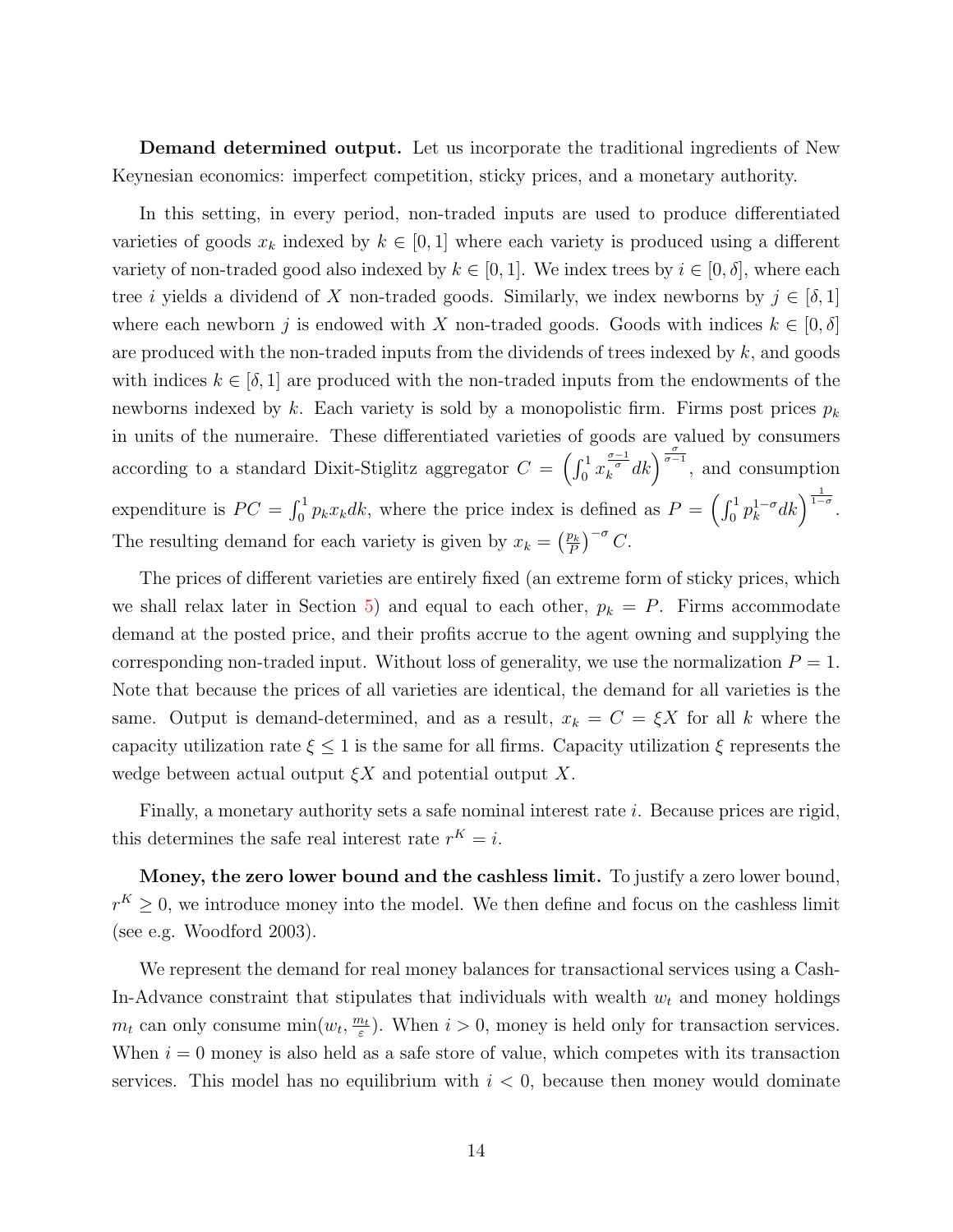**Demand determined output.** Let us incorporate the traditional ingredients of New Keynesian economics: imperfect competition, sticky prices, and a monetary authority.

In this setting, in every period, non-traded inputs are used to produce differentiated varieties of goods $x_k$ indexed by $k \in [0, 1]$ where each variety is produced using a different variety of non-traded good also indexed by $k \in [0, 1]$. We index trees by $i \in [0, \delta]$, where each tree $i$ yields a dividend of $X$ non-traded goods. Similarly, we index newborns by $j \in [\delta, 1]$ where each newborn $j$ is endowed with $X$ non-traded goods. Goods with indices $k \in [0, \delta]$ are produced with the non-traded inputs from the dividends of trees indexed by $k$, and goods with indices $k \in [\delta, 1]$ are produced with the non-traded inputs from the endowments of the newborns indexed by $k$. Each variety is sold by a monopolistic firm. Firms post prices $p_k$ in units of the numeraire. These differentiated varieties of goods are valued by consumers according to a standard Dixit-Stiglitz aggregator $C = \left( \int_0^1 x_k^{\frac{\sigma-1}{\sigma}} dk \right)^{\frac{\sigma}{\sigma-1}}$, and consumption expenditure is $PC = \int_0^1 p_k x_k dk$, where the price index is defined as $P = \left( \int_0^1 p_k^{1-\sigma} dk \right)^{\frac{1}{1-\sigma}}$. The resulting demand for each variety is given by $x_k = \left( \frac{p_k}{P} \right)^{-\sigma} C$.

The prices of different varieties are entirely fixed (an extreme form of sticky prices, which we shall relax later in Section 5) and equal to each other, $p_k = P$. Firms accommodate demand at the posted price, and their profits accrue to the agent owning and supplying the corresponding non-traded input. Without loss of generality, we use the normalization $P = 1$. Note that because the prices of all varieties are identical, the demand for all varieties is the same. Output is demand-determined, and as a result, $x_k = C = \xi X$ for all $k$ where the capacity utilization rate $\xi \leq 1$ is the same for all firms. Capacity utilization $\xi$ represents the wedge between actual output $\xi X$ and potential output $X$.

Finally, a monetary authority sets a safe nominal interest rate $i$. Because prices are rigid, this determines the safe real interest rate $r^K = i$.

**Money, the zero lower bound and the cashless limit.** To justify a zero lower bound, $r^K \geq 0$, we introduce money into the model. We then define and focus on the cashless limit (see e.g. Woodford 2003).

We represent the demand for real money balances for transactional services using a Cash-In-Advance constraint that stipulates that individuals with wealth $w_t$ and money holdings $m_t$ can only consume $\min(w_t, \frac{m_t}{\varepsilon})$. When $i > 0$, money is held only for transaction services. When $i = 0$ money is also held as a safe store of value, which competes with its transaction services. This model has no equilibrium with $i < 0$, because then money would dominate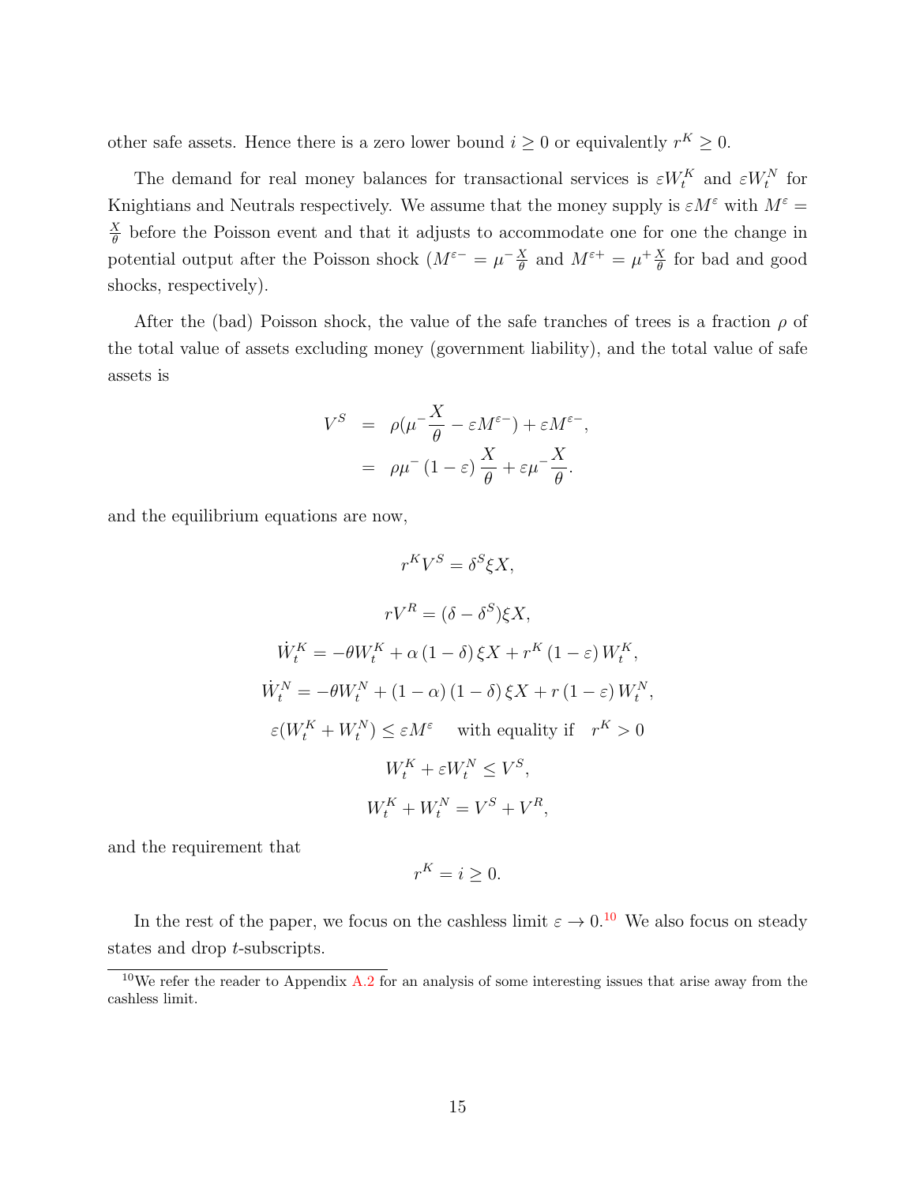other safe assets. Hence there is a zero lower bound $i \geq 0$ or equivalently $r^K \geq 0$.

The demand for real money balances for transactional services is $\varepsilon W_t^K$ and $\varepsilon W_t^N$ for Knightians and Neutrals respectively. We assume that the money supply is $\varepsilon M^\varepsilon$ with $M^\varepsilon = \frac{X}{\theta}$ before the Poisson event and that it adjusts to accommodate one for one the change in potential output after the Poisson shock ($M^{\varepsilon -} = \mu^- \frac{X}{\theta}$ and $M^{\varepsilon +} = \mu^+ \frac{X}{\theta}$ for bad and good shocks, respectively).

After the (bad) Poisson shock, the value of the safe tranches of trees is a fraction $\rho$ of the total value of assets excluding money (government liability), and the total value of safe assets is

$$
\begin{aligned}
V^S &= \rho(\mu^- \frac{X}{\theta} - \varepsilon M^{\varepsilon -}) + \varepsilon M^{\varepsilon -}, \\
&= \rho \mu^- (1 - \varepsilon) \frac{X}{\theta} + \varepsilon \mu^- \frac{X}{\theta}.
\end{aligned}
$$

and the equilibrium equations are now,

$$
r^K V^S = \delta^S \xi X,
$$

$$
r V^R = (\delta - \delta^S) \xi X,
$$

$$
\dot{W}_t^K = -\theta W_t^K + \alpha (1 - \delta) \xi X + r^K (1 - \varepsilon) W_t^K,
$$

$$
\dot{W}_t^N = -\theta W_t^N + (1 - \alpha)(1 - \delta) \xi X + r (1 - \varepsilon) W_t^N,
$$

$$
\varepsilon (W_t^K + W_t^N) \leq \varepsilon M^\varepsilon \quad \text{with equality if} \quad r^K > 0
$$

$$
W_t^K + \varepsilon W_t^N \leq V^S,
$$

$$
W_t^K + W_t^N = V^S + V^R,
$$

and the requirement that

$$
r^K = i \geq 0.
$$

In the rest of the paper, we focus on the cashless limit $\varepsilon \to 0$.[10] We also focus on steady states and drop $t$-subscripts.

[10] We refer the reader to Appendix A.2 for an analysis of some interesting issues that arise away from the cashless limit.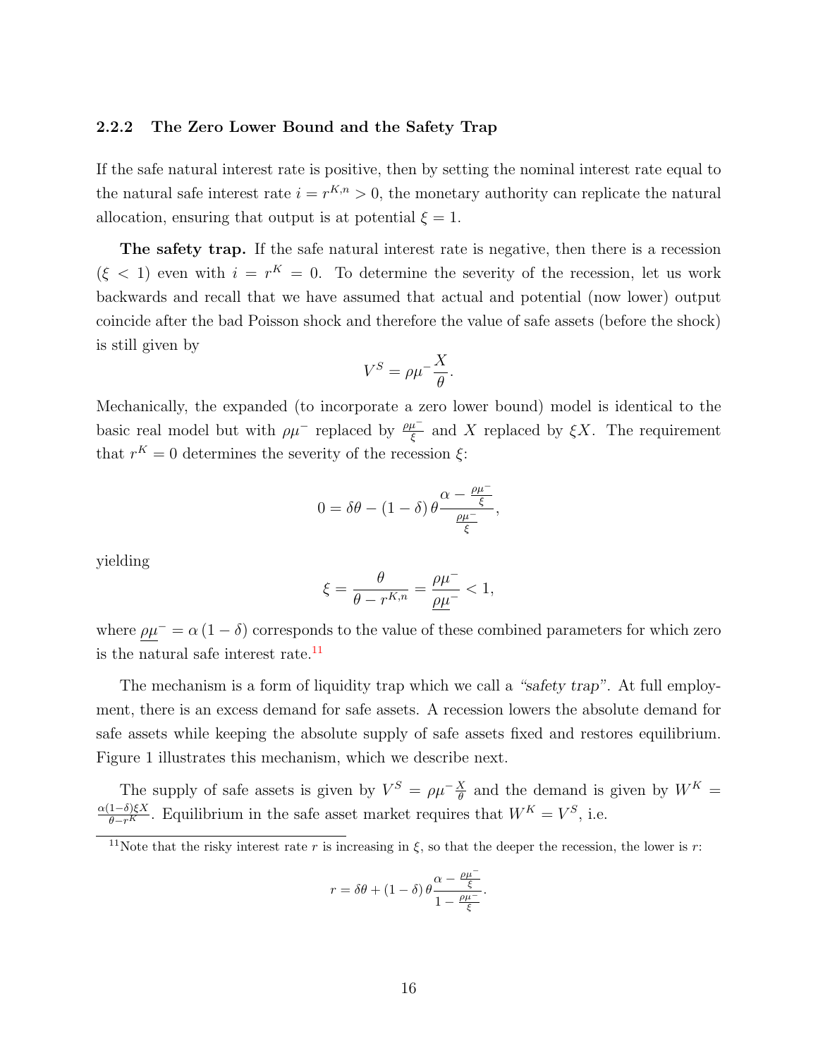### 2.2.2 The Zero Lower Bound and the Safety Trap

If the safe natural interest rate is positive, then by setting the nominal interest rate equal to the natural safe interest rate $i = r^{K,n} > 0$, the monetary authority can replicate the natural allocation, ensuring that output is at potential $\xi = 1$.

**The safety trap.** If the safe natural interest rate is negative, then there is a recession ($\xi < 1$) even with $i = r^K = 0$. To determine the severity of the recession, let us work backwards and recall that we have assumed that actual and potential (now lower) output coincide after the bad Poisson shock and therefore the value of safe assets (before the shock) is still given by

$$V^S = \rho\mu^- \frac{X}{\theta}.$$

Mechanically, the expanded (to incorporate a zero lower bound) model is identical to the basic real model but with $\rho\mu^-$ replaced by $\frac{\rho\mu^-}{\xi}$ and $X$ replaced by $\xi X$. The requirement that $r^K = 0$ determines the severity of the recession $\xi$:

$$0 = \delta\theta - (1-\delta)\,\theta \frac{\alpha - \frac{\rho\mu^-}{\xi}}{\frac{\rho\mu^-}{\xi}},$$

yielding

$$\xi = \frac{\theta}{\theta - r^{K,n}} = \frac{\rho\mu^-}{\underline{\rho\mu}^-} < 1,$$

where $\underline{\rho\mu}^- = \alpha(1-\delta)$ corresponds to the value of these combined parameters for which zero is the natural safe interest rate.[11]

The mechanism is a form of liquidity trap which we call a *"safety trap"*. At full employment, there is an excess demand for safe assets. A recession lowers the absolute demand for safe assets while keeping the absolute supply of safe assets fixed and restores equilibrium. Figure 1 illustrates this mechanism, which we describe next.

The supply of safe assets is given by $V^S = \rho\mu^- \frac{X}{\theta}$ and the demand is given by $W^K = \frac{\alpha(1-\delta)\xi X}{\theta - r^K}$. Equilibrium in the safe asset market requires that $W^K = V^S$, i.e.

[11] Note that the risky interest rate $r$ is increasing in $\xi$, so that the deeper the recession, the lower is $r$:

$$r = \delta\theta + (1-\delta)\,\theta \frac{\alpha - \frac{\rho\mu^-}{\xi}}{1 - \frac{\rho\mu^-}{\xi}}.$$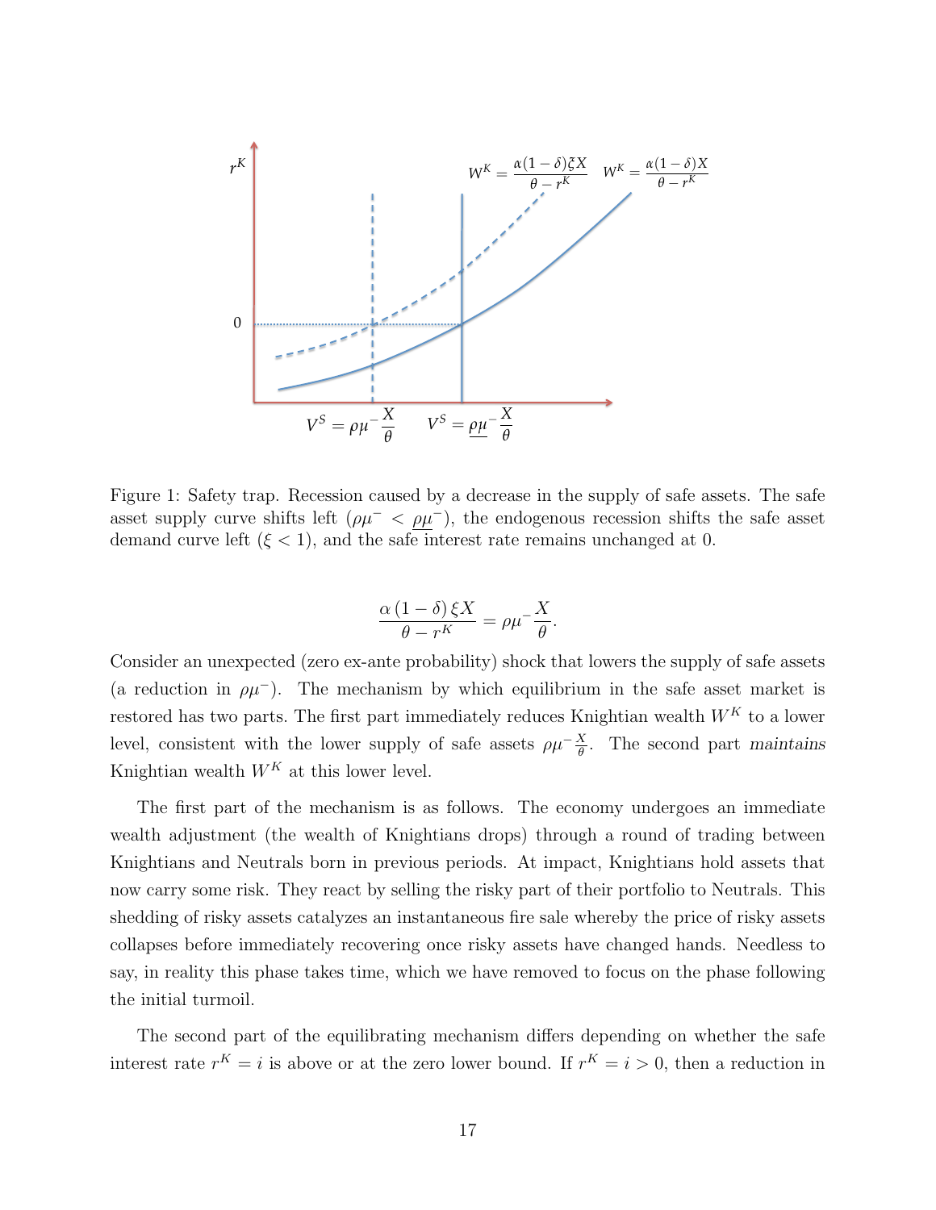Figure 1: Safety trap. Recession caused by a decrease in the supply of safe assets. The safe asset supply curve shifts left ($\rho\mu^{-} < \underline{\rho\mu}^{-}$), the endogenous recession shifts the safe asset demand curve left ($\xi < 1$), and the safe interest rate remains unchanged at 0.

$$\frac{\alpha\,(1-\delta)\,\xi X}{\theta - r^K} = \rho\mu^{-}\frac{X}{\theta}.$$

Consider an unexpected (zero ex-ante probability) shock that lowers the supply of safe assets (a reduction in $\rho\mu^{-}$). The mechanism by which equilibrium in the safe asset market is restored has two parts. The first part immediately reduces Knightian wealth $W^K$ to a lower level, consistent with the lower supply of safe assets $\rho\mu^{-}\frac{X}{\theta}$. The second part *maintains* Knightian wealth $W^K$ at this lower level.

The first part of the mechanism is as follows. The economy undergoes an immediate wealth adjustment (the wealth of Knightians drops) through a round of trading between Knightians and Neutrals born in previous periods. At impact, Knightians hold assets that now carry some risk. They react by selling the risky part of their portfolio to Neutrals. This shedding of risky assets catalyzes an instantaneous fire sale whereby the price of risky assets collapses before immediately recovering once risky assets have changed hands. Needless to say, in reality this phase takes time, which we have removed to focus on the phase following the initial turmoil.

The second part of the equilibrating mechanism differs depending on whether the safe interest rate $r^K = i$ is above or at the zero lower bound. If $r^K = i > 0$, then a reduction in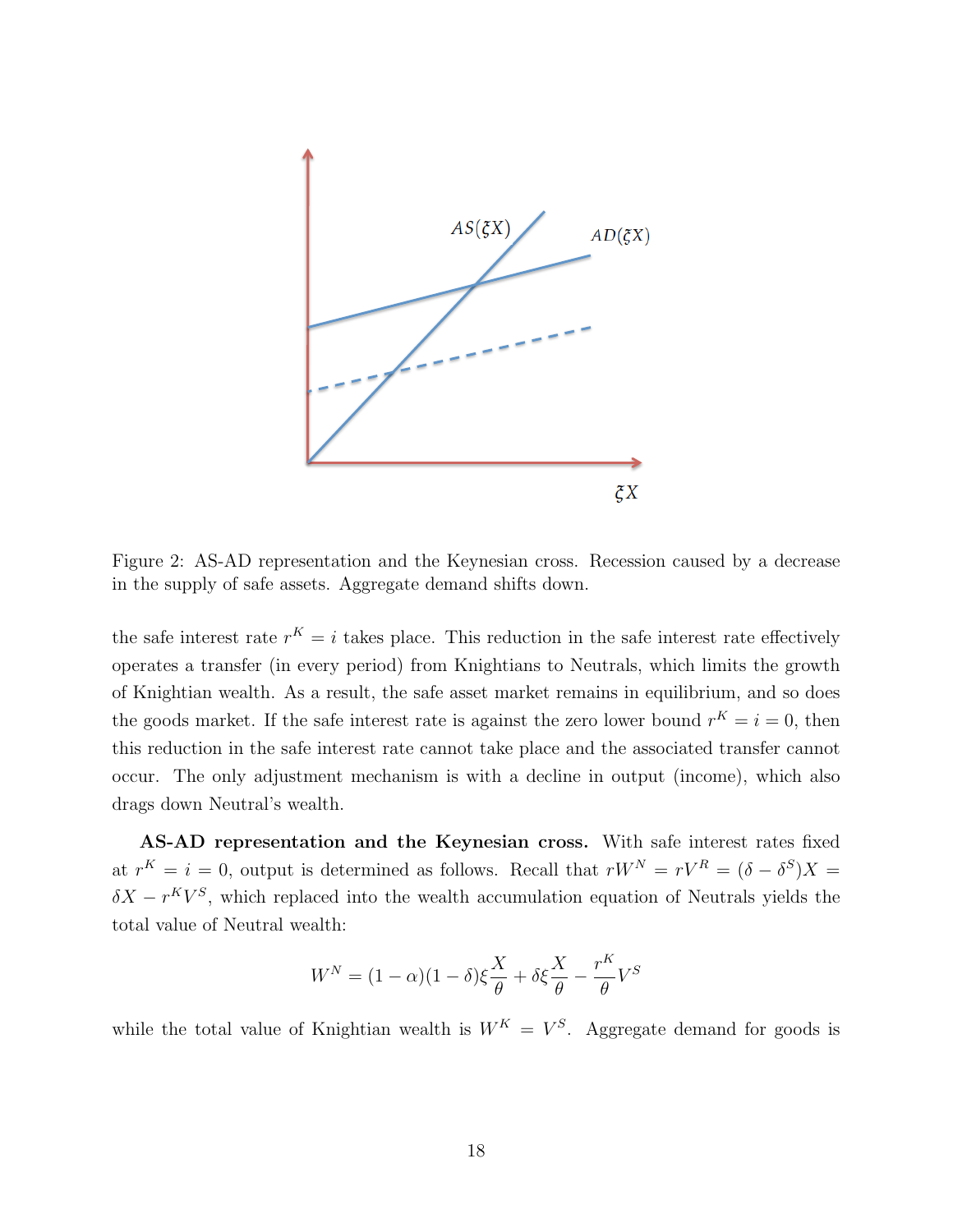Figure 2: AS-AD representation and the Keynesian cross. Recession caused by a decrease in the supply of safe assets. Aggregate demand shifts down.

the safe interest rate $r^K = i$ takes place. This reduction in the safe interest rate effectively operates a transfer (in every period) from Knightians to Neutrals, which limits the growth of Knightian wealth. As a result, the safe asset market remains in equilibrium, and so does the goods market. If the safe interest rate is against the zero lower bound $r^K = i = 0$, then this reduction in the safe interest rate cannot take place and the associated transfer cannot occur. The only adjustment mechanism is with a decline in output (income), which also drags down Neutral's wealth.

**AS-AD representation and the Keynesian cross.** With safe interest rates fixed at $r^K = i = 0$, output is determined as follows. Recall that $rW^N = rV^R = (\delta - \delta^S)X = \delta X - r^K V^S$, which replaced into the wealth accumulation equation of Neutrals yields the total value of Neutral wealth:

$$W^N = (1-\alpha)(1-\delta)\xi\frac{X}{\theta} + \delta\xi\frac{X}{\theta} - \frac{r^K}{\theta}V^S$$

while the total value of Knightian wealth is $W^K = V^S$. Aggregate demand for goods is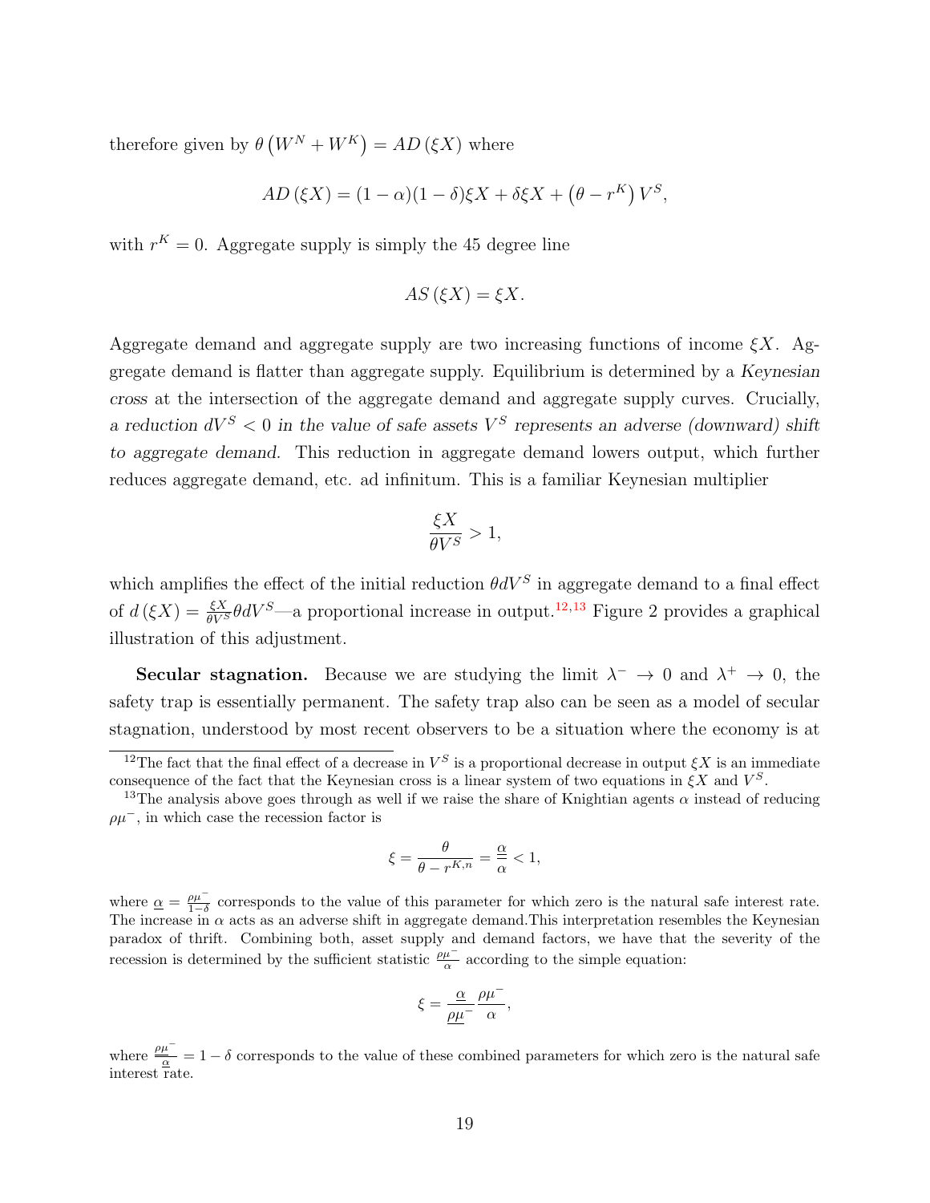therefore given by $\theta\left(W^N + W^K\right) = AD\left(\xi X\right)$ where

$$AD\left(\xi X\right) = (1-\alpha)(1-\delta)\xi X + \delta \xi X + \left(\theta - r^K\right)V^S,$$

with $r^K = 0$. Aggregate supply is simply the 45 degree line

$$AS\left(\xi X\right) = \xi X.$$

Aggregate demand and aggregate supply are two increasing functions of income $\xi X$. Aggregate demand is flatter than aggregate supply. Equilibrium is determined by a *Keynesian cross* at the intersection of the aggregate demand and aggregate supply curves. Crucially, *a reduction $dV^S < 0$ in the value of safe assets $V^S$ represents an adverse (downward) shift to aggregate demand.* This reduction in aggregate demand lowers output, which further reduces aggregate demand, etc. ad infinitum. This is a familiar Keynesian multiplier

$$\frac{\xi X}{\theta V^S} > 1,$$

which amplifies the effect of the initial reduction $\theta dV^S$ in aggregate demand to a final effect of $d\left(\xi X\right) = \frac{\xi X}{\theta V^S}\theta dV^S$—a proportional increase in output.[12,13] Figure 2 provides a graphical illustration of this adjustment.

**Secular stagnation.** Because we are studying the limit $\lambda^- \to 0$ and $\lambda^+ \to 0$, the safety trap is essentially permanent. The safety trap also can be seen as a model of secular stagnation, understood by most recent observers to be a situation where the economy is at

---

[12] The fact that the final effect of a decrease in $V^S$ is a proportional decrease in output $\xi X$ is an immediate consequence of the fact that the Keynesian cross is a linear system of two equations in $\xi X$ and $V^S$.

[13] The analysis above goes through as well if we raise the share of Knightian agents $\alpha$ instead of reducing $\rho\mu^-$, in which case the recession factor is

$$\xi = \frac{\theta}{\theta - r^{K,n}} = \frac{\underline{\alpha}}{\alpha} < 1,$$

where $\underline{\alpha} = \frac{\rho\mu^-}{1-\delta}$ corresponds to the value of this parameter for which zero is the natural safe interest rate. The increase in $\alpha$ acts as an adverse shift in aggregate demand. This interpretation resembles the Keynesian paradox of thrift. Combining both, asset supply and demand factors, we have that the severity of the recession is determined by the sufficient statistic $\frac{\rho\mu^-}{\alpha}$ according to the simple equation:

$$\xi = \frac{\underline{\alpha}}{\underline{\rho\mu^-}}\frac{\rho\mu^-}{\alpha},$$

where $\frac{\rho\mu^-}{\underline{\alpha}} = 1-\delta$ corresponds to the value of these combined parameters for which zero is the natural safe interest rate.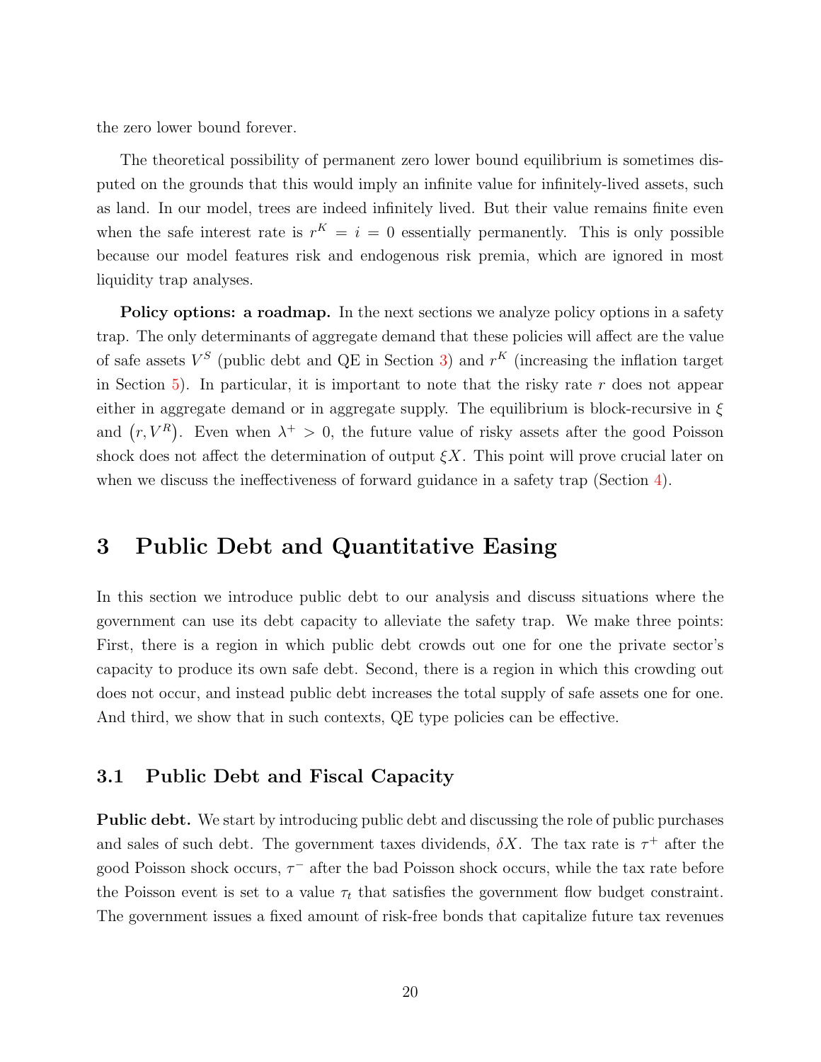the zero lower bound forever.

The theoretical possibility of permanent zero lower bound equilibrium is sometimes disputed on the grounds that this would imply an infinite value for infinitely-lived assets, such as land. In our model, trees are indeed infinitely lived. But their value remains finite even when the safe interest rate is $r^K = i = 0$ essentially permanently. This is only possible because our model features risk and endogenous risk premia, which are ignored in most liquidity trap analyses.

**Policy options: a roadmap.** In the next sections we analyze policy options in a safety trap. The only determinants of aggregate demand that these policies will affect are the value of safe assets $V^S$ (public debt and QE in Section 3) and $r^K$ (increasing the inflation target in Section 5). In particular, it is important to note that the risky rate $r$ does not appear either in aggregate demand or in aggregate supply. The equilibrium is block-recursive in $\xi$ and $\left(r, V^R\right)$. Even when $\lambda^+ > 0$, the future value of risky assets after the good Poisson shock does not affect the determination of output $\xi X$. This point will prove crucial later on when we discuss the ineffectiveness of forward guidance in a safety trap (Section 4).

# 3 Public Debt and Quantitative Easing

In this section we introduce public debt to our analysis and discuss situations where the government can use its debt capacity to alleviate the safety trap. We make three points: First, there is a region in which public debt crowds out one for one the private sector's capacity to produce its own safe debt. Second, there is a region in which this crowding out does not occur, and instead public debt increases the total supply of safe assets one for one. And third, we show that in such contexts, QE type policies can be effective.

## 3.1 Public Debt and Fiscal Capacity

**Public debt.** We start by introducing public debt and discussing the role of public purchases and sales of such debt. The government taxes dividends, $\delta X$. The tax rate is $\tau^+$ after the good Poisson shock occurs, $\tau^-$ after the bad Poisson shock occurs, while the tax rate before the Poisson event is set to a value $\tau_t$ that satisfies the government flow budget constraint. The government issues a fixed amount of risk-free bonds that capitalize future tax revenues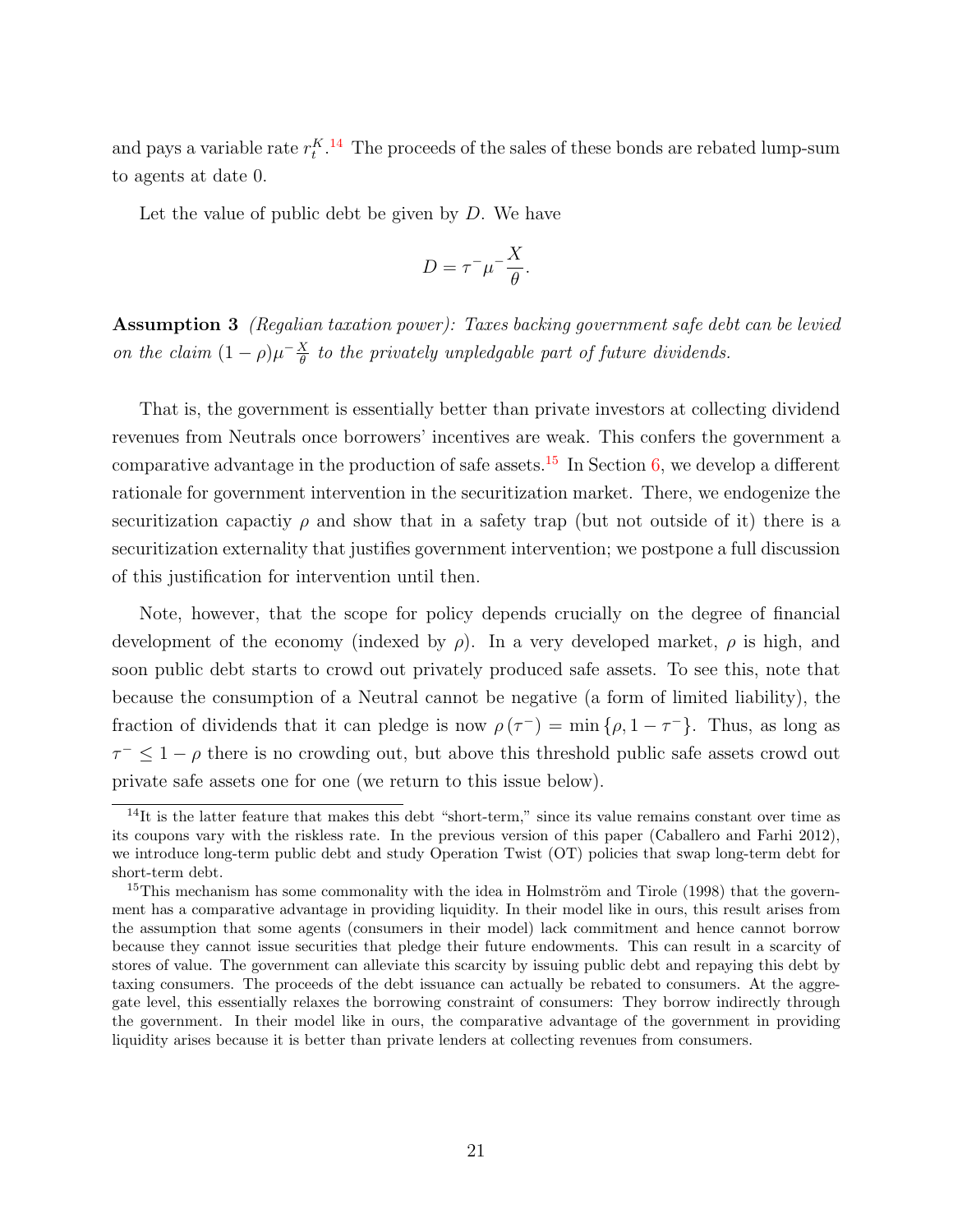and pays a variable rate $r_t^K$.[14] The proceeds of the sales of these bonds are rebated lump-sum to agents at date 0.

Let the value of public debt be given by $D$. We have

$$D = \tau^- \mu^- \frac{X}{\theta}.$$

**Assumption 3** *(Regalian taxation power): Taxes backing government safe debt can be levied on the claim $(1-\rho)\mu^- \frac{X}{\theta}$ to the privately unpledgable part of future dividends.*

That is, the government is essentially better than private investors at collecting dividend revenues from Neutrals once borrowers' incentives are weak. This confers the government a comparative advantage in the production of safe assets.[15] In Section 6, we develop a different rationale for government intervention in the securitization market. There, we endogenize the securitization capactiy $\rho$ and show that in a safety trap (but not outside of it) there is a securitization externality that justifies government intervention; we postpone a full discussion of this justification for intervention until then.

Note, however, that the scope for policy depends crucially on the degree of financial development of the economy (indexed by $\rho$). In a very developed market, $\rho$ is high, and soon public debt starts to crowd out privately produced safe assets. To see this, note that because the consumption of a Neutral cannot be negative (a form of limited liability), the fraction of dividends that it can pledge is now $\rho(\tau^-) = \min\{\rho, 1-\tau^-\}$. Thus, as long as $\tau^- \leq 1-\rho$ there is no crowding out, but above this threshold public safe assets crowd out private safe assets one for one (we return to this issue below).

[14] It is the latter feature that makes this debt "short-term," since its value remains constant over time as its coupons vary with the riskless rate. In the previous version of this paper (Caballero and Farhi 2012), we introduce long-term public debt and study Operation Twist (OT) policies that swap long-term debt for short-term debt.

[15] This mechanism has some commonality with the idea in Holmström and Tirole (1998) that the government has a comparative advantage in providing liquidity. In their model like in ours, this result arises from the assumption that some agents (consumers in their model) lack commitment and hence cannot borrow because they cannot issue securities that pledge their future endowments. This can result in a scarcity of stores of value. The government can alleviate this scarcity by issuing public debt and repaying this debt by taxing consumers. The proceeds of the debt issuance can actually be rebated to consumers. At the aggregate level, this essentially relaxes the borrowing constraint of consumers: They borrow indirectly through the government. In their model like in ours, the comparative advantage of the government in providing liquidity arises because it is better than private lenders at collecting revenues from consumers.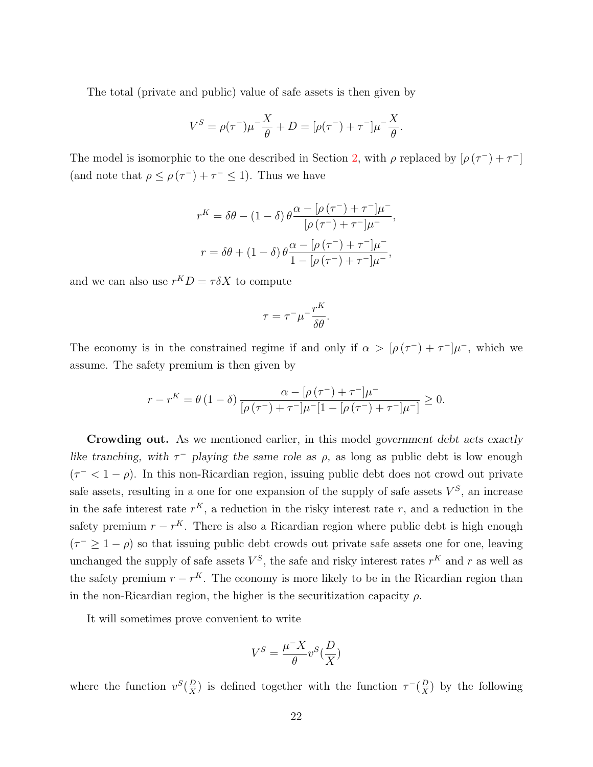The total (private and public) value of safe assets is then given by

$$V^S = \rho(\tau^-)\mu^- \frac{X}{\theta} + D = [\rho(\tau^-) + \tau^-]\mu^- \frac{X}{\theta}.$$

The model is isomorphic to the one described in Section 2, with $\rho$ replaced by $[\rho(\tau^-) + \tau^-]$ (and note that $\rho \le \rho(\tau^-) + \tau^- \le 1$). Thus we have

$$r^K = \delta\theta - (1-\delta)\theta \frac{\alpha - [\rho(\tau^-) + \tau^-]\mu^-}{[\rho(\tau^-) + \tau^-]\mu^-},$$

$$r = \delta\theta + (1-\delta)\theta \frac{\alpha - [\rho(\tau^-) + \tau^-]\mu^-}{1 - [\rho(\tau^-) + \tau^-]\mu^-},$$

and we can also use $r^K D = \tau\delta X$ to compute

$$\tau = \tau^- \mu^- \frac{r^K}{\delta\theta}.$$

The economy is in the constrained regime if and only if $\alpha > [\rho(\tau^-) + \tau^-]\mu^-$, which we assume. The safety premium is then given by

$$r - r^K = \theta(1-\delta) \frac{\alpha - [\rho(\tau^-) + \tau^-]\mu^-}{[\rho(\tau^-) + \tau^-]\mu^-[1 - [\rho(\tau^-) + \tau^-]\mu^-]} \ge 0.$$

**Crowding out.** As we mentioned earlier, in this model *government debt acts exactly like tranching, with $\tau^-$ playing the same role as $\rho$,* as long as public debt is low enough ($\tau^- < 1 - \rho$). In this non-Ricardian region, issuing public debt does not crowd out private safe assets, resulting in a one for one expansion of the supply of safe assets $V^S$, an increase in the safe interest rate $r^K$, a reduction in the risky interest rate $r$, and a reduction in the safety premium $r - r^K$. There is also a Ricardian region where public debt is high enough ($\tau^- \ge 1 - \rho$) so that issuing public debt crowds out private safe assets one for one, leaving unchanged the supply of safe assets $V^S$, the safe and risky interest rates $r^K$ and $r$ as well as the safety premium $r - r^K$. The economy is more likely to be in the Ricardian region than in the non-Ricardian region, the higher is the securitization capacity $\rho$.

It will sometimes prove convenient to write

$$V^S = \frac{\mu^- X}{\theta} v^S\left(\frac{D}{X}\right)$$

where the function $v^S(\frac{D}{X})$ is defined together with the function $\tau^-(\frac{D}{X})$ by the following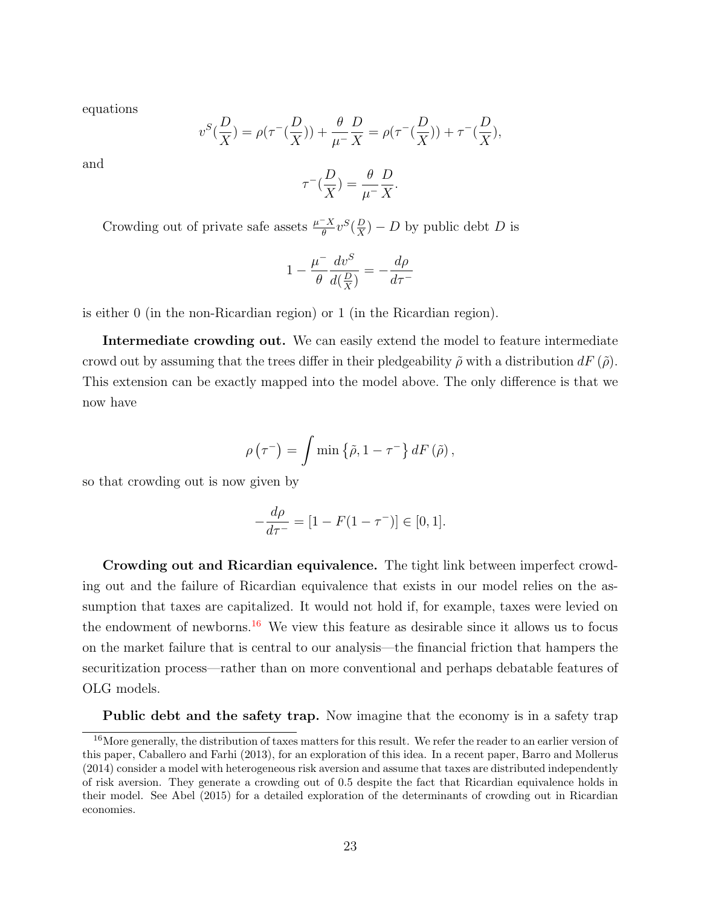equations

$$v^S(\frac{D}{X}) = \rho(\tau^-(\frac{D}{X})) + \frac{\theta}{\mu^-}\frac{D}{X} = \rho(\tau^-(\frac{D}{X})) + \tau^-(\frac{D}{X}),$$

and

$$\tau^-(\frac{D}{X}) = \frac{\theta}{\mu^-}\frac{D}{X}.$$

Crowding out of private safe assets $\frac{\mu^- X}{\theta} v^S(\frac{D}{X}) - D$ by public debt $D$ is

$$1 - \frac{\mu^-}{\theta}\frac{dv^S}{d(\frac{D}{X})} = -\frac{d\rho}{d\tau^-}$$

is either 0 (in the non-Ricardian region) or 1 (in the Ricardian region).

**Intermediate crowding out.** We can easily extend the model to feature intermediate crowd out by assuming that the trees differ in their pledgeability $\tilde{\rho}$ with a distribution $dF(\tilde{\rho})$. This extension can be exactly mapped into the model above. The only difference is that we now have

$$\rho(\tau^-) = \int \min\{\tilde{\rho}, 1 - \tau^-\} \, dF(\tilde{\rho}),$$

so that crowding out is now given by

$$-\frac{d\rho}{d\tau^-} = [1 - F(1 - \tau^-)] \in [0, 1].$$

**Crowding out and Ricardian equivalence.** The tight link between imperfect crowding out and the failure of Ricardian equivalence that exists in our model relies on the assumption that taxes are capitalized. It would not hold if, for example, taxes were levied on the endowment of newborns.[16] We view this feature as desirable since it allows us to focus on the market failure that is central to our analysis—the financial friction that hampers the securitization process—rather than on more conventional and perhaps debatable features of OLG models.

**Public debt and the safety trap.** Now imagine that the economy is in a safety trap

[16] More generally, the distribution of taxes matters for this result. We refer the reader to an earlier version of this paper, Caballero and Farhi (2013), for an exploration of this idea. In a recent paper, Barro and Mollerus (2014) consider a model with heterogeneous risk aversion and assume that taxes are distributed independently of risk aversion. They generate a crowding out of 0.5 despite the fact that Ricardian equivalence holds in their model. See Abel (2015) for a detailed exploration of the determinants of crowding out in Ricardian economies.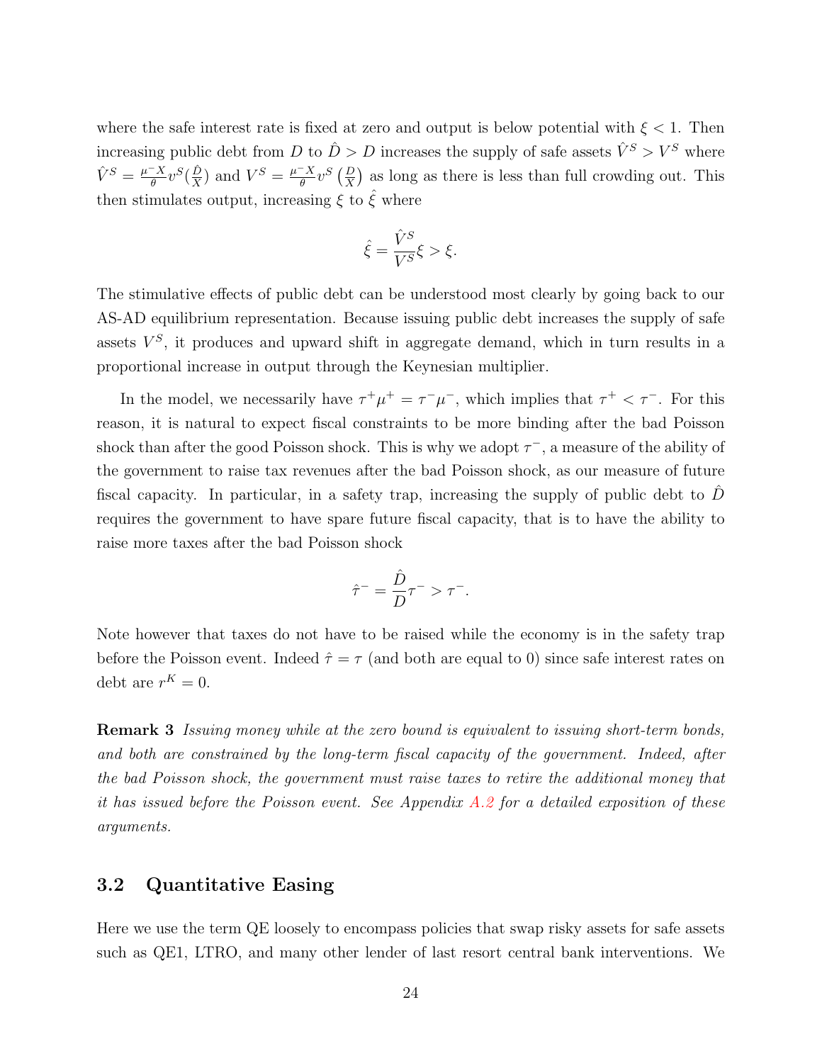where the safe interest rate is fixed at zero and output is below potential with $\xi < 1$. Then increasing public debt from $D$ to $\hat{D} > D$ increases the supply of safe assets $\hat{V}^S > V^S$ where $\hat{V}^S = \frac{\mu^- X}{\theta} v^S(\frac{\hat{D}}{X})$ and $V^S = \frac{\mu^- X}{\theta} v^S\left(\frac{D}{X}\right)$ as long as there is less than full crowding out. This then stimulates output, increasing $\xi$ to $\hat{\xi}$ where

$$\hat{\xi} = \frac{\hat{V}^S}{V^S}\xi > \xi.$$

The stimulative effects of public debt can be understood most clearly by going back to our AS-AD equilibrium representation. Because issuing public debt increases the supply of safe assets $V^S$, it produces and upward shift in aggregate demand, which in turn results in a proportional increase in output through the Keynesian multiplier.

In the model, we necessarily have $\tau^+\mu^+ = \tau^-\mu^-$, which implies that $\tau^+ < \tau^-$. For this reason, it is natural to expect fiscal constraints to be more binding after the bad Poisson shock than after the good Poisson shock. This is why we adopt $\tau^-$, a measure of the ability of the government to raise tax revenues after the bad Poisson shock, as our measure of future fiscal capacity. In particular, in a safety trap, increasing the supply of public debt to $\hat{D}$ requires the government to have spare future fiscal capacity, that is to have the ability to raise more taxes after the bad Poisson shock

$$\hat{\tau}^- = \frac{\hat{D}}{D}\tau^- > \tau^-.$$

Note however that taxes do not have to be raised while the economy is in the safety trap before the Poisson event. Indeed $\hat{\tau} = \tau$ (and both are equal to 0) since safe interest rates on debt are $r^K = 0$.

**Remark 3** *Issuing money while at the zero bound is equivalent to issuing short-term bonds, and both are constrained by the long-term fiscal capacity of the government. Indeed, after the bad Poisson shock, the government must raise taxes to retire the additional money that it has issued before the Poisson event. See Appendix A.2 for a detailed exposition of these arguments.*

## 3.2 Quantitative Easing

Here we use the term QE loosely to encompass policies that swap risky assets for safe assets such as QE1, LTRO, and many other lender of last resort central bank interventions. We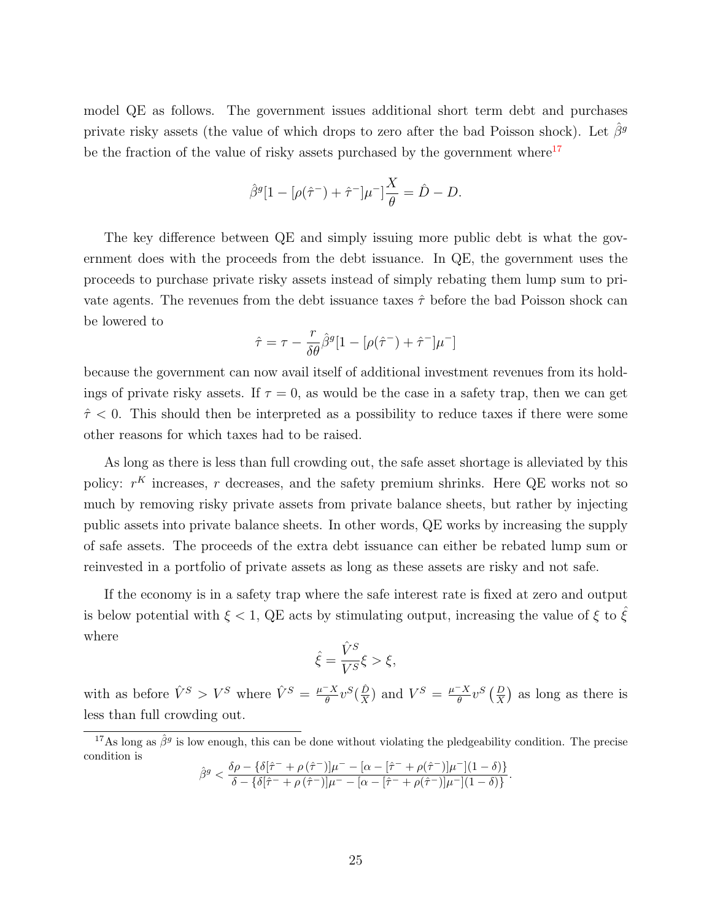model QE as follows. The government issues additional short term debt and purchases private risky assets (the value of which drops to zero after the bad Poisson shock). Let $\hat{\beta}^g$ be the fraction of the value of risky assets purchased by the government where[17]

$$\hat{\beta}^g[1 - [\rho(\hat{\tau}^-) + \hat{\tau}^-]\mu^-]\frac{X}{\theta} = \hat{D} - D.$$

The key difference between QE and simply issuing more public debt is what the government does with the proceeds from the debt issuance. In QE, the government uses the proceeds to purchase private risky assets instead of simply rebating them lump sum to private agents. The revenues from the debt issuance taxes $\hat{\tau}$ before the bad Poisson shock can be lowered to

$$\hat{\tau} = \tau - \frac{r}{\delta\theta}\hat{\beta}^g[1 - [\rho(\hat{\tau}^-) + \hat{\tau}^-]\mu^-]$$

because the government can now avail itself of additional investment revenues from its holdings of private risky assets. If $\tau = 0$, as would be the case in a safety trap, then we can get $\hat{\tau} < 0$. This should then be interpreted as a possibility to reduce taxes if there were some other reasons for which taxes had to be raised.

As long as there is less than full crowding out, the safe asset shortage is alleviated by this policy: $r^K$ increases, $r$ decreases, and the safety premium shrinks. Here QE works not so much by removing risky private assets from private balance sheets, but rather by injecting public assets into private balance sheets. In other words, QE works by increasing the supply of safe assets. The proceeds of the extra debt issuance can either be rebated lump sum or reinvested in a portfolio of private assets as long as these assets are risky and not safe.

If the economy is in a safety trap where the safe interest rate is fixed at zero and output is below potential with $\xi < 1$, QE acts by stimulating output, increasing the value of $\xi$ to $\hat{\xi}$ where

$$\hat{\xi} = \frac{\hat{V}^S}{V^S}\xi > \xi,$$

with as before $\hat{V}^S > V^S$ where $\hat{V}^S = \frac{\mu^- X}{\theta} v^S(\frac{\hat{D}}{X})$ and $V^S = \frac{\mu^- X}{\theta} v^S\left(\frac{D}{X}\right)$ as long as there is less than full crowding out.

[17] As long as $\hat{\beta}^g$ is low enough, this can be done without violating the pledgeability condition. The precise condition is

$$\hat{\beta}^g < \frac{\delta\rho - \{\delta[\hat{\tau}^- + \rho(\hat{\tau}^-)]\mu^- - [\alpha - [\hat{\tau}^- + \rho(\hat{\tau}^-)]\mu^-](1-\delta)\}}{\delta - \{\delta[\hat{\tau}^- + \rho(\hat{\tau}^-)]\mu^- - [\alpha - [\hat{\tau}^- + \rho(\hat{\tau}^-)]\mu^-](1-\delta)\}}.$$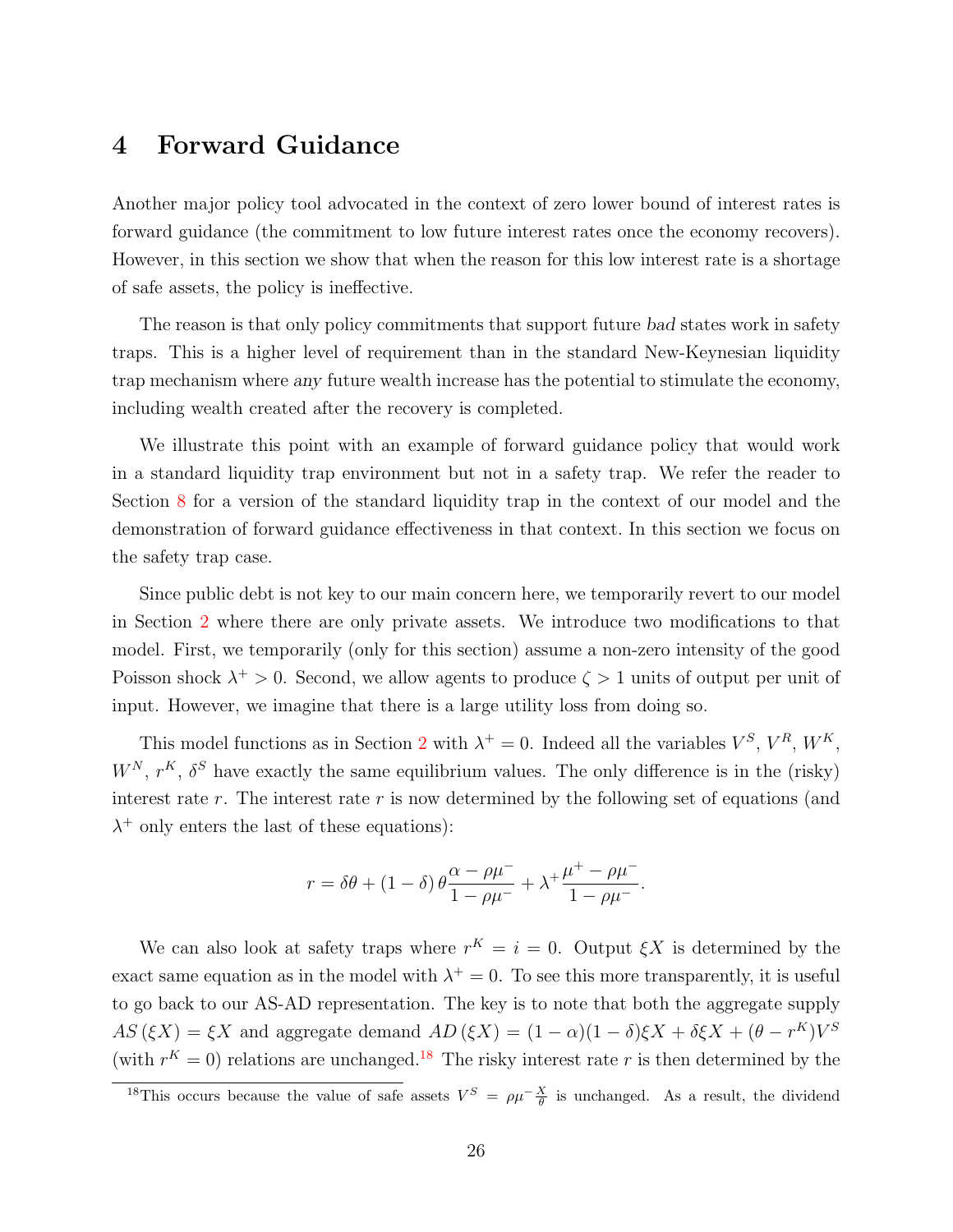# 4 Forward Guidance

Another major policy tool advocated in the context of zero lower bound of interest rates is forward guidance (the commitment to low future interest rates once the economy recovers). However, in this section we show that when the reason for this low interest rate is a shortage of safe assets, the policy is ineffective.

The reason is that only policy commitments that support future *bad* states work in safety traps. This is a higher level of requirement than in the standard New-Keynesian liquidity trap mechanism where *any* future wealth increase has the potential to stimulate the economy, including wealth created after the recovery is completed.

We illustrate this point with an example of forward guidance policy that would work in a standard liquidity trap environment but not in a safety trap. We refer the reader to Section 8 for a version of the standard liquidity trap in the context of our model and the demonstration of forward guidance effectiveness in that context. In this section we focus on the safety trap case.

Since public debt is not key to our main concern here, we temporarily revert to our model in Section 2 where there are only private assets. We introduce two modifications to that model. First, we temporarily (only for this section) assume a non-zero intensity of the good Poisson shock $\lambda^+ > 0$. Second, we allow agents to produce $\zeta > 1$ units of output per unit of input. However, we imagine that there is a large utility loss from doing so.

This model functions as in Section 2 with $\lambda^+ = 0$. Indeed all the variables $V^S$, $V^R$, $W^K$, $W^N$, $r^K$, $\delta^S$ have exactly the same equilibrium values. The only difference is in the (risky) interest rate $r$. The interest rate $r$ is now determined by the following set of equations (and $\lambda^+$ only enters the last of these equations):

$$r = \delta\theta + (1-\delta)\,\theta\frac{\alpha - \rho\mu^-}{1-\rho\mu^-} + \lambda^+\frac{\mu^+ - \rho\mu^-}{1-\rho\mu^-}.$$

We can also look at safety traps where $r^K = i = 0$. Output $\xi X$ is determined by the exact same equation as in the model with $\lambda^+ = 0$. To see this more transparently, it is useful to go back to our AS-AD representation. The key is to note that both the aggregate supply $AS(\xi X) = \xi X$ and aggregate demand $AD(\xi X) = (1-\alpha)(1-\delta)\xi X + \delta\xi X + (\theta - r^K)V^S$ (with $r^K = 0$) relations are unchanged.[18] The risky interest rate $r$ is then determined by the

[18]This occurs because the value of safe assets $V^S = \rho\mu^- \frac{X}{\theta}$ is unchanged. As a result, the dividend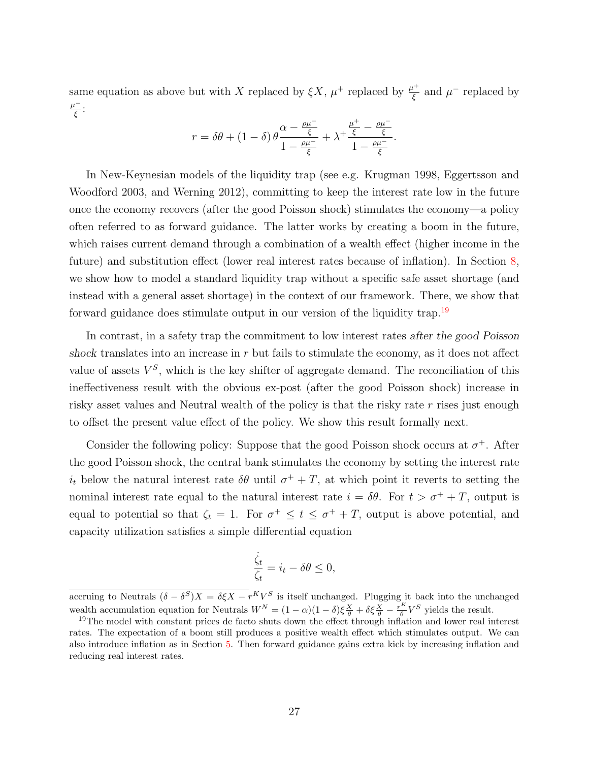same equation as above but with $X$ replaced by $\xi X$, $\mu^+$ replaced by $\frac{\mu^+}{\xi}$ and $\mu^-$ replaced by $\frac{\mu^-}{\xi}$:

$$r = \delta\theta + (1-\delta)\,\theta\frac{\alpha - \frac{\rho\mu^-}{\xi}}{1-\frac{\rho\mu^-}{\xi}} + \lambda^+\frac{\frac{\mu^+}{\xi} - \frac{\rho\mu^-}{\xi}}{1-\frac{\rho\mu^-}{\xi}}.$$

In New-Keynesian models of the liquidity trap (see e.g. Krugman 1998, Eggertsson and Woodford 2003, and Werning 2012), committing to keep the interest rate low in the future once the economy recovers (after the good Poisson shock) stimulates the economy—a policy often referred to as forward guidance. The latter works by creating a boom in the future, which raises current demand through a combination of a wealth effect (higher income in the future) and substitution effect (lower real interest rates because of inflation). In Section 8, we show how to model a standard liquidity trap without a specific safe asset shortage (and instead with a general asset shortage) in the context of our framework. There, we show that forward guidance does stimulate output in our version of the liquidity trap.[19]

In contrast, in a safety trap the commitment to low interest rates *after the good Poisson shock* translates into an increase in $r$ but fails to stimulate the economy, as it does not affect value of assets $V^S$, which is the key shifter of aggregate demand. The reconciliation of this ineffectiveness result with the obvious ex-post (after the good Poisson shock) increase in risky asset values and Neutral wealth of the policy is that the risky rate $r$ rises just enough to offset the present value effect of the policy. We show this result formally next.

Consider the following policy: Suppose that the good Poisson shock occurs at $\sigma^+$. After the good Poisson shock, the central bank stimulates the economy by setting the interest rate $i_t$ below the natural interest rate $\delta\theta$ until $\sigma^+ + T$, at which point it reverts to setting the nominal interest rate equal to the natural interest rate $i = \delta\theta$. For $t > \sigma^+ + T$, output is equal to potential so that $\zeta_t = 1$. For $\sigma^+ \leq t \leq \sigma^+ + T$, output is above potential, and capacity utilization satisfies a simple differential equation

$$\frac{\dot{\zeta}_t}{\zeta_t} = i_t - \delta\theta \leq 0,$$

accruing to Neutrals $(\delta - \delta^S)X = \delta\xi X - r^K V^S$ is itself unchanged. Plugging it back into the unchanged wealth accumulation equation for Neutrals $W^N = (1-\alpha)(1-\delta)\xi\frac{X}{\theta} + \delta\xi\frac{X}{\theta} - \frac{r^K}{\theta}V^S$ yields the result.

[19] The model with constant prices de facto shuts down the effect through inflation and lower real interest rates. The expectation of a boom still produces a positive wealth effect which stimulates output. We can also introduce inflation as in Section 5. Then forward guidance gains extra kick by increasing inflation and reducing real interest rates.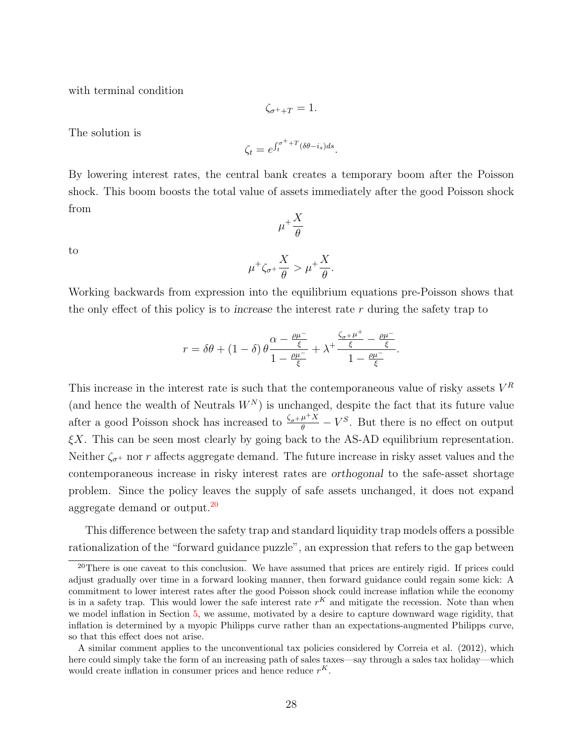with terminal condition

$$\zeta_{\sigma^{+}+T}=1.$$

The solution is

$$\zeta_t = e^{\int_t^{\sigma^{+}+T}(\delta\theta - i_s)ds}.$$

By lowering interest rates, the central bank creates a temporary boom after the Poisson shock. This boom boosts the total value of assets immediately after the good Poisson shock from

$$\mu^{+}\frac{X}{\theta}$$

to

$$\mu^{+}\zeta_{\sigma^{+}}\frac{X}{\theta} > \mu^{+}\frac{X}{\theta}.$$

Working backwards from expression into the equilibrium equations pre-Poisson shows that the only effect of this policy is to *increase* the interest rate $r$ during the safety trap to

$$r = \delta\theta + (1-\delta)\,\theta\frac{\alpha - \frac{\rho\mu^{-}}{\xi}}{1-\frac{\rho\mu^{-}}{\xi}} + \lambda^{+}\frac{\frac{\zeta_{\sigma^{+}}\mu^{+}}{\xi} - \frac{\rho\mu^{-}}{\xi}}{1-\frac{\rho\mu^{-}}{\xi}}.$$

This increase in the interest rate is such that the contemporaneous value of risky assets $V^R$ (and hence the wealth of Neutrals $W^N$) is unchanged, despite the fact that its future value after a good Poisson shock has increased to $\frac{\zeta_{\sigma^{+}}\mu^{+}X}{\theta} - V^S$. But there is no effect on output $\xi X$. This can be seen most clearly by going back to the AS-AD equilibrium representation. Neither $\zeta_{\sigma^{+}}$ nor $r$ affects aggregate demand. The future increase in risky asset values and the contemporaneous increase in risky interest rates are *orthogonal* to the safe-asset shortage problem. Since the policy leaves the supply of safe assets unchanged, it does not expand aggregate demand or output.[20]

This difference between the safety trap and standard liquidity trap models offers a possible rationalization of the "forward guidance puzzle", an expression that refers to the gap between

[20] There is one caveat to this conclusion. We have assumed that prices are entirely rigid. If prices could adjust gradually over time in a forward looking manner, then forward guidance could regain some kick: A commitment to lower interest rates after the good Poisson shock could increase inflation while the economy is in a safety trap. This would lower the safe interest rate $r^K$ and mitigate the recession. Note than when we model inflation in Section 5, we assume, motivated by a desire to capture downward wage rigidity, that inflation is determined by a myopic Philipps curve rather than an expectations-augmented Philipps curve, so that this effect does not arise.

A similar comment applies to the unconventional tax policies considered by Correia et al. (2012), which here could simply take the form of an increasing path of sales taxes—say through a sales tax holiday—which would create inflation in consumer prices and hence reduce $r^K$.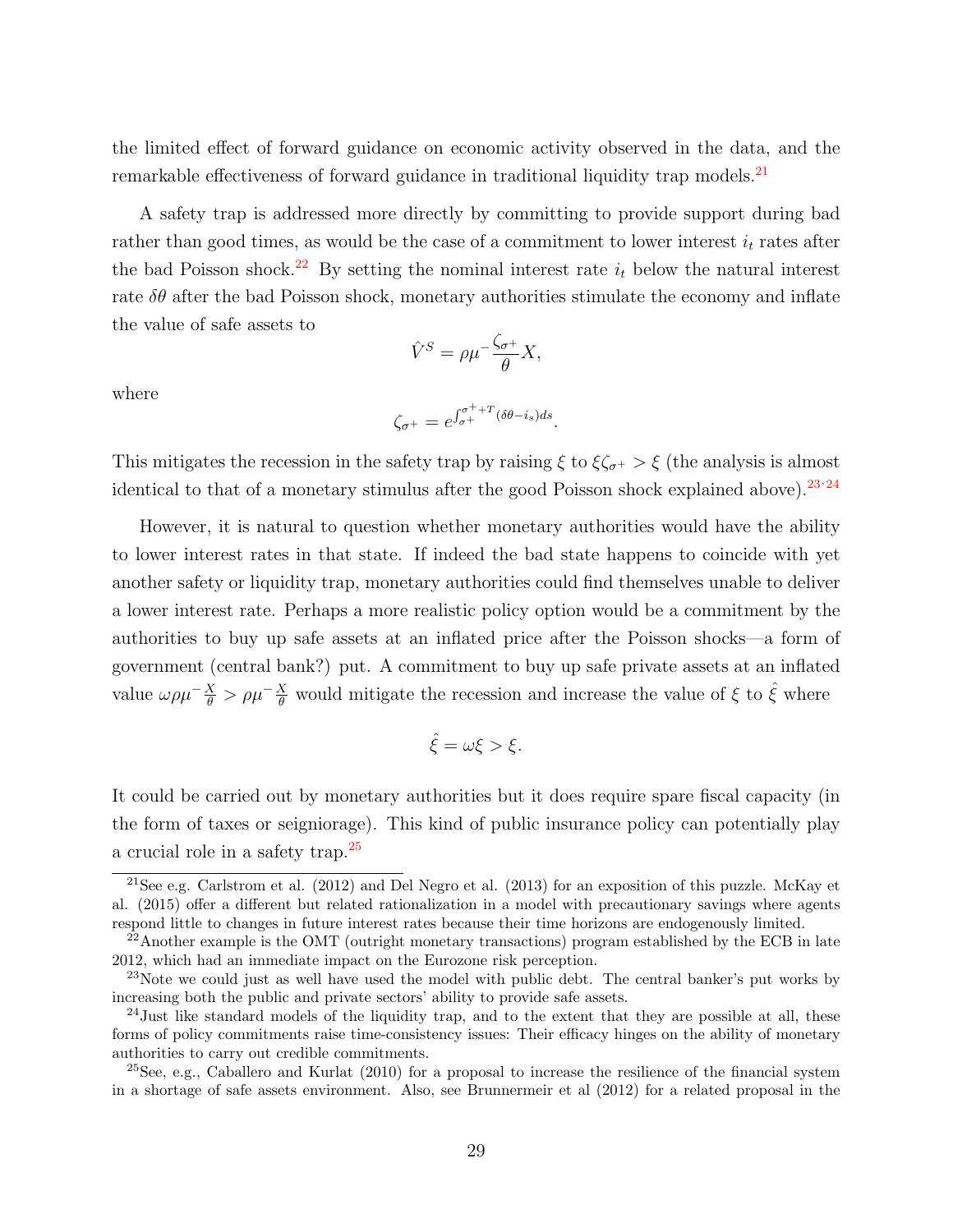the limited effect of forward guidance on economic activity observed in the data, and the remarkable effectiveness of forward guidance in traditional liquidity trap models.[21]

A safety trap is addressed more directly by committing to provide support during bad rather than good times, as would be the case of a commitment to lower interest $i_t$ rates after the bad Poisson shock.[22] By setting the nominal interest rate $i_t$ below the natural interest rate $\delta\theta$ after the bad Poisson shock, monetary authorities stimulate the economy and inflate the value of safe assets to

$$\hat{V}^S = \rho\mu^{-}\frac{\zeta_{\sigma^+}}{\theta}X,$$

where

$$\zeta_{\sigma^+} = e^{\int_{\sigma^+}^{\sigma^+ + T}(\delta\theta - i_s)ds}.$$

This mitigates the recession in the safety trap by raising $\xi$ to $\xi\zeta_{\sigma^+} > \xi$ (the analysis is almost identical to that of a monetary stimulus after the good Poisson shock explained above).[23,24]

However, it is natural to question whether monetary authorities would have the ability to lower interest rates in that state. If indeed the bad state happens to coincide with yet another safety or liquidity trap, monetary authorities could find themselves unable to deliver a lower interest rate. Perhaps a more realistic policy option would be a commitment by the authorities to buy up safe assets at an inflated price after the Poisson shocks—a form of government (central bank?) put. A commitment to buy up safe private assets at an inflated value $\omega\rho\mu^{-}\frac{X}{\theta} > \rho\mu^{-}\frac{X}{\theta}$ would mitigate the recession and increase the value of $\xi$ to $\hat{\xi}$ where

$$\hat{\xi} = \omega\xi > \xi.$$

It could be carried out by monetary authorities but it does require spare fiscal capacity (in the form of taxes or seigniorage). This kind of public insurance policy can potentially play a crucial role in a safety trap.[25]

[21] See e.g. Carlstrom et al. (2012) and Del Negro et al. (2013) for an exposition of this puzzle. McKay et al. (2015) offer a different but related rationalization in a model with precautionary savings where agents respond little to changes in future interest rates because their time horizons are endogenously limited.

[22] Another example is the OMT (outright monetary transactions) program established by the ECB in late 2012, which had an immediate impact on the Eurozone risk perception.

[23] Note we could just as well have used the model with public debt. The central banker's put works by increasing both the public and private sectors' ability to provide safe assets.

[24] Just like standard models of the liquidity trap, and to the extent that they are possible at all, these forms of policy commitments raise time-consistency issues: Their efficacy hinges on the ability of monetary authorities to carry out credible commitments.

[25] See, e.g., Caballero and Kurlat (2010) for a proposal to increase the resilience of the financial system in a shortage of safe assets environment. Also, see Brunnermeir et al (2012) for a related proposal in the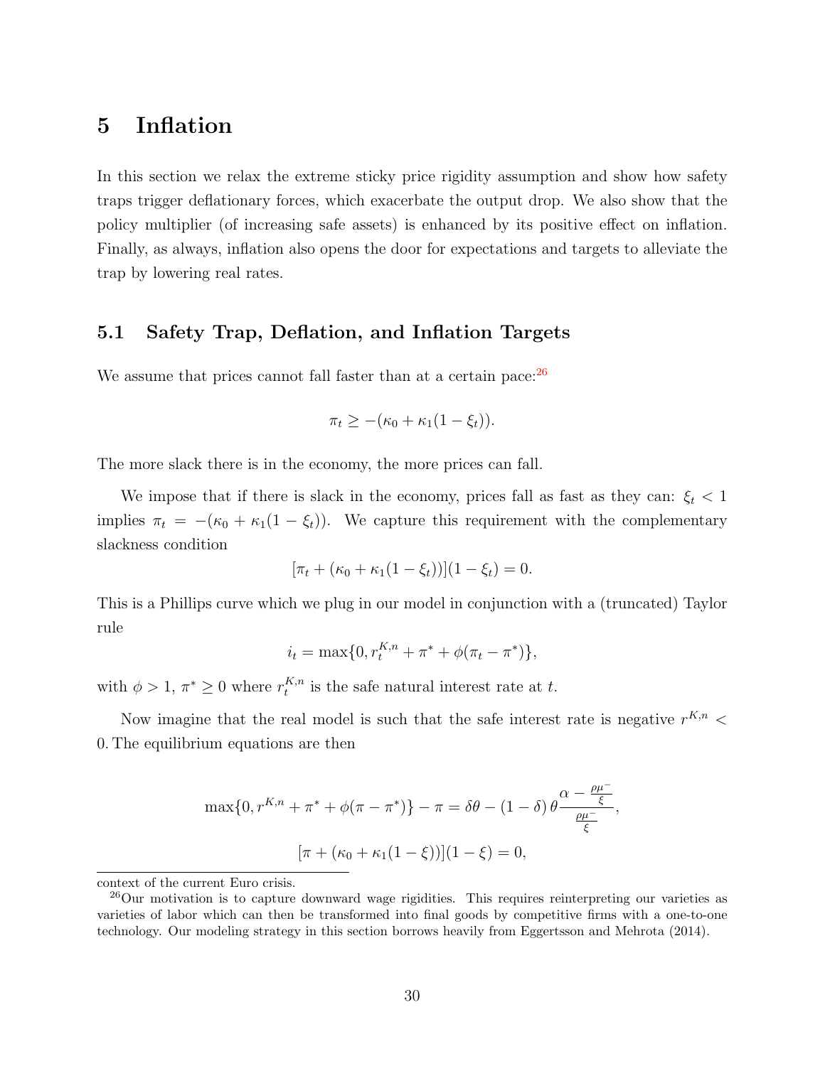# 5 Inflation

In this section we relax the extreme sticky price rigidity assumption and show how safety traps trigger deflationary forces, which exacerbate the output drop. We also show that the policy multiplier (of increasing safe assets) is enhanced by its positive effect on inflation. Finally, as always, inflation also opens the door for expectations and targets to alleviate the trap by lowering real rates.

## 5.1 Safety Trap, Deflation, and Inflation Targets

We assume that prices cannot fall faster than at a certain pace:[26]

$$\pi_t \geq -(\kappa_0 + \kappa_1(1 - \xi_t)).$$

The more slack there is in the economy, the more prices can fall.

We impose that if there is slack in the economy, prices fall as fast as they can: $\xi_t < 1$ implies $\pi_t = -(\kappa_0 + \kappa_1(1 - \xi_t))$. We capture this requirement with the complementary slackness condition

$$[\pi_t + (\kappa_0 + \kappa_1(1 - \xi_t))](1 - \xi_t) = 0.$$

This is a Phillips curve which we plug in our model in conjunction with a (truncated) Taylor rule

$$i_t = \max\{0, r_t^{K,n} + \pi^* + \phi(\pi_t - \pi^*)\},$$

with $\phi > 1$, $\pi^* \geq 0$ where $r_t^{K,n}$ is the safe natural interest rate at $t$.

Now imagine that the real model is such that the safe interest rate is negative $r^{K,n} < 0$. The equilibrium equations are then

$$\max\{0, r^{K,n} + \pi^* + \phi(\pi - \pi^*)\} - \pi = \delta\theta - (1 - \delta)\,\theta \frac{\alpha - \frac{\rho\mu^-}{\xi}}{\frac{\rho\mu^-}{\xi}},$$

$$[\pi + (\kappa_0 + \kappa_1(1 - \xi))](1 - \xi) = 0,$$

context of the current Euro crisis.

[26] Our motivation is to capture downward wage rigidities. This requires reinterpreting our varieties as varieties of labor which can then be transformed into final goods by competitive firms with a one-to-one technology. Our modeling strategy in this section borrows heavily from Eggertsson and Mehrota (2014).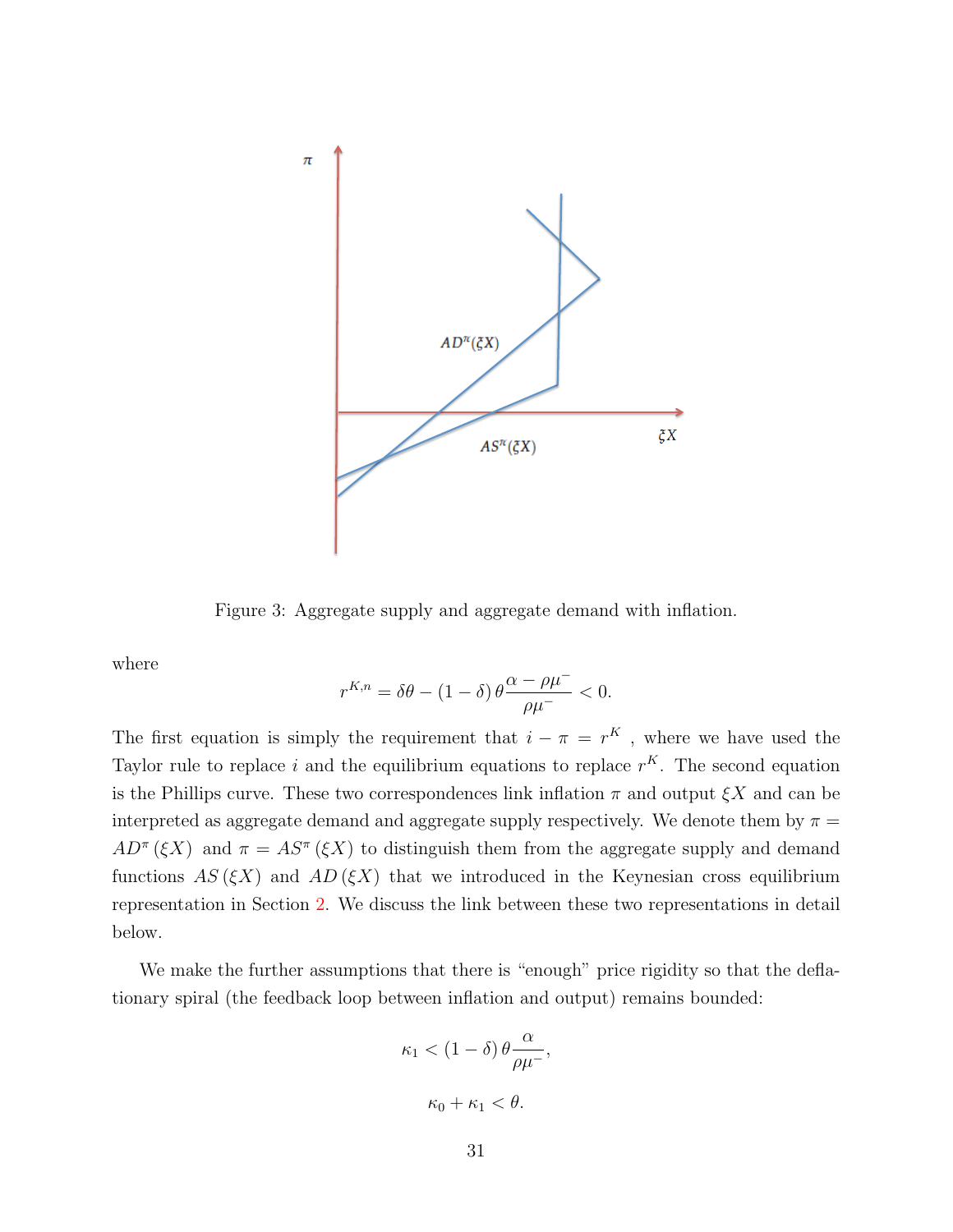Figure 3: Aggregate supply and aggregate demand with inflation.

where

$$r^{K,n} = \delta\theta - (1-\delta)\,\theta\frac{\alpha - \rho\mu^{-}}{\rho\mu^{-}} < 0.$$

The first equation is simply the requirement that $i - \pi = r^K$ , where we have used the Taylor rule to replace $i$ and the equilibrium equations to replace $r^K$. The second equation is the Phillips curve. These two correspondences link inflation $\pi$ and output $\xi X$ and can be interpreted as aggregate demand and aggregate supply respectively. We denote them by $\pi = AD^{\pi}(\xi X)$ and $\pi = AS^{\pi}(\xi X)$ to distinguish them from the aggregate supply and demand functions $AS(\xi X)$ and $AD(\xi X)$ that we introduced in the Keynesian cross equilibrium representation in Section 2. We discuss the link between these two representations in detail below.

We make the further assumptions that there is "enough" price rigidity so that the deflationary spiral (the feedback loop between inflation and output) remains bounded:

$$\kappa_1 < (1-\delta)\,\theta\frac{\alpha}{\rho\mu^{-}},$$

$$\kappa_0 + \kappa_1 < \theta.$$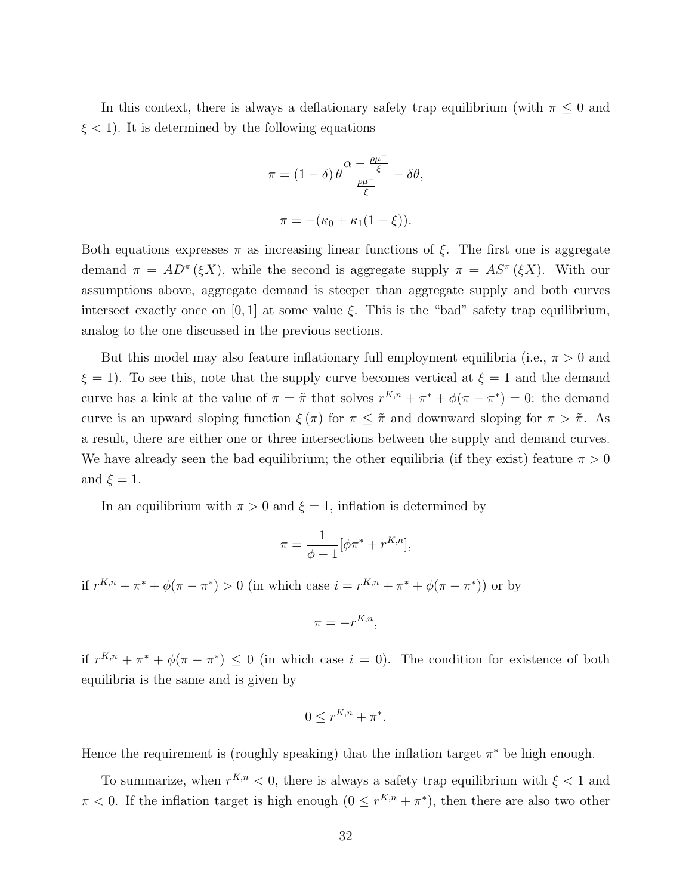In this context, there is always a deflationary safety trap equilibrium (with $\pi \leq 0$ and $\xi < 1$). It is determined by the following equations

$$\pi = (1-\delta)\,\theta \frac{\alpha - \frac{\rho\mu^-}{\xi}}{\frac{\rho\mu^-}{\xi}} - \delta\theta,$$

$$\pi = -(\kappa_0 + \kappa_1(1-\xi)).$$

Both equations expresses $\pi$ as increasing linear functions of $\xi$. The first one is aggregate demand $\pi = AD^{\pi}(\xi X)$, while the second is aggregate supply $\pi = AS^{\pi}(\xi X)$. With our assumptions above, aggregate demand is steeper than aggregate supply and both curves intersect exactly once on $[0,1]$ at some value $\xi$. This is the "bad" safety trap equilibrium, analog to the one discussed in the previous sections.

But this model may also feature inflationary full employment equilibria (i.e., $\pi > 0$ and $\xi = 1$). To see this, note that the supply curve becomes vertical at $\xi = 1$ and the demand curve has a kink at the value of $\pi = \tilde{\pi}$ that solves $r^{K,n} + \pi^* + \phi(\pi - \pi^*) = 0$: the demand curve is an upward sloping function $\xi(\pi)$ for $\pi \leq \tilde{\pi}$ and downward sloping for $\pi > \tilde{\pi}$. As a result, there are either one or three intersections between the supply and demand curves. We have already seen the bad equilibrium; the other equilibria (if they exist) feature $\pi > 0$ and $\xi = 1$.

In an equilibrium with $\pi > 0$ and $\xi = 1$, inflation is determined by

$$\pi = \frac{1}{\phi - 1}[\phi\pi^* + r^{K,n}],$$

if $r^{K,n} + \pi^* + \phi(\pi - \pi^*) > 0$ (in which case $i = r^{K,n} + \pi^* + \phi(\pi - \pi^*)$) or by

$$\pi = -r^{K,n},$$

if $r^{K,n} + \pi^* + \phi(\pi - \pi^*) \leq 0$ (in which case $i = 0$). The condition for existence of both equilibria is the same and is given by

$$0 \leq r^{K,n} + \pi^*.$$

Hence the requirement is (roughly speaking) that the inflation target $\pi^*$ be high enough.

To summarize, when $r^{K,n} < 0$, there is always a safety trap equilibrium with $\xi < 1$ and $\pi < 0$. If the inflation target is high enough ($0 \leq r^{K,n} + \pi^*$), then there are also two other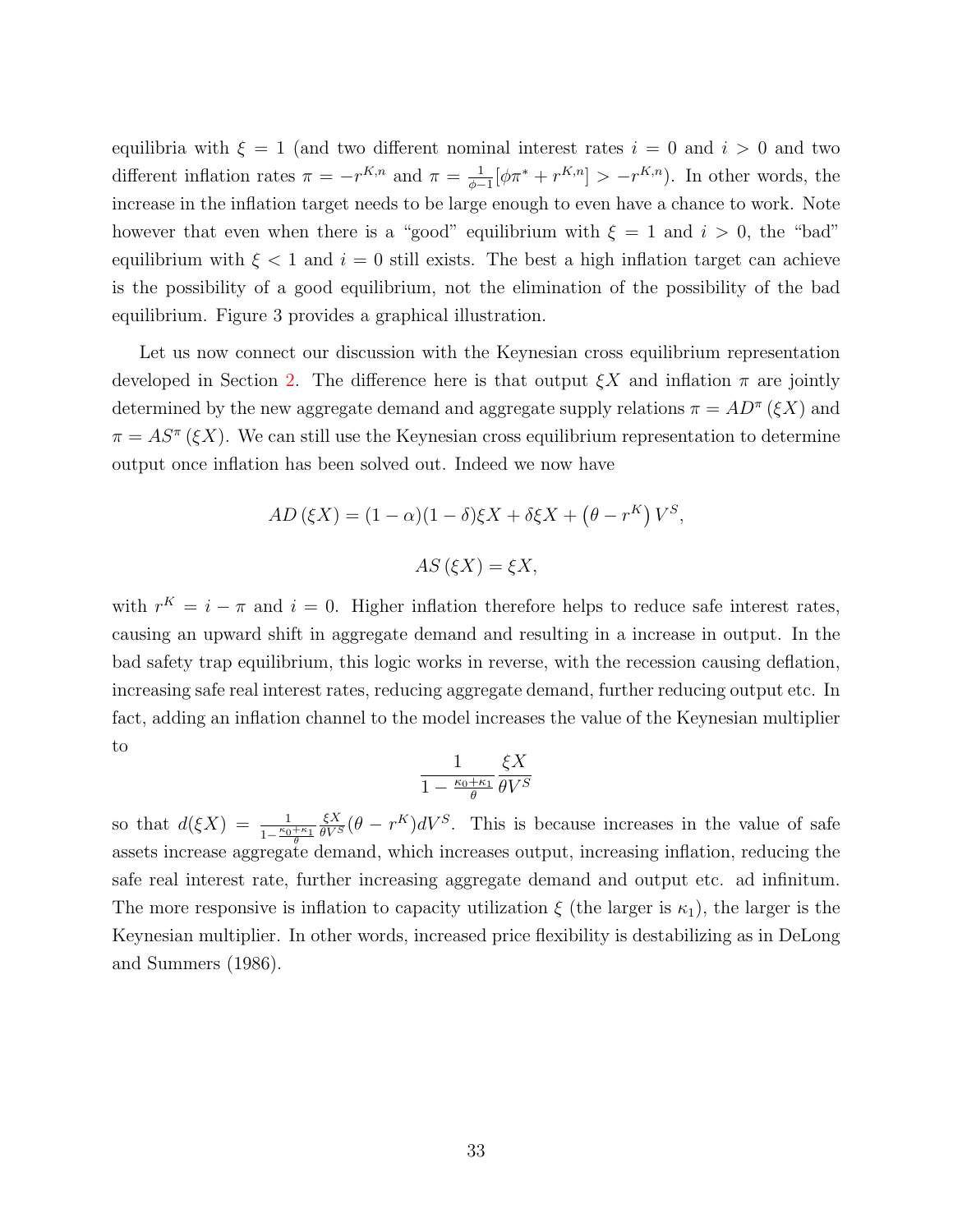equilibria with $\xi = 1$ (and two different nominal interest rates $i = 0$ and $i > 0$ and two different inflation rates $\pi = -r^{K,n}$ and $\pi = \frac{1}{\phi-1}[\phi\pi^* + r^{K,n}] > -r^{K,n}$). In other words, the increase in the inflation target needs to be large enough to even have a chance to work. Note however that even when there is a "good" equilibrium with $\xi = 1$ and $i > 0$, the "bad" equilibrium with $\xi < 1$ and $i = 0$ still exists. The best a high inflation target can achieve is the possibility of a good equilibrium, not the elimination of the possibility of the bad equilibrium. Figure 3 provides a graphical illustration.

Let us now connect our discussion with the Keynesian cross equilibrium representation developed in Section 2. The difference here is that output $\xi X$ and inflation $\pi$ are jointly determined by the new aggregate demand and aggregate supply relations $\pi = AD^{\pi}(\xi X)$ and $\pi = AS^{\pi}(\xi X)$. We can still use the Keynesian cross equilibrium representation to determine output once inflation has been solved out. Indeed we now have

$$AD(\xi X) = (1-\alpha)(1-\delta)\xi X + \delta \xi X + \left(\theta - r^K\right) V^S,$$

$$AS(\xi X) = \xi X,$$

with $r^K = i - \pi$ and $i = 0$. Higher inflation therefore helps to reduce safe interest rates, causing an upward shift in aggregate demand and resulting in a increase in output. In the bad safety trap equilibrium, this logic works in reverse, with the recession causing deflation, increasing safe real interest rates, reducing aggregate demand, further reducing output etc. In fact, adding an inflation channel to the model increases the value of the Keynesian multiplier to

$$\frac{1}{1 - \frac{\kappa_0 + \kappa_1}{\theta}} \frac{\xi X}{\theta V^S}$$

so that $d(\xi X) = \frac{1}{1-\frac{\kappa_0+\kappa_1}{\theta}} \frac{\xi X}{\theta V^S}(\theta - r^K) dV^S$. This is because increases in the value of safe assets increase aggregate demand, which increases output, increasing inflation, reducing the safe real interest rate, further increasing aggregate demand and output etc. ad infinitum. The more responsive is inflation to capacity utilization $\xi$ (the larger is $\kappa_1$), the larger is the Keynesian multiplier. In other words, increased price flexibility is destabilizing as in DeLong and Summers (1986).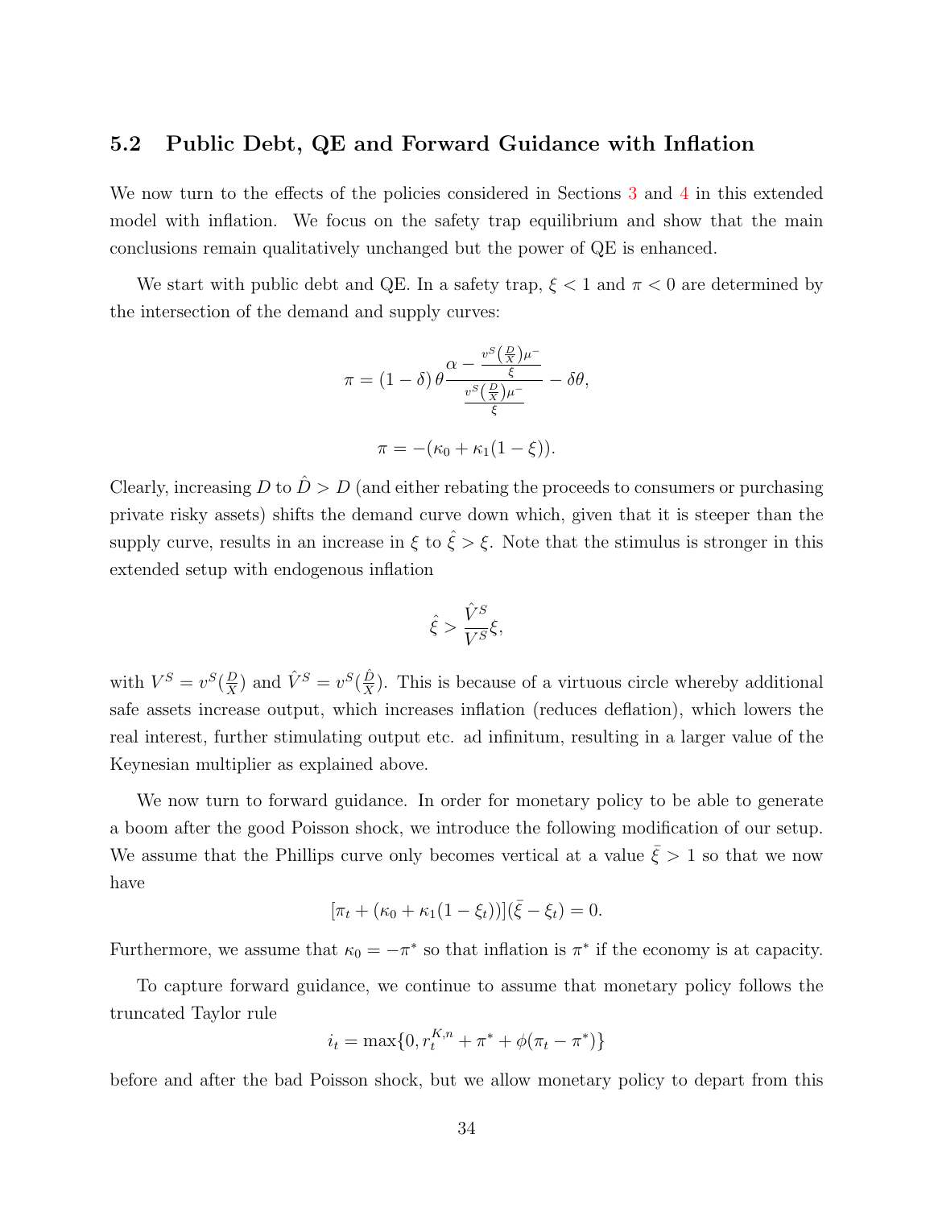## 5.2 Public Debt, QE and Forward Guidance with Inflation

We now turn to the effects of the policies considered in Sections 3 and 4 in this extended model with inflation. We focus on the safety trap equilibrium and show that the main conclusions remain qualitatively unchanged but the power of QE is enhanced.

We start with public debt and QE. In a safety trap, $\xi < 1$ and $\pi < 0$ are determined by the intersection of the demand and supply curves:

$$\pi = (1-\delta)\,\theta \frac{\alpha - \frac{v^S(\frac{D}{X})\mu^-}{\xi}}{\frac{v^S(\frac{D}{X})\mu^-}{\xi}} - \delta\theta,$$

$$\pi = -(\kappa_0 + \kappa_1(1-\xi)).$$

Clearly, increasing $D$ to $\hat{D} > D$ (and either rebating the proceeds to consumers or purchasing private risky assets) shifts the demand curve down which, given that it is steeper than the supply curve, results in an increase in $\xi$ to $\hat{\xi} > \xi$. Note that the stimulus is stronger in this extended setup with endogenous inflation

$$\hat{\xi} > \frac{\hat{V}^S}{V^S}\xi,$$

with $V^S = v^S(\frac{D}{X})$ and $\hat{V}^S = v^S(\frac{\hat{D}}{X})$. This is because of a virtuous circle whereby additional safe assets increase output, which increases inflation (reduces deflation), which lowers the real interest, further stimulating output etc. ad infinitum, resulting in a larger value of the Keynesian multiplier as explained above.

We now turn to forward guidance. In order for monetary policy to be able to generate a boom after the good Poisson shock, we introduce the following modification of our setup. We assume that the Phillips curve only becomes vertical at a value $\bar{\xi} > 1$ so that we now have

$$[\pi_t + (\kappa_0 + \kappa_1(1-\xi_t))](\bar{\xi} - \xi_t) = 0.$$

Furthermore, we assume that $\kappa_0 = -\pi^*$ so that inflation is $\pi^*$ if the economy is at capacity.

To capture forward guidance, we continue to assume that monetary policy follows the truncated Taylor rule

$$i_t = \max\{0, r_t^{K,n} + \pi^* + \phi(\pi_t - \pi^*)\}$$

before and after the bad Poisson shock, but we allow monetary policy to depart from this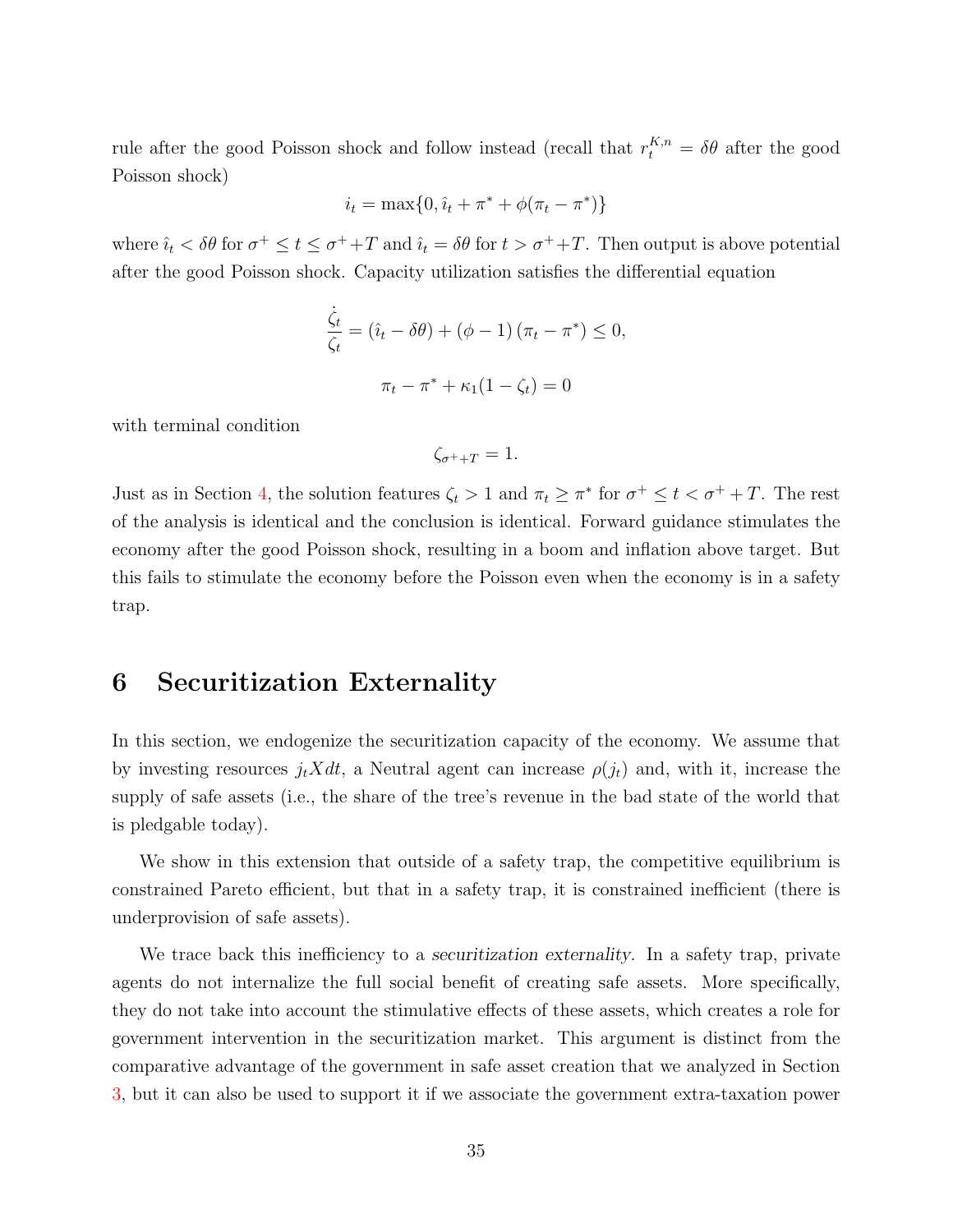rule after the good Poisson shock and follow instead (recall that $r_t^{K,n} = \delta\theta$ after the good Poisson shock)

$$i_t = \max\{0, \hat{\imath}_t + \pi^* + \phi(\pi_t - \pi^*)\}$$

where $\hat{\imath}_t < \delta\theta$ for $\sigma^+ \leq t \leq \sigma^+ + T$ and $\hat{\imath}_t = \delta\theta$ for $t > \sigma^+ + T$. Then output is above potential after the good Poisson shock. Capacity utilization satisfies the differential equation

$$\frac{\dot{\zeta}_t}{\zeta_t} = (\hat{\imath}_t - \delta\theta) + (\phi - 1)(\pi_t - \pi^*) \leq 0,$$

$$\pi_t - \pi^* + \kappa_1(1 - \zeta_t) = 0$$

with terminal condition

$$\zeta_{\sigma^+ + T} = 1.$$

Just as in Section 4, the solution features $\zeta_t > 1$ and $\pi_t \geq \pi^*$ for $\sigma^+ \leq t < \sigma^+ + T$. The rest of the analysis is identical and the conclusion is identical. Forward guidance stimulates the economy after the good Poisson shock, resulting in a boom and inflation above target. But this fails to stimulate the economy before the Poisson even when the economy is in a safety trap.

# 6 Securitization Externality

In this section, we endogenize the securitization capacity of the economy. We assume that by investing resources $j_t X dt$, a Neutral agent can increase $\rho(j_t)$ and, with it, increase the supply of safe assets (i.e., the share of the tree's revenue in the bad state of the world that is pledgable today).

We show in this extension that outside of a safety trap, the competitive equilibrium is constrained Pareto efficient, but that in a safety trap, it is constrained inefficient (there is underprovision of safe assets).

We trace back this inefficiency to a *securitization externality*. In a safety trap, private agents do not internalize the full social benefit of creating safe assets. More specifically, they do not take into account the stimulative effects of these assets, which creates a role for government intervention in the securitization market. This argument is distinct from the comparative advantage of the government in safe asset creation that we analyzed in Section 3, but it can also be used to support it if we associate the government extra-taxation power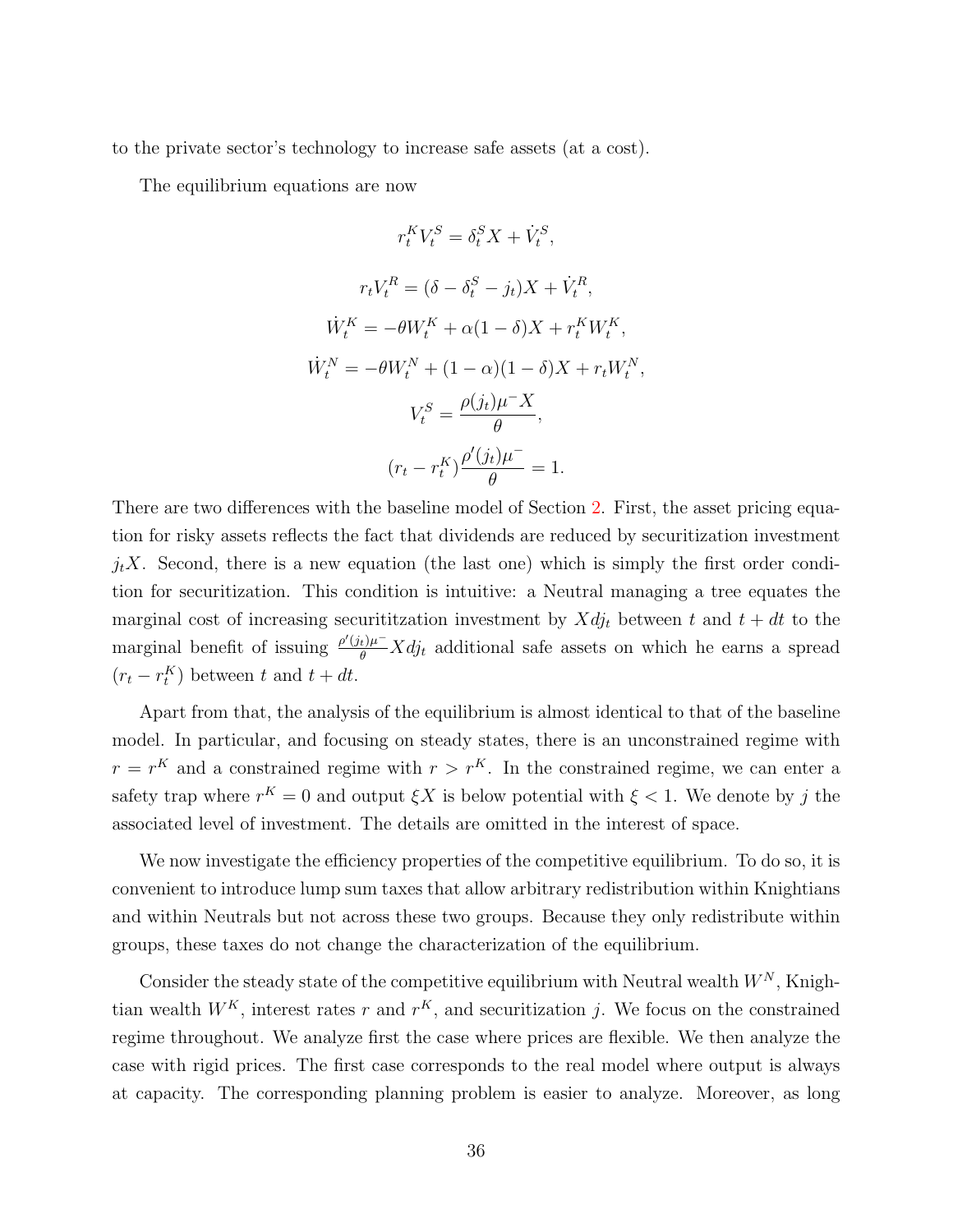to the private sector's technology to increase safe assets (at a cost).

The equilibrium equations are now

$$r_t^K V_t^S = \delta_t^S X + \dot{V}_t^S,$$

$$r_t V_t^R = (\delta - \delta_t^S - j_t) X + \dot{V}_t^R,$$

$$\dot{W}_t^K = -\theta W_t^K + \alpha(1-\delta)X + r_t^K W_t^K,$$

$$\dot{W}_t^N = -\theta W_t^N + (1-\alpha)(1-\delta)X + r_t W_t^N,$$

$$V_t^S = \frac{\rho(j_t)\mu^- X}{\theta},$$

$$(r_t - r_t^K)\frac{\rho'(j_t)\mu^-}{\theta} = 1.$$

There are two differences with the baseline model of Section 2. First, the asset pricing equation for risky assets reflects the fact that dividends are reduced by securitization investment $j_t X$. Second, there is a new equation (the last one) which is simply the first order condition for securitization. This condition is intuitive: a Neutral managing a tree equates the marginal cost of increasing securititzation investment by $X dj_t$ between $t$ and $t+dt$ to the marginal benefit of issuing $\frac{\rho'(j_t)\mu^-}{\theta} X dj_t$ additional safe assets on which he earns a spread $(r_t - r_t^K)$ between $t$ and $t+dt$.

Apart from that, the analysis of the equilibrium is almost identical to that of the baseline model. In particular, and focusing on steady states, there is an unconstrained regime with $r = r^K$ and a constrained regime with $r > r^K$. In the constrained regime, we can enter a safety trap where $r^K = 0$ and output $\xi X$ is below potential with $\xi < 1$. We denote by $j$ the associated level of investment. The details are omitted in the interest of space.

We now investigate the efficiency properties of the competitive equilibrium. To do so, it is convenient to introduce lump sum taxes that allow arbitrary redistribution within Knightians and within Neutrals but not across these two groups. Because they only redistribute within groups, these taxes do not change the characterization of the equilibrium.

Consider the steady state of the competitive equilibrium with Neutral wealth $W^N$, Knightian wealth $W^K$, interest rates $r$ and $r^K$, and securitization $j$. We focus on the constrained regime throughout. We analyze first the case where prices are flexible. We then analyze the case with rigid prices. The first case corresponds to the real model where output is always at capacity. The corresponding planning problem is easier to analyze. Moreover, as long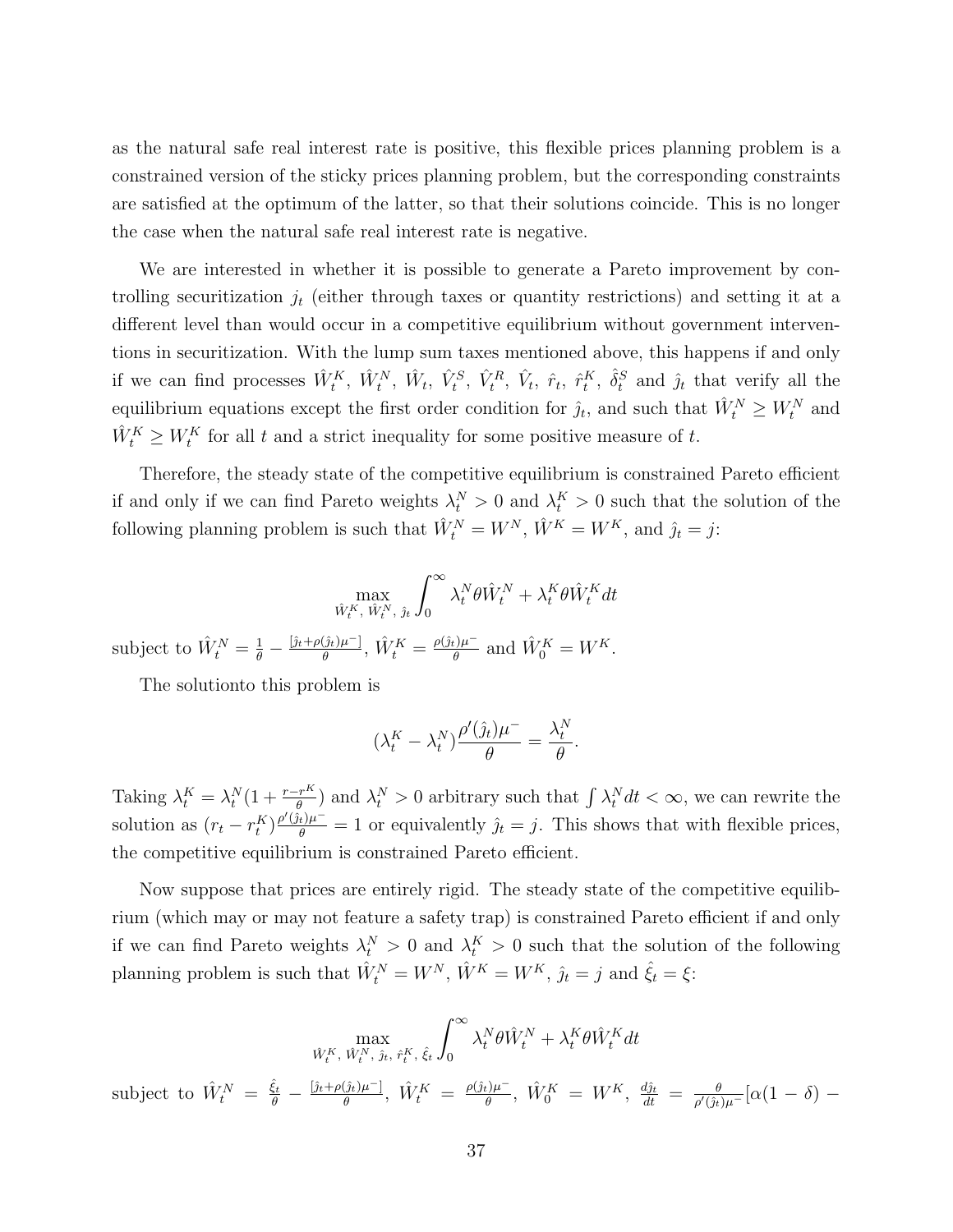as the natural safe real interest rate is positive, this flexible prices planning problem is a constrained version of the sticky prices planning problem, but the corresponding constraints are satisfied at the optimum of the latter, so that their solutions coincide. This is no longer the case when the natural safe real interest rate is negative.

We are interested in whether it is possible to generate a Pareto improvement by controlling securitization $j_t$ (either through taxes or quantity restrictions) and setting it at a different level than would occur in a competitive equilibrium without government interventions in securitization. With the lump sum taxes mentioned above, this happens if and only if we can find processes $\hat{W}_t^K$, $\hat{W}_t^N$, $\hat{W}_t$, $\hat{V}_t^S$, $\hat{V}_t^R$, $\hat{V}_t$, $\hat{r}_t$, $\hat{r}_t^K$, $\hat{\delta}_t^S$ and $\hat{j}_t$ that verify all the equilibrium equations except the first order condition for $\hat{j}_t$, and such that $\hat{W}_t^N \geq W_t^N$ and $\hat{W}_t^K \geq W_t^K$ for all $t$ and a strict inequality for some positive measure of $t$.

Therefore, the steady state of the competitive equilibrium is constrained Pareto efficient if and only if we can find Pareto weights $\lambda_t^N > 0$ and $\lambda_t^K > 0$ such that the solution of the following planning problem is such that $\hat{W}_t^N = W^N$, $\hat{W}^K = W^K$, and $\hat{j}_t = j$:

$$\max_{\hat{W}_t^K,\, \hat{W}_t^N,\, \hat{j}_t} \int_0^\infty \lambda_t^N \theta \hat{W}_t^N + \lambda_t^K \theta \hat{W}_t^K dt$$

subject to $\hat{W}_t^N = \frac{1}{\theta} - \frac{[\hat{j}_t + \rho(\hat{j}_t)\mu^-]}{\theta}$, $\hat{W}_t^K = \frac{\rho(\hat{j}_t)\mu^-}{\theta}$ and $\hat{W}_0^K = W^K$.

The solutionto this problem is

$$(\lambda_t^K - \lambda_t^N)\frac{\rho'(\hat{j}_t)\mu^-}{\theta} = \frac{\lambda_t^N}{\theta}.$$

Taking $\lambda_t^K = \lambda_t^N(1 + \frac{r - r^K}{\theta})$ and $\lambda_t^N > 0$ arbitrary such that $\int \lambda_t^N dt < \infty$, we can rewrite the solution as $(r_t - r_t^K)\frac{\rho'(\hat{j}_t)\mu^-}{\theta} = 1$ or equivalently $\hat{j}_t = j$. This shows that with flexible prices, the competitive equilibrium is constrained Pareto efficient.

Now suppose that prices are entirely rigid. The steady state of the competitive equilibrium (which may or may not feature a safety trap) is constrained Pareto efficient if and only if we can find Pareto weights $\lambda_t^N > 0$ and $\lambda_t^K > 0$ such that the solution of the following planning problem is such that $\hat{W}_t^N = W^N$, $\hat{W}^K = W^K$, $\hat{j}_t = j$ and $\hat{\xi}_t = \xi$:

$$\max_{\hat{W}_t^K,\, \hat{W}_t^N,\, \hat{j}_t,\, \hat{r}_t^K,\, \hat{\xi}_t} \int_0^\infty \lambda_t^N \theta \hat{W}_t^N + \lambda_t^K \theta \hat{W}_t^K dt$$

subject to $\hat{W}_t^N = \frac{\hat{\xi}_t}{\theta} - \frac{[\hat{j}_t + \rho(\hat{j}_t)\mu^-]}{\theta}$, $\hat{W}_t^K = \frac{\rho(\hat{j}_t)\mu^-}{\theta}$, $\hat{W}_0^K = W^K$, $\frac{d\hat{j}_t}{dt} = \frac{\theta}{\rho'(\hat{j}_t)\mu^-}[\alpha(1-\delta) -$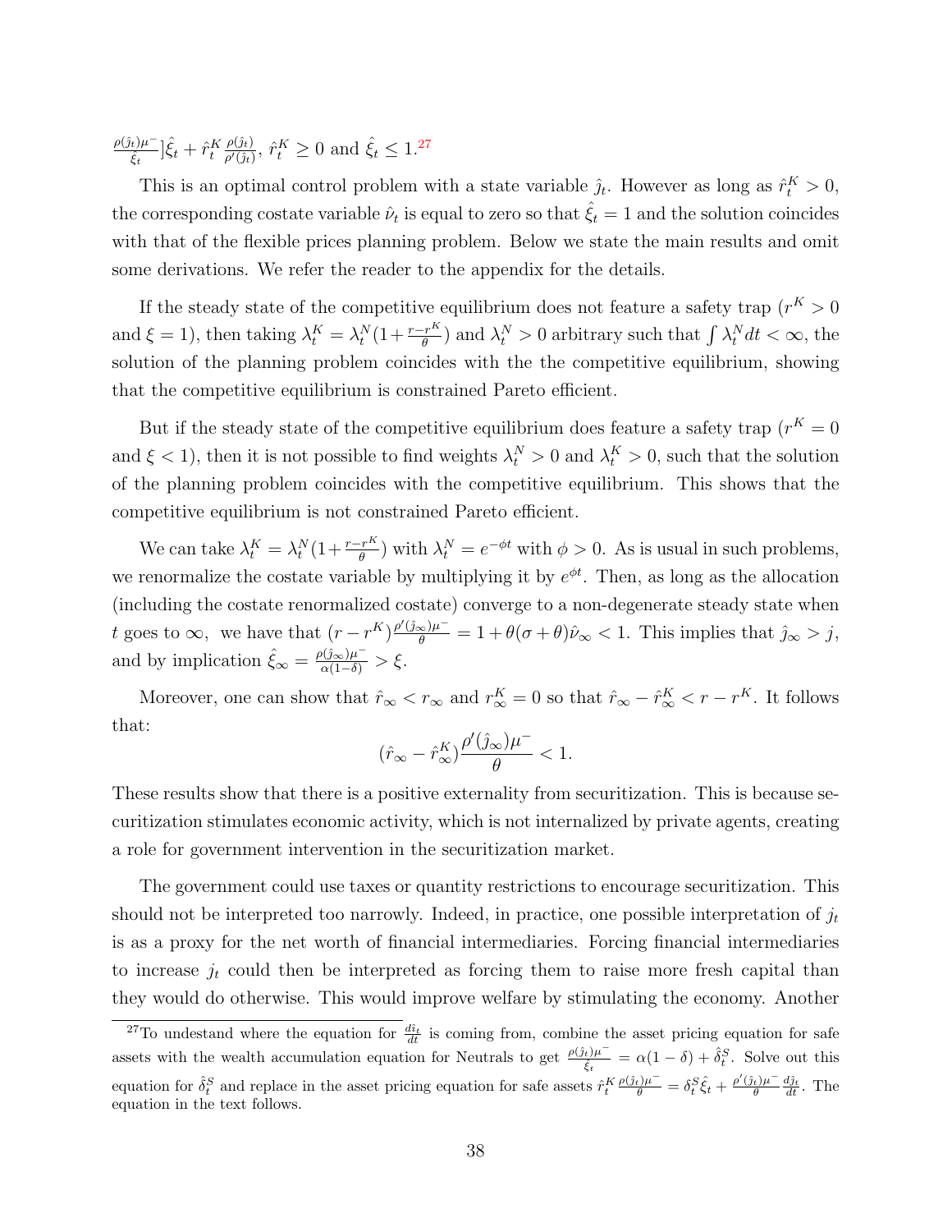$\frac{\rho(\hat{j}_t)\mu^-}{\hat{\xi}_t}]\hat{\xi}_t + \hat{r}_t^K \frac{\rho(\hat{j}_t)}{\rho'(\hat{j}_t)}$, $\hat{r}_t^K \geq 0$ and $\hat{\xi}_t \leq 1$.[27]

This is an optimal control problem with a state variable $\hat{j}_t$. However as long as $\hat{r}_t^K > 0$, the corresponding costate variable $\hat{\nu}_t$ is equal to zero so that $\hat{\xi}_t = 1$ and the solution coincides with that of the flexible prices planning problem. Below we state the main results and omit some derivations. We refer the reader to the appendix for the details.

If the steady state of the competitive equilibrium does not feature a safety trap ($r^K > 0$ and $\xi = 1$), then taking $\lambda_t^K = \lambda_t^N(1+\frac{r-r^K}{\theta})$ and $\lambda_t^N > 0$ arbitrary such that $\int \lambda_t^N dt < \infty$, the solution of the planning problem coincides with the the competitive equilibrium, showing that the competitive equilibrium is constrained Pareto efficient.

But if the steady state of the competitive equilibrium does feature a safety trap ($r^K = 0$ and $\xi < 1$), then it is not possible to find weights $\lambda_t^N > 0$ and $\lambda_t^K > 0$, such that the solution of the planning problem coincides with the competitive equilibrium. This shows that the competitive equilibrium is not constrained Pareto efficient.

We can take $\lambda_t^K = \lambda_t^N(1+\frac{r-r^K}{\theta})$ with $\lambda_t^N = e^{-\phi t}$ with $\phi > 0$. As is usual in such problems, we renormalize the costate variable by multiplying it by $e^{\phi t}$. Then, as long as the allocation (including the costate renormalized costate) converge to a non-degenerate steady state when $t$ goes to $\infty$, we have that $(r - r^K)\frac{\rho'(\hat{j}_\infty)\mu^-}{\theta} = 1 + \theta(\sigma+\theta)\hat{\nu}_\infty < 1$. This implies that $\hat{j}_\infty > j$, and by implication $\hat{\xi}_\infty = \frac{\rho(\hat{j}_\infty)\mu^-}{\alpha(1-\delta)} > \xi$.

Moreover, one can show that $\hat{r}_\infty < r_\infty$ and $r_\infty^K = 0$ so that $\hat{r}_\infty - \hat{r}_\infty^K < r - r^K$. It follows that:

$$(\hat{r}_\infty - \hat{r}_\infty^K)\frac{\rho'(\hat{j}_\infty)\mu^-}{\theta} < 1.$$

These results show that there is a positive externality from securitization. This is because securitization stimulates economic activity, which is not internalized by private agents, creating a role for government intervention in the securitization market.

The government could use taxes or quantity restrictions to encourage securitization. This should not be interpreted too narrowly. Indeed, in practice, one possible interpretation of $j_t$ is as a proxy for the net worth of financial intermediaries. Forcing financial intermediaries to increase $j_t$ could then be interpreted as forcing them to raise more fresh capital than they would do otherwise. This would improve welfare by stimulating the economy. Another

[27] To undestand where the equation for $\frac{d\hat{\imath}_t}{dt}$ is coming from, combine the asset pricing equation for safe assets with the wealth accumulation equation for Neutrals to get $\frac{\rho(\hat{j}_t)\mu^-}{\hat{\xi}_t} = \alpha(1-\delta) + \hat{\delta}_t^S$. Solve out this equation for $\hat{\delta}_t^S$ and replace in the asset pricing equation for safe assets $\hat{r}_t^K \frac{\rho(\hat{j}_t)\mu^-}{\theta} = \delta_t^S \hat{\xi}_t + \frac{\rho'(\hat{j}_t)\mu^-}{\theta}\frac{d\hat{j}_t}{dt}$. The equation in the text follows.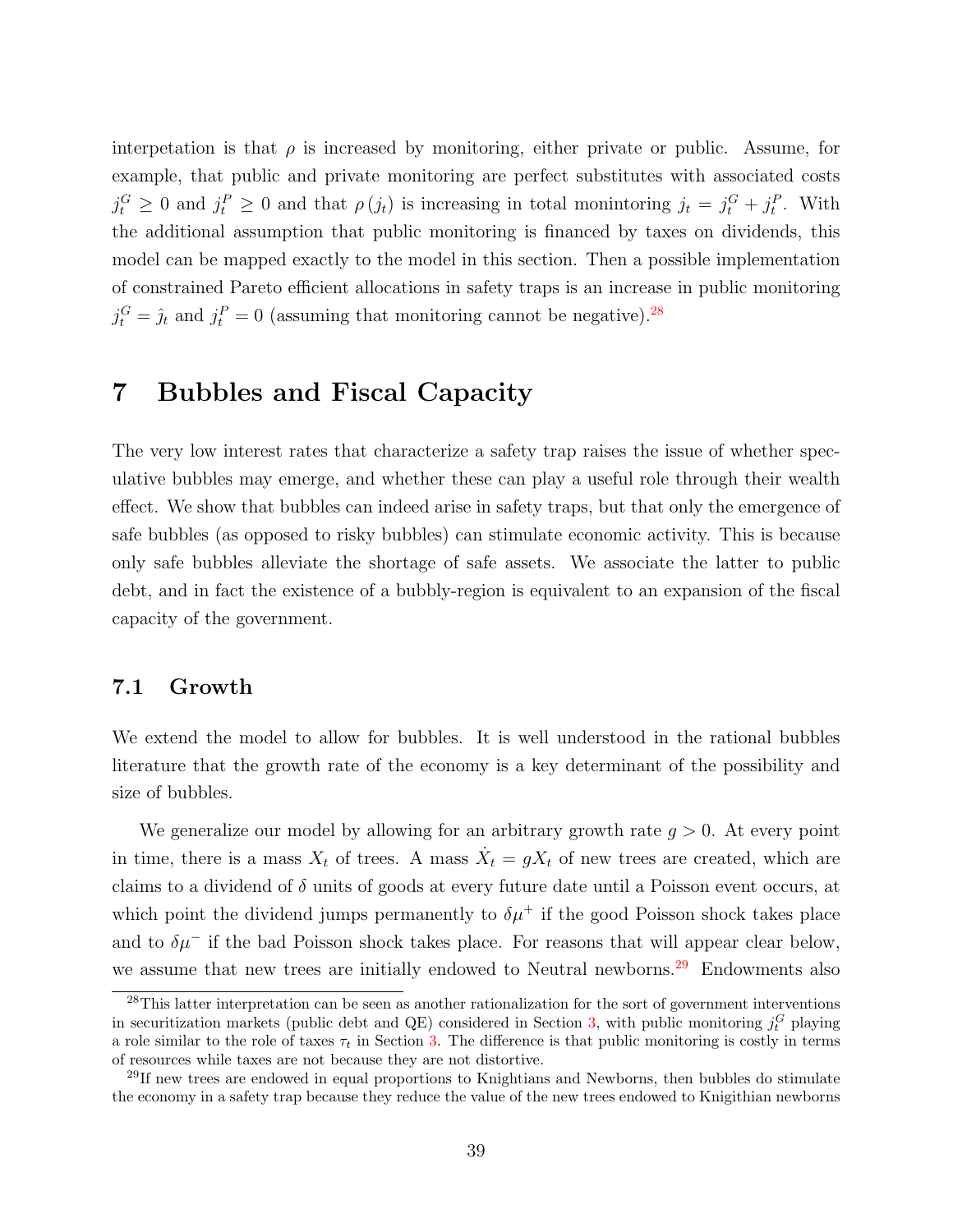interpetation is that $\rho$ is increased by monitoring, either private or public. Assume, for example, that public and private monitoring are perfect substitutes with associated costs $j_t^G \geq 0$ and $j_t^P \geq 0$ and that $\rho(j_t)$ is increasing in total monintoring $j_t = j_t^G + j_t^P$. With the additional assumption that public monitoring is financed by taxes on dividends, this model can be mapped exactly to the model in this section. Then a possible implementation of constrained Pareto efficient allocations in safety traps is an increase in public monitoring $j_t^G = \hat{j}_t$ and $j_t^P = 0$ (assuming that monitoring cannot be negative).[28]

# 7 Bubbles and Fiscal Capacity

The very low interest rates that characterize a safety trap raises the issue of whether speculative bubbles may emerge, and whether these can play a useful role through their wealth effect. We show that bubbles can indeed arise in safety traps, but that only the emergence of safe bubbles (as opposed to risky bubbles) can stimulate economic activity. This is because only safe bubbles alleviate the shortage of safe assets. We associate the latter to public debt, and in fact the existence of a bubbly-region is equivalent to an expansion of the fiscal capacity of the government.

## 7.1 Growth

We extend the model to allow for bubbles. It is well understood in the rational bubbles literature that the growth rate of the economy is a key determinant of the possibility and size of bubbles.

We generalize our model by allowing for an arbitrary growth rate $g > 0$. At every point in time, there is a mass $X_t$ of trees. A mass $\dot{X}_t = gX_t$ of new trees are created, which are claims to a dividend of $\delta$ units of goods at every future date until a Poisson event occurs, at which point the dividend jumps permanently to $\delta\mu^+$ if the good Poisson shock takes place and to $\delta\mu^-$ if the bad Poisson shock takes place. For reasons that will appear clear below, we assume that new trees are initially endowed to Neutral newborns.[29] Endowments also

[28]This latter interpretation can be seen as another rationalization for the sort of government interventions in securitization markets (public debt and QE) considered in Section 3, with public monitoring $j_t^G$ playing a role similar to the role of taxes $\tau_t$ in Section 3. The difference is that public monitoring is costly in terms of resources while taxes are not because they are not distortive.

[29]If new trees are endowed in equal proportions to Knightians and Newborns, then bubbles do stimulate the economy in a safety trap because they reduce the value of the new trees endowed to Knigithian newborns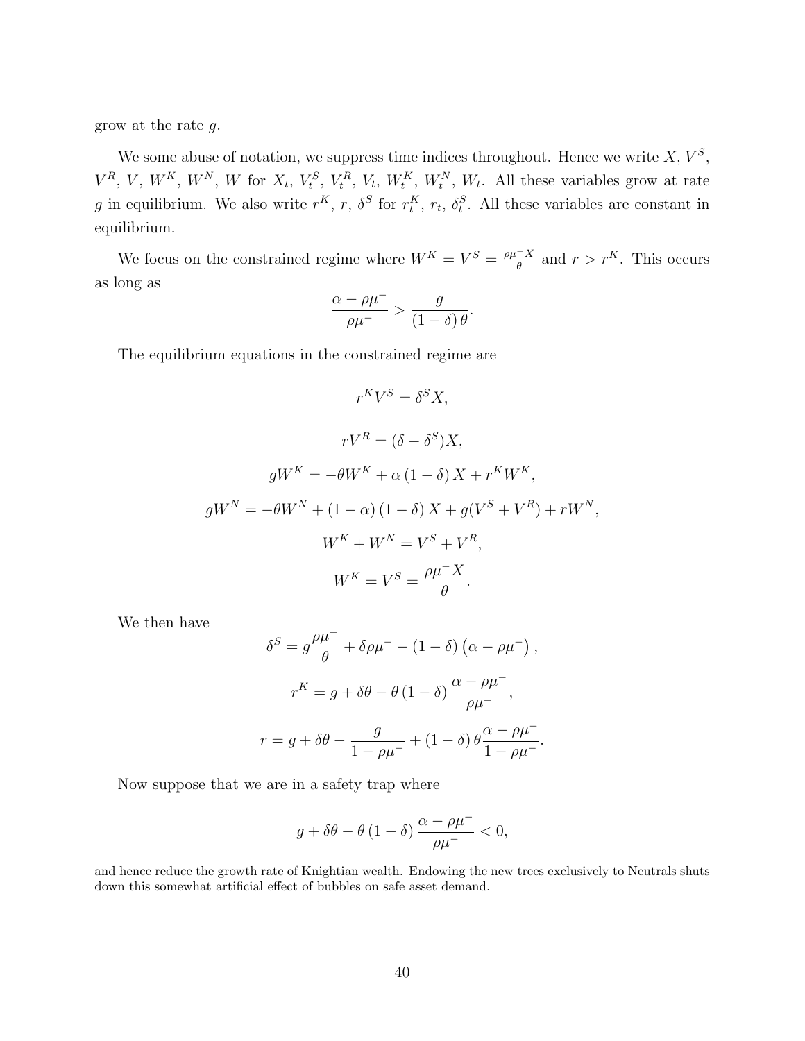grow at the rate $g$.

We some abuse of notation, we suppress time indices throughout. Hence we write $X$, $V^S$, $V^R$, $V$, $W^K$, $W^N$, $W$ for $X_t$, $V_t^S$, $V_t^R$, $V_t$, $W_t^K$, $W_t^N$, $W_t$. All these variables grow at rate $g$ in equilibrium. We also write $r^K$, $r$, $\delta^S$ for $r_t^K$, $r_t$, $\delta_t^S$. All these variables are constant in equilibrium.

We focus on the constrained regime where $W^K = V^S = \frac{\rho\mu^- X}{\theta}$ and $r > r^K$. This occurs as long as

$$\frac{\alpha - \rho\mu^-}{\rho\mu^-} > \frac{g}{(1-\delta)\,\theta}.$$

The equilibrium equations in the constrained regime are

$$r^K V^S = \delta^S X,$$

$$rV^R = (\delta - \delta^S)X,$$

$$gW^K = -\theta W^K + \alpha\,(1-\delta)\,X + r^K W^K,$$

$$gW^N = -\theta W^N + (1-\alpha)\,(1-\delta)\,X + g(V^S + V^R) + rW^N,$$

$$W^K + W^N = V^S + V^R,$$

$$W^K = V^S = \frac{\rho\mu^- X}{\theta}.$$

We then have

$$\delta^S = g\frac{\rho\mu^-}{\theta} + \delta\rho\mu^- - (1-\delta)\left(\alpha - \rho\mu^-\right),$$

$$r^K = g + \delta\theta - \theta\,(1-\delta)\,\frac{\alpha - \rho\mu^-}{\rho\mu^-},$$

$$r = g + \delta\theta - \frac{g}{1-\rho\mu^-} + (1-\delta)\,\theta\frac{\alpha - \rho\mu^-}{1-\rho\mu^-}.$$

Now suppose that we are in a safety trap where

$$g + \delta\theta - \theta\,(1-\delta)\,\frac{\alpha - \rho\mu^-}{\rho\mu^-} < 0,$$

and hence reduce the growth rate of Knightian wealth. Endowing the new trees exclusively to Neutrals shuts down this somewhat artificial effect of bubbles on safe asset demand.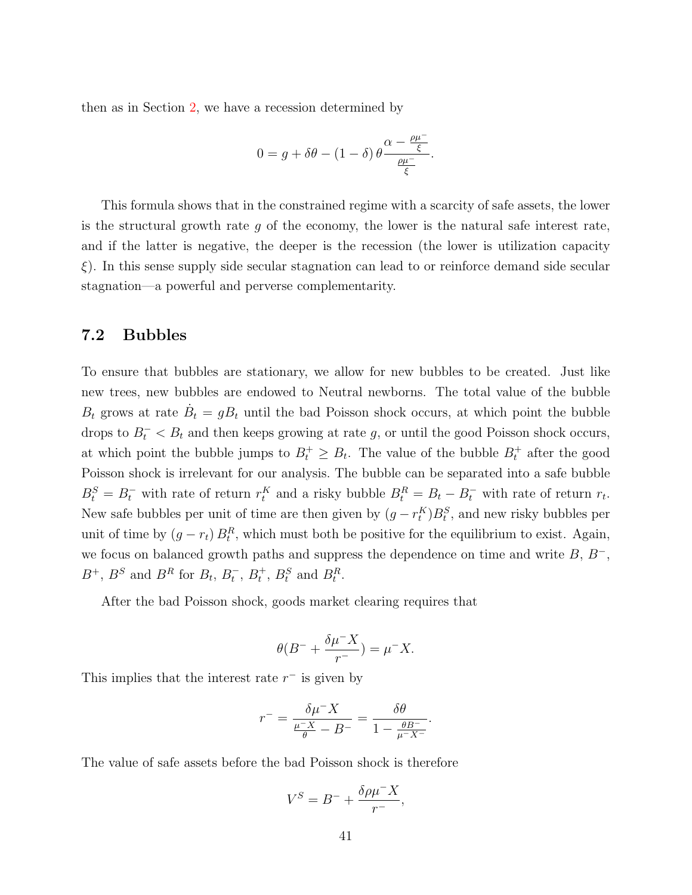then as in Section 2, we have a recession determined by

$$0 = g + \delta\theta - (1-\delta)\,\theta \frac{\alpha - \frac{\rho\mu^-}{\xi}}{\frac{\rho\mu^-}{\xi}}.$$

This formula shows that in the constrained regime with a scarcity of safe assets, the lower is the structural growth rate $g$ of the economy, the lower is the natural safe interest rate, and if the latter is negative, the deeper is the recession (the lower is utilization capacity $\xi$). In this sense supply side secular stagnation can lead to or reinforce demand side secular stagnation—a powerful and perverse complementarity.

## 7.2 Bubbles

To ensure that bubbles are stationary, we allow for new bubbles to be created. Just like new trees, new bubbles are endowed to Neutral newborns. The total value of the bubble $B_t$ grows at rate $\dot{B}_t = gB_t$ until the bad Poisson shock occurs, at which point the bubble drops to $B_t^- < B_t$ and then keeps growing at rate $g$, or until the good Poisson shock occurs, at which point the bubble jumps to $B_t^+ \geq B_t$. The value of the bubble $B_t^+$ after the good Poisson shock is irrelevant for our analysis. The bubble can be separated into a safe bubble $B_t^S = B_t^-$ with rate of return $r_t^K$ and a risky bubble $B_t^R = B_t - B_t^-$ with rate of return $r_t$. New safe bubbles per unit of time are then given by $(g - r_t^K)B_t^S$, and new risky bubbles per unit of time by $(g - r_t)\,B_t^R$, which must both be positive for the equilibrium to exist. Again, we focus on balanced growth paths and suppress the dependence on time and write $B$, $B^-$, $B^+$, $B^S$ and $B^R$ for $B_t$, $B_t^-$, $B_t^+$, $B_t^S$ and $B_t^R$.

After the bad Poisson shock, goods market clearing requires that

$$\theta(B^- + \frac{\delta\mu^- X}{r^-}) = \mu^- X.$$

This implies that the interest rate $r^-$ is given by

$$r^- = \frac{\delta\mu^- X}{\frac{\mu^- X}{\theta} - B^-} = \frac{\delta\theta}{1 - \frac{\theta B^-}{\mu^- X^-}}.$$

The value of safe assets before the bad Poisson shock is therefore

$$V^S = B^- + \frac{\delta\rho\mu^- X}{r^-},$$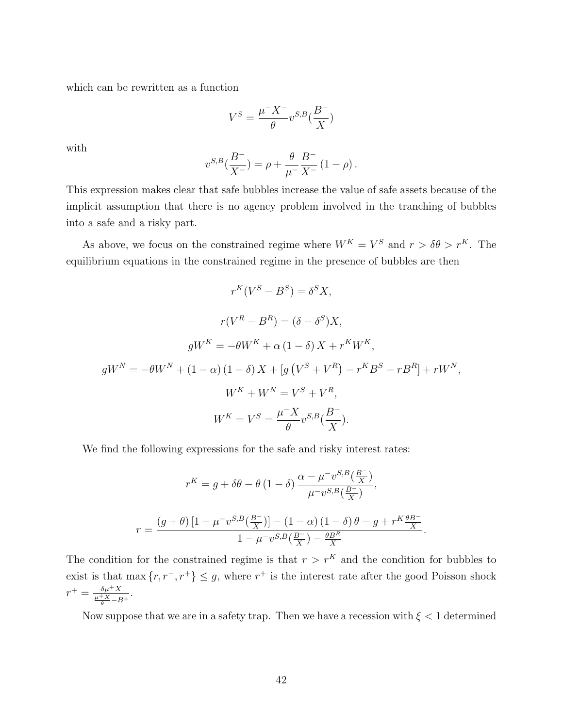which can be rewritten as a function

$$V^S = \frac{\mu^- X^-}{\theta} v^{S,B}(\frac{B^-}{X})$$

with

$$v^{S,B}(\frac{B^-}{X^-}) = \rho + \frac{\theta}{\mu^-}\frac{B^-}{X^-}(1-\rho).$$

This expression makes clear that safe bubbles increase the value of safe assets because of the implicit assumption that there is no agency problem involved in the tranching of bubbles into a safe and a risky part.

As above, we focus on the constrained regime where $W^K = V^S$ and $r > \delta\theta > r^K$. The equilibrium equations in the constrained regime in the presence of bubbles are then

$$r^K(V^S - B^S) = \delta^S X,$$

$$r(V^R - B^R) = (\delta - \delta^S)X,$$

$$gW^K = -\theta W^K + \alpha(1-\delta)X + r^K W^K,$$

$$gW^N = -\theta W^N + (1-\alpha)(1-\delta)X + [g(V^S + V^R) - r^K B^S - rB^R] + rW^N,$$

$$W^K + W^N = V^S + V^R,$$

$$W^K = V^S = \frac{\mu^- X}{\theta} v^{S,B}(\frac{B^-}{X}).$$

We find the following expressions for the safe and risky interest rates:

$$r^K = g + \delta\theta - \theta(1-\delta)\frac{\alpha - \mu^- v^{S,B}(\frac{B^-}{X})}{\mu^- v^{S,B}(\frac{B^-}{X})},$$

$$r = \frac{(g+\theta)[1 - \mu^- v^{S,B}(\frac{B^-}{X})] - (1-\alpha)(1-\delta)\theta - g + r^K\frac{\theta B^-}{X}}{1 - \mu^- v^{S,B}(\frac{B^-}{X}) - \frac{\theta B^R}{X}}.$$

The condition for the constrained regime is that $r > r^K$ and the condition for bubbles to exist is that $\max\{r, r^-, r^+\} \leq g$, where $r^+$ is the interest rate after the good Poisson shock $r^+ = \frac{\delta\mu^+ X}{\frac{\mu^+ X}{\theta} - B^+}$.

Now suppose that we are in a safety trap. Then we have a recession with $\xi < 1$ determined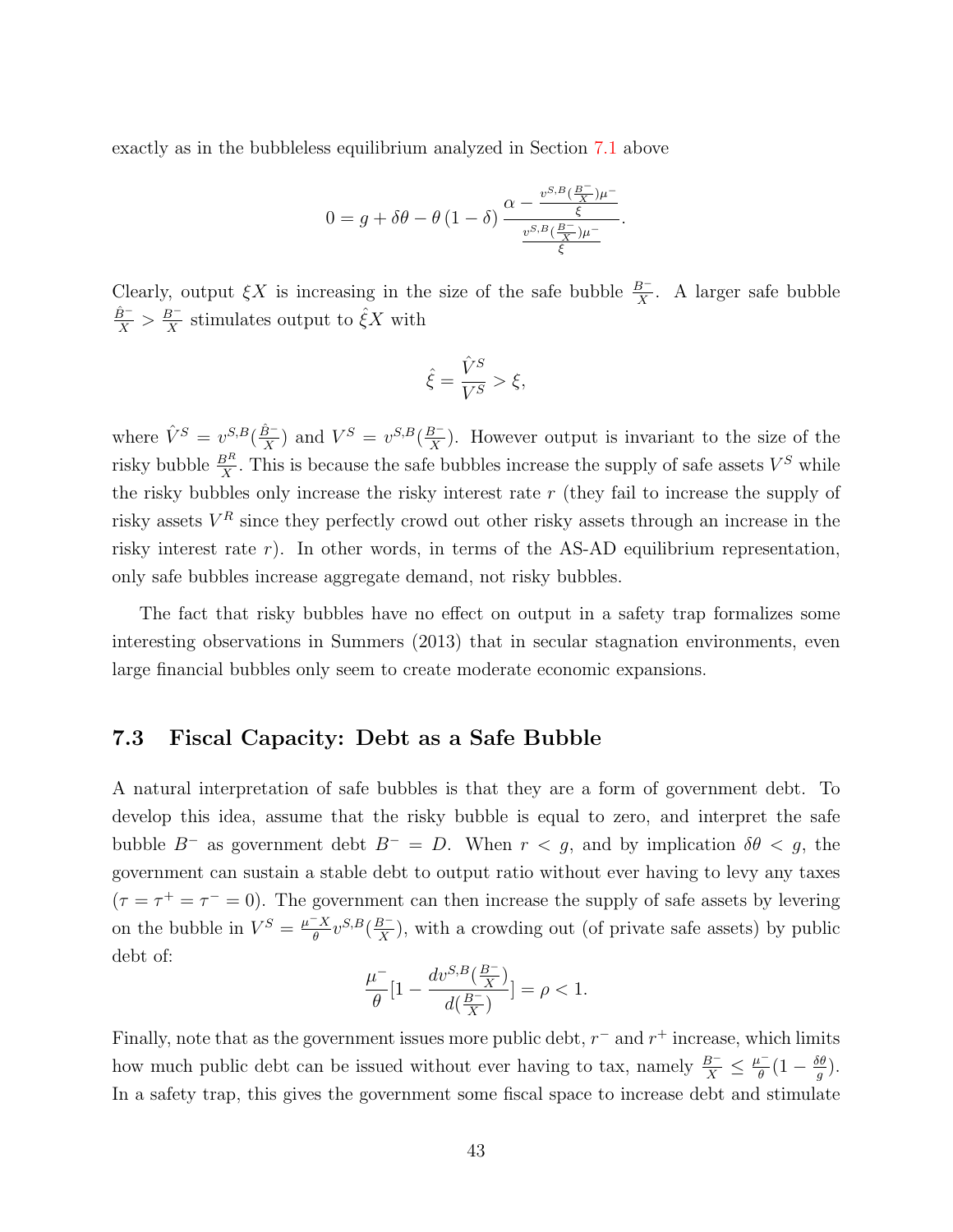exactly as in the bubbleless equilibrium analyzed in Section 7.1 above

$$0 = g + \delta\theta - \theta\left(1 - \delta\right) \frac{\alpha - \frac{v^{S,B}(\frac{B^-}{X})\mu^-}{\xi}}{\frac{v^{S,B}(\frac{B^-}{X})\mu^-}{\xi}}.$$

Clearly, output $\xi X$ is increasing in the size of the safe bubble $\frac{B^-}{X}$. A larger safe bubble $\frac{\hat{B}^-}{X} > \frac{B^-}{X}$ stimulates output to $\hat{\xi} X$ with

$$\hat{\xi} = \frac{\hat{V}^S}{V^S} > \xi,$$

where $\hat{V}^S = v^{S,B}(\frac{\hat{B}^-}{X})$ and $V^S = v^{S,B}(\frac{B^-}{X})$. However output is invariant to the size of the risky bubble $\frac{B^R}{X}$. This is because the safe bubbles increase the supply of safe assets $V^S$ while the risky bubbles only increase the risky interest rate $r$ (they fail to increase the supply of risky assets $V^R$ since they perfectly crowd out other risky assets through an increase in the risky interest rate $r$). In other words, in terms of the AS-AD equilibrium representation, only safe bubbles increase aggregate demand, not risky bubbles.

The fact that risky bubbles have no effect on output in a safety trap formalizes some interesting observations in Summers (2013) that in secular stagnation environments, even large financial bubbles only seem to create moderate economic expansions.

## 7.3 Fiscal Capacity: Debt as a Safe Bubble

A natural interpretation of safe bubbles is that they are a form of government debt. To develop this idea, assume that the risky bubble is equal to zero, and interpret the safe bubble $B^-$ as government debt $B^- = D$. When $r < g$, and by implication $\delta\theta < g$, the government can sustain a stable debt to output ratio without ever having to levy any taxes ($\tau = \tau^+ = \tau^- = 0$). The government can then increase the supply of safe assets by levering on the bubble in $V^S = \frac{\mu^- X}{\theta} v^{S,B}(\frac{B^-}{X})$, with a crowding out (of private safe assets) by public debt of:

$$\frac{\mu^-}{\theta}[1 - \frac{dv^{S,B}(\frac{B^-}{X})}{d(\frac{B^-}{X})}] = \rho < 1.$$

Finally, note that as the government issues more public debt, $r^-$ and $r^+$ increase, which limits how much public debt can be issued without ever having to tax, namely $\frac{B^-}{X} \leq \frac{\mu^-}{\theta}(1 - \frac{\delta\theta}{g})$. In a safety trap, this gives the government some fiscal space to increase debt and stimulate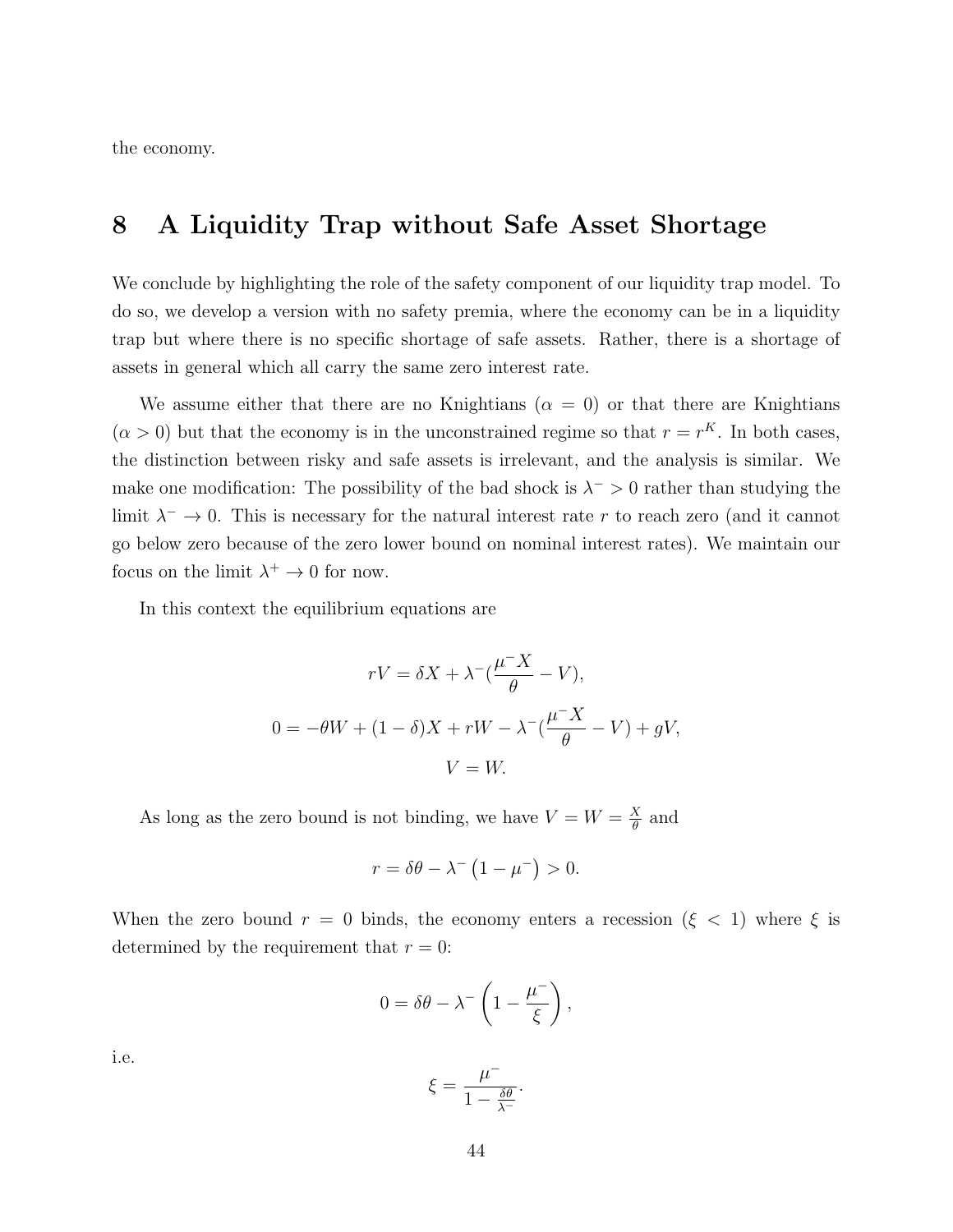the economy.

# 8 A Liquidity Trap without Safe Asset Shortage

We conclude by highlighting the role of the safety component of our liquidity trap model. To do so, we develop a version with no safety premia, where the economy can be in a liquidity trap but where there is no specific shortage of safe assets. Rather, there is a shortage of assets in general which all carry the same zero interest rate.

We assume either that there are no Knightians ($\alpha = 0$) or that there are Knightians ($\alpha > 0$) but that the economy is in the unconstrained regime so that $r = r^K$. In both cases, the distinction between risky and safe assets is irrelevant, and the analysis is similar. We make one modification: The possibility of the bad shock is $\lambda^- > 0$ rather than studying the limit $\lambda^- \to 0$. This is necessary for the natural interest rate $r$ to reach zero (and it cannot go below zero because of the zero lower bound on nominal interest rates). We maintain our focus on the limit $\lambda^+ \to 0$ for now.

In this context the equilibrium equations are

$$rV = \delta X + \lambda^-(\frac{\mu^- X}{\theta} - V),$$

$$0 = -\theta W + (1-\delta)X + rW - \lambda^-(\frac{\mu^- X}{\theta} - V) + gV,$$

$$V = W.$$

As long as the zero bound is not binding, we have $V = W = \frac{X}{\theta}$ and

$$r = \delta\theta - \lambda^-\left(1 - \mu^-\right) > 0.$$

When the zero bound $r = 0$ binds, the economy enters a recession ($\xi < 1$) where $\xi$ is determined by the requirement that $r = 0$:

$$0 = \delta\theta - \lambda^-\left(1 - \frac{\mu^-}{\xi}\right),$$

i.e.

$$\xi = \frac{\mu^-}{1 - \frac{\delta\theta}{\lambda^-}}.$$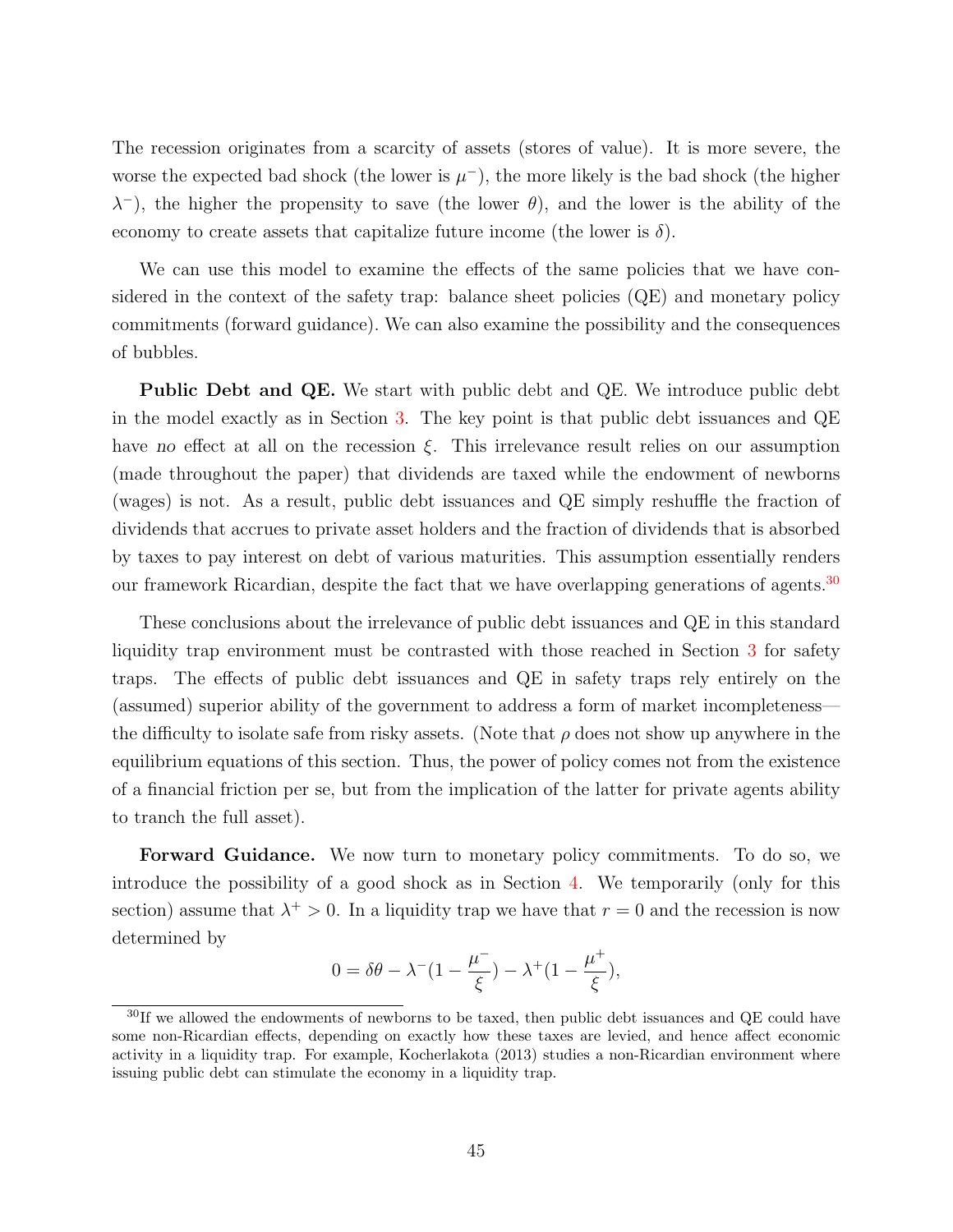The recession originates from a scarcity of assets (stores of value). It is more severe, the worse the expected bad shock (the lower is $\mu^-$), the more likely is the bad shock (the higher $\lambda^-$), the higher the propensity to save (the lower $\theta$), and the lower is the ability of the economy to create assets that capitalize future income (the lower is $\delta$).

We can use this model to examine the effects of the same policies that we have considered in the context of the safety trap: balance sheet policies (QE) and monetary policy commitments (forward guidance). We can also examine the possibility and the consequences of bubbles.

**Public Debt and QE.** We start with public debt and QE. We introduce public debt in the model exactly as in Section 3. The key point is that public debt issuances and QE have *no* effect at all on the recession $\xi$. This irrelevance result relies on our assumption (made throughout the paper) that dividends are taxed while the endowment of newborns (wages) is not. As a result, public debt issuances and QE simply reshuffle the fraction of dividends that accrues to private asset holders and the fraction of dividends that is absorbed by taxes to pay interest on debt of various maturities. This assumption essentially renders our framework Ricardian, despite the fact that we have overlapping generations of agents.[30]

These conclusions about the irrelevance of public debt issuances and QE in this standard liquidity trap environment must be contrasted with those reached in Section 3 for safety traps. The effects of public debt issuances and QE in safety traps rely entirely on the (assumed) superior ability of the government to address a form of market incompleteness—the difficulty to isolate safe from risky assets. (Note that $\rho$ does not show up anywhere in the equilibrium equations of this section. Thus, the power of policy comes not from the existence of a financial friction per se, but from the implication of the latter for private agents ability to tranch the full asset).

**Forward Guidance.** We now turn to monetary policy commitments. To do so, we introduce the possibility of a good shock as in Section 4. We temporarily (only for this section) assume that $\lambda^+ > 0$. In a liquidity trap we have that $r = 0$ and the recession is now determined by

$$0 = \delta\theta - \lambda^-(1 - \frac{\mu^-}{\xi}) - \lambda^+(1 - \frac{\mu^+}{\xi}),$$

[30] If we allowed the endowments of newborns to be taxed, then public debt issuances and QE could have some non-Ricardian effects, depending on exactly how these taxes are levied, and hence affect economic activity in a liquidity trap. For example, Kocherlakota (2013) studies a non-Ricardian environment where issuing public debt can stimulate the economy in a liquidity trap.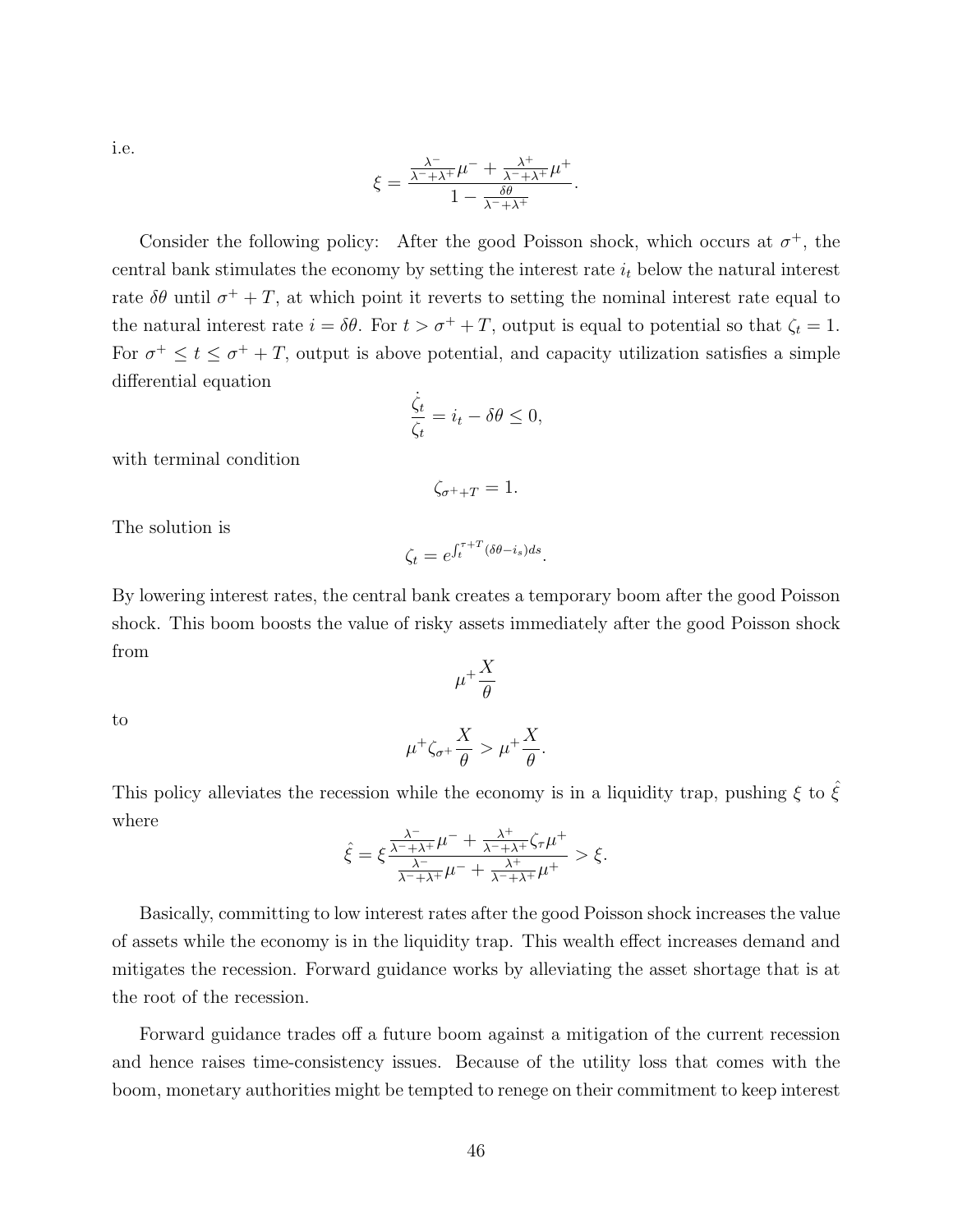i.e.

$$\xi = \frac{\frac{\lambda^-}{\lambda^-+\lambda^+}\mu^- + \frac{\lambda^+}{\lambda^-+\lambda^+}\mu^+}{1 - \frac{\delta\theta}{\lambda^-+\lambda^+}}.$$

Consider the following policy: After the good Poisson shock, which occurs at $\sigma^+$, the central bank stimulates the economy by setting the interest rate $i_t$ below the natural interest rate $\delta\theta$ until $\sigma^+ + T$, at which point it reverts to setting the nominal interest rate equal to the natural interest rate $i = \delta\theta$. For $t > \sigma^+ + T$, output is equal to potential so that $\zeta_t = 1$. For $\sigma^+ \leq t \leq \sigma^+ + T$, output is above potential, and capacity utilization satisfies a simple differential equation

$$\frac{\dot{\zeta}_t}{\zeta_t} = i_t - \delta\theta \leq 0,$$

with terminal condition

$$\zeta_{\sigma^+ + T} = 1.$$

The solution is

$$\zeta_t = e^{\int_t^{\tau+T}(\delta\theta - i_s)ds}.$$

By lowering interest rates, the central bank creates a temporary boom after the good Poisson shock. This boom boosts the value of risky assets immediately after the good Poisson shock from

$$\mu^+ \frac{X}{\theta}$$

to

$$\mu^+ \zeta_{\sigma^+} \frac{X}{\theta} > \mu^+ \frac{X}{\theta}.$$

This policy alleviates the recession while the economy is in a liquidity trap, pushing $\xi$ to $\hat{\xi}$ where

$$\hat{\xi} = \xi \frac{\frac{\lambda^-}{\lambda^-+\lambda^+}\mu^- + \frac{\lambda^+}{\lambda^-+\lambda^+}\zeta_\tau \mu^+}{\frac{\lambda^-}{\lambda^-+\lambda^+}\mu^- + \frac{\lambda^+}{\lambda^-+\lambda^+}\mu^+} > \xi.$$

Basically, committing to low interest rates after the good Poisson shock increases the value of assets while the economy is in the liquidity trap. This wealth effect increases demand and mitigates the recession. Forward guidance works by alleviating the asset shortage that is at the root of the recession.

Forward guidance trades off a future boom against a mitigation of the current recession and hence raises time-consistency issues. Because of the utility loss that comes with the boom, monetary authorities might be tempted to renege on their commitment to keep interest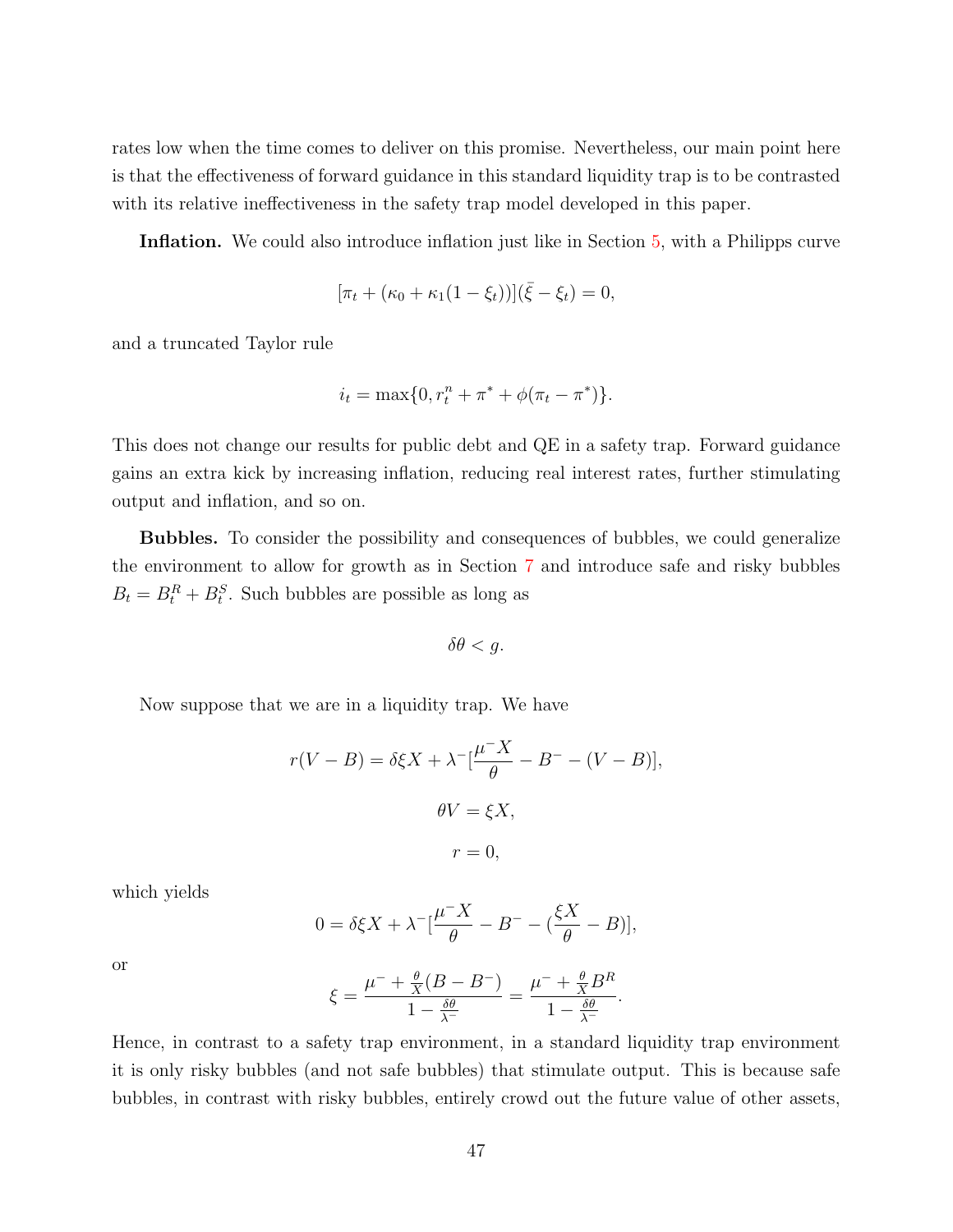rates low when the time comes to deliver on this promise. Nevertheless, our main point here is that the effectiveness of forward guidance in this standard liquidity trap is to be contrasted with its relative ineffectiveness in the safety trap model developed in this paper.

**Inflation.** We could also introduce inflation just like in Section 5, with a Philipps curve

$$[\pi_t + (\kappa_0 + \kappa_1(1 - \xi_t))](\bar{\xi} - \xi_t) = 0,$$

and a truncated Taylor rule

$$i_t = \max\{0, r_t^n + \pi^* + \phi(\pi_t - \pi^*)\}.$$

This does not change our results for public debt and QE in a safety trap. Forward guidance gains an extra kick by increasing inflation, reducing real interest rates, further stimulating output and inflation, and so on.

**Bubbles.** To consider the possibility and consequences of bubbles, we could generalize the environment to allow for growth as in Section 7 and introduce safe and risky bubbles $B_t = B_t^R + B_t^S$. Such bubbles are possible as long as

$$\delta\theta < g.$$

Now suppose that we are in a liquidity trap. We have

$$r(V - B) = \delta\xi X + \lambda^-[\frac{\mu^- X}{\theta} - B^- - (V - B)],$$

$$\theta V = \xi X,$$

$$r = 0,$$

which yields

$$0 = \delta\xi X + \lambda^-[\frac{\mu^- X}{\theta} - B^- - (\frac{\xi X}{\theta} - B)],$$

or

$$\xi = \frac{\mu^- + \frac{\theta}{X}(B - B^-)}{1 - \frac{\delta\theta}{\lambda^-}} = \frac{\mu^- + \frac{\theta}{X}B^R}{1 - \frac{\delta\theta}{\lambda^-}}.$$

Hence, in contrast to a safety trap environment, in a standard liquidity trap environment it is only risky bubbles (and not safe bubbles) that stimulate output. This is because safe bubbles, in contrast with risky bubbles, entirely crowd out the future value of other assets,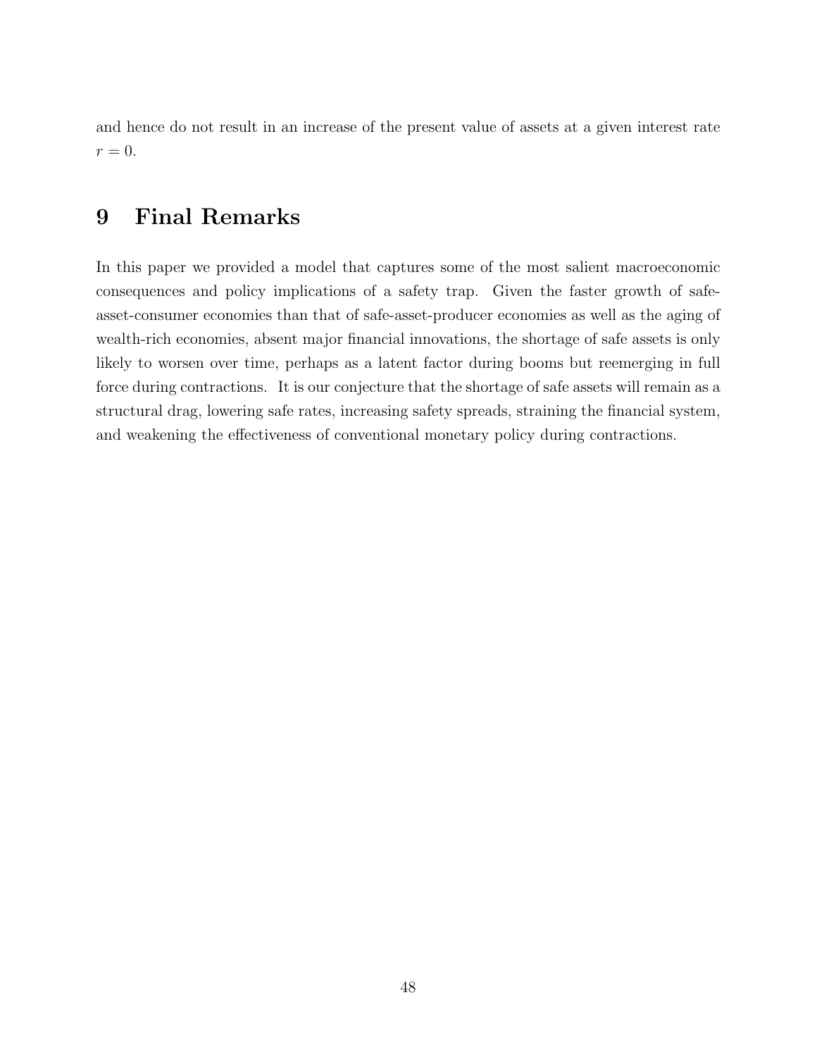and hence do not result in an increase of the present value of assets at a given interest rate $r = 0$.

# 9 Final Remarks

In this paper we provided a model that captures some of the most salient macroeconomic consequences and policy implications of a safety trap. Given the faster growth of safe-asset-consumer economies than that of safe-asset-producer economies as well as the aging of wealth-rich economies, absent major financial innovations, the shortage of safe assets is only likely to worsen over time, perhaps as a latent factor during booms but reemerging in full force during contractions. It is our conjecture that the shortage of safe assets will remain as a structural drag, lowering safe rates, increasing safety spreads, straining the financial system, and weakening the effectiveness of conventional monetary policy during contractions.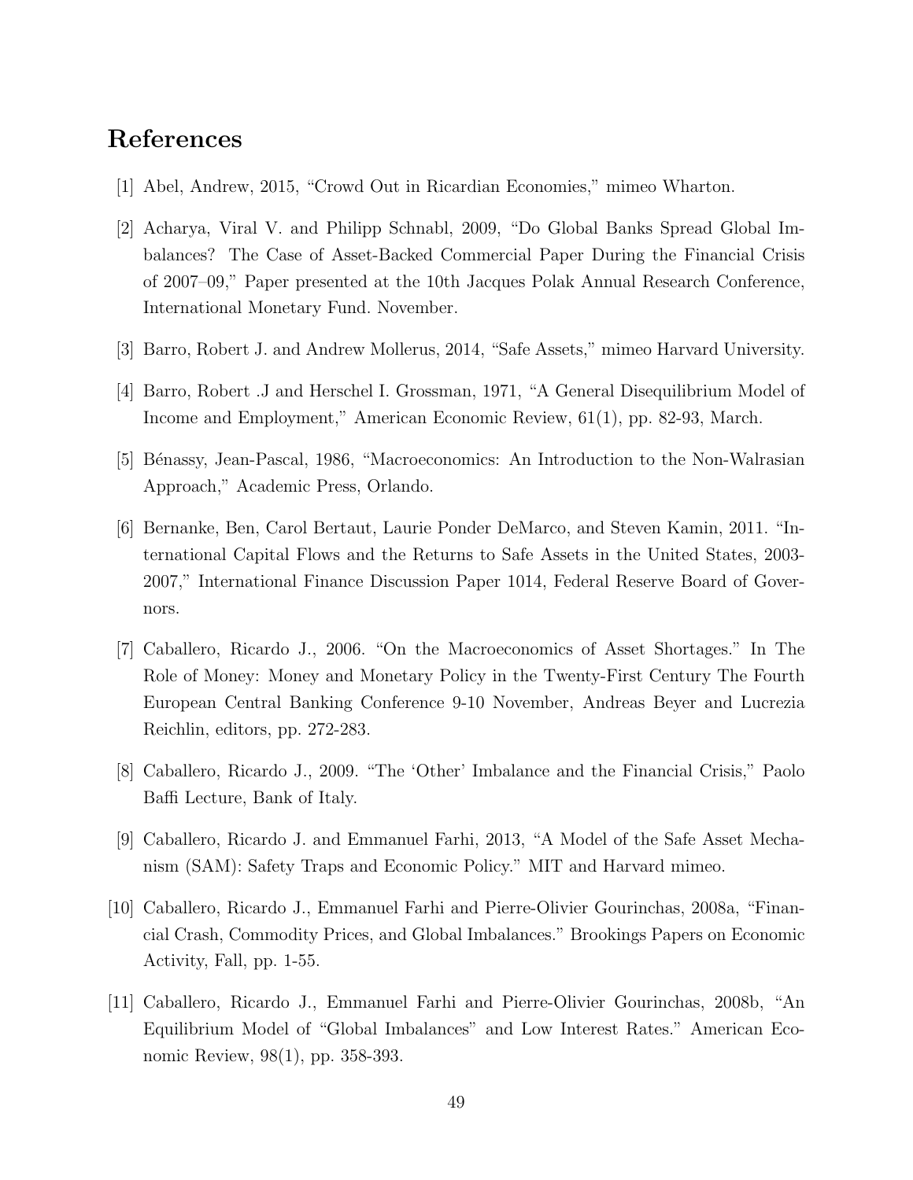# References

[1] Abel, Andrew, 2015, "Crowd Out in Ricardian Economies," mimeo Wharton.

[2] Acharya, Viral V. and Philipp Schnabl, 2009, "Do Global Banks Spread Global Imbalances? The Case of Asset-Backed Commercial Paper During the Financial Crisis of 2007–09," Paper presented at the 10th Jacques Polak Annual Research Conference, International Monetary Fund. November.

[3] Barro, Robert J. and Andrew Mollerus, 2014, "Safe Assets," mimeo Harvard University.

[4] Barro, Robert .J and Herschel I. Grossman, 1971, "A General Disequilibrium Model of Income and Employment," American Economic Review, 61(1), pp. 82-93, March.

[5] Bénassy, Jean-Pascal, 1986, "Macroeconomics: An Introduction to the Non-Walrasian Approach," Academic Press, Orlando.

[6] Bernanke, Ben, Carol Bertaut, Laurie Ponder DeMarco, and Steven Kamin, 2011. "International Capital Flows and the Returns to Safe Assets in the United States, 2003-2007," International Finance Discussion Paper 1014, Federal Reserve Board of Governors.

[7] Caballero, Ricardo J., 2006. "On the Macroeconomics of Asset Shortages." In The Role of Money: Money and Monetary Policy in the Twenty-First Century The Fourth European Central Banking Conference 9-10 November, Andreas Beyer and Lucrezia Reichlin, editors, pp. 272-283.

[8] Caballero, Ricardo J., 2009. "The 'Other' Imbalance and the Financial Crisis," Paolo Baffi Lecture, Bank of Italy.

[9] Caballero, Ricardo J. and Emmanuel Farhi, 2013, "A Model of the Safe Asset Mechanism (SAM): Safety Traps and Economic Policy." MIT and Harvard mimeo.

[10] Caballero, Ricardo J., Emmanuel Farhi and Pierre-Olivier Gourinchas, 2008a, "Financial Crash, Commodity Prices, and Global Imbalances." Brookings Papers on Economic Activity, Fall, pp. 1-55.

[11] Caballero, Ricardo J., Emmanuel Farhi and Pierre-Olivier Gourinchas, 2008b, "An Equilibrium Model of "Global Imbalances" and Low Interest Rates." American Economic Review, 98(1), pp. 358-393.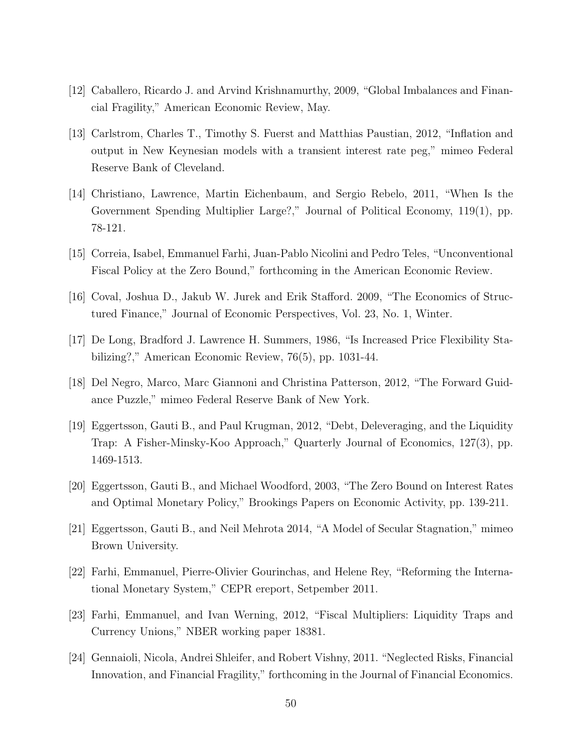[12] Caballero, Ricardo J. and Arvind Krishnamurthy, 2009, "Global Imbalances and Financial Fragility," American Economic Review, May.

[13] Carlstrom, Charles T., Timothy S. Fuerst and Matthias Paustian, 2012, "Inflation and output in New Keynesian models with a transient interest rate peg," mimeo Federal Reserve Bank of Cleveland.

[14] Christiano, Lawrence, Martin Eichenbaum, and Sergio Rebelo, 2011, "When Is the Government Spending Multiplier Large?," Journal of Political Economy, 119(1), pp. 78-121.

[15] Correia, Isabel, Emmanuel Farhi, Juan-Pablo Nicolini and Pedro Teles, "Unconventional Fiscal Policy at the Zero Bound," forthcoming in the American Economic Review.

[16] Coval, Joshua D., Jakub W. Jurek and Erik Stafford. 2009, "The Economics of Structured Finance," Journal of Economic Perspectives, Vol. 23, No. 1, Winter.

[17] De Long, Bradford J. Lawrence H. Summers, 1986, "Is Increased Price Flexibility Stabilizing?," American Economic Review, 76(5), pp. 1031-44.

[18] Del Negro, Marco, Marc Giannoni and Christina Patterson, 2012, "The Forward Guidance Puzzle," mimeo Federal Reserve Bank of New York.

[19] Eggertsson, Gauti B., and Paul Krugman, 2012, "Debt, Deleveraging, and the Liquidity Trap: A Fisher-Minsky-Koo Approach," Quarterly Journal of Economics, 127(3), pp. 1469-1513.

[20] Eggertsson, Gauti B., and Michael Woodford, 2003, "The Zero Bound on Interest Rates and Optimal Monetary Policy," Brookings Papers on Economic Activity, pp. 139-211.

[21] Eggertsson, Gauti B., and Neil Mehrota 2014, "A Model of Secular Stagnation," mimeo Brown University.

[22] Farhi, Emmanuel, Pierre-Olivier Gourinchas, and Helene Rey, "Reforming the International Monetary System," CEPR ereport, Setpember 2011.

[23] Farhi, Emmanuel, and Ivan Werning, 2012, "Fiscal Multipliers: Liquidity Traps and Currency Unions," NBER working paper 18381.

[24] Gennaioli, Nicola, Andrei Shleifer, and Robert Vishny, 2011. "Neglected Risks, Financial Innovation, and Financial Fragility," forthcoming in the Journal of Financial Economics.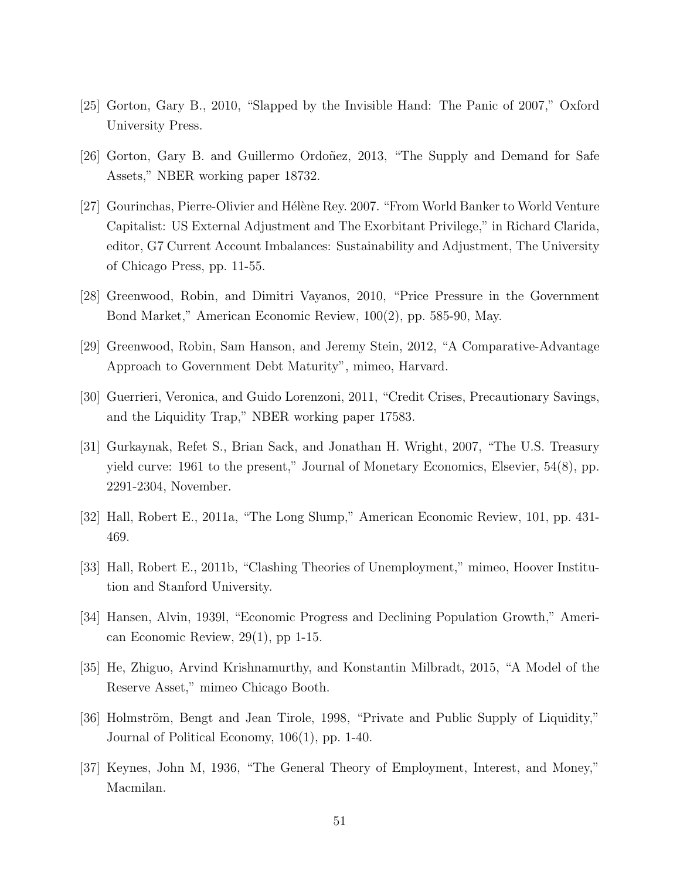[25] Gorton, Gary B., 2010, "Slapped by the Invisible Hand: The Panic of 2007," Oxford University Press.

[26] Gorton, Gary B. and Guillermo Ordoñez, 2013, "The Supply and Demand for Safe Assets," NBER working paper 18732.

[27] Gourinchas, Pierre-Olivier and Hélène Rey. 2007. "From World Banker to World Venture Capitalist: US External Adjustment and The Exorbitant Privilege," in Richard Clarida, editor, G7 Current Account Imbalances: Sustainability and Adjustment, The University of Chicago Press, pp. 11-55.

[28] Greenwood, Robin, and Dimitri Vayanos, 2010, "Price Pressure in the Government Bond Market," American Economic Review, 100(2), pp. 585-90, May.

[29] Greenwood, Robin, Sam Hanson, and Jeremy Stein, 2012, "A Comparative-Advantage Approach to Government Debt Maturity", mimeo, Harvard.

[30] Guerrieri, Veronica, and Guido Lorenzoni, 2011, "Credit Crises, Precautionary Savings, and the Liquidity Trap," NBER working paper 17583.

[31] Gurkaynak, Refet S., Brian Sack, and Jonathan H. Wright, 2007, "The U.S. Treasury yield curve: 1961 to the present," Journal of Monetary Economics, Elsevier, 54(8), pp. 2291-2304, November.

[32] Hall, Robert E., 2011a, "The Long Slump," American Economic Review, 101, pp. 431-469.

[33] Hall, Robert E., 2011b, "Clashing Theories of Unemployment," mimeo, Hoover Institution and Stanford University.

[34] Hansen, Alvin, 1939l, "Economic Progress and Declining Population Growth," American Economic Review, 29(1), pp 1-15.

[35] He, Zhiguo, Arvind Krishnamurthy, and Konstantin Milbradt, 2015, "A Model of the Reserve Asset," mimeo Chicago Booth.

[36] Holmström, Bengt and Jean Tirole, 1998, "Private and Public Supply of Liquidity," Journal of Political Economy, 106(1), pp. 1-40.

[37] Keynes, John M, 1936, "The General Theory of Employment, Interest, and Money," Macmilan.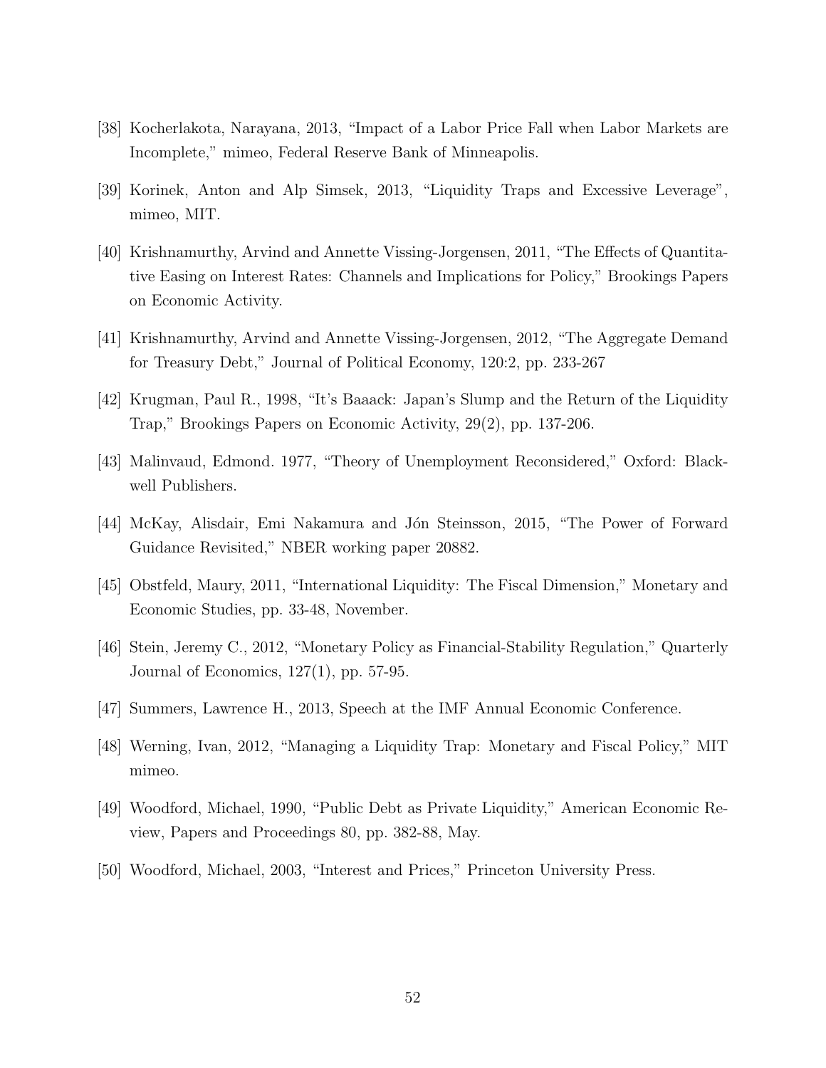[38] Kocherlakota, Narayana, 2013, "Impact of a Labor Price Fall when Labor Markets are Incomplete," mimeo, Federal Reserve Bank of Minneapolis.

[39] Korinek, Anton and Alp Simsek, 2013, "Liquidity Traps and Excessive Leverage", mimeo, MIT.

[40] Krishnamurthy, Arvind and Annette Vissing-Jorgensen, 2011, "The Effects of Quantitative Easing on Interest Rates: Channels and Implications for Policy," Brookings Papers on Economic Activity.

[41] Krishnamurthy, Arvind and Annette Vissing-Jorgensen, 2012, "The Aggregate Demand for Treasury Debt," Journal of Political Economy, 120:2, pp. 233-267

[42] Krugman, Paul R., 1998, "It's Baaack: Japan's Slump and the Return of the Liquidity Trap," Brookings Papers on Economic Activity, 29(2), pp. 137-206.

[43] Malinvaud, Edmond. 1977, "Theory of Unemployment Reconsidered," Oxford: Blackwell Publishers.

[44] McKay, Alisdair, Emi Nakamura and Jón Steinsson, 2015, "The Power of Forward Guidance Revisited," NBER working paper 20882.

[45] Obstfeld, Maury, 2011, "International Liquidity: The Fiscal Dimension," Monetary and Economic Studies, pp. 33-48, November.

[46] Stein, Jeremy C., 2012, "Monetary Policy as Financial-Stability Regulation," Quarterly Journal of Economics, 127(1), pp. 57-95.

[47] Summers, Lawrence H., 2013, Speech at the IMF Annual Economic Conference.

[48] Werning, Ivan, 2012, "Managing a Liquidity Trap: Monetary and Fiscal Policy," MIT mimeo.

[49] Woodford, Michael, 1990, "Public Debt as Private Liquidity," American Economic Review, Papers and Proceedings 80, pp. 382-88, May.

[50] Woodford, Michael, 2003, "Interest and Prices," Princeton University Press.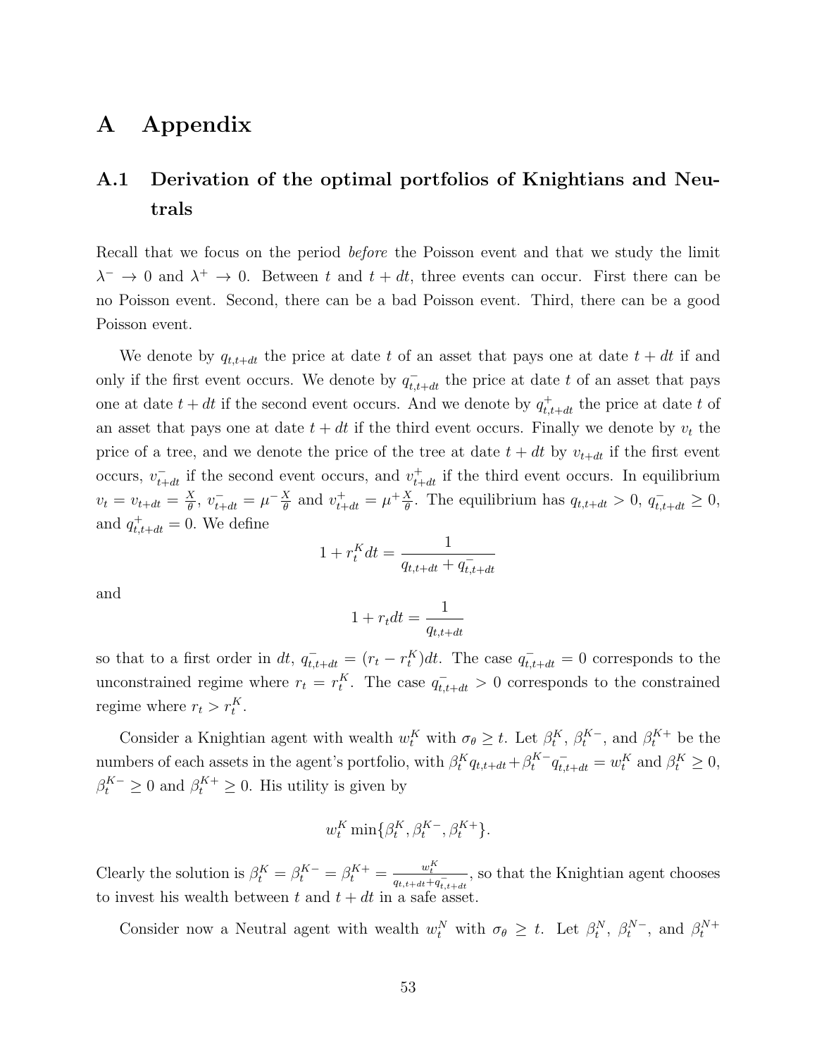# A Appendix

## A.1 Derivation of the optimal portfolios of Knightians and Neutrals

Recall that we focus on the period *before* the Poisson event and that we study the limit $\lambda^- \to 0$ and $\lambda^+ \to 0$. Between $t$ and $t+dt$, three events can occur. First there can be no Poisson event. Second, there can be a bad Poisson event. Third, there can be a good Poisson event.

We denote by $q_{t,t+dt}$ the price at date $t$ of an asset that pays one at date $t+dt$ if and only if the first event occurs. We denote by $q^-_{t,t+dt}$ the price at date $t$ of an asset that pays one at date $t+dt$ if the second event occurs. And we denote by $q^+_{t,t+dt}$ the price at date $t$ of an asset that pays one at date $t+dt$ if the third event occurs. Finally we denote by $v_t$ the price of a tree, and we denote the price of the tree at date $t+dt$ by $v_{t+dt}$ if the first event occurs, $v^-_{t+dt}$ if the second event occurs, and $v^+_{t+dt}$ if the third event occurs. In equilibrium $v_t = v_{t+dt} = \frac{X}{\theta}$, $v^-_{t+dt} = \mu^- \frac{X}{\theta}$ and $v^+_{t+dt} = \mu^+ \frac{X}{\theta}$. The equilibrium has $q_{t,t+dt} > 0$, $q^-_{t,t+dt} \geq 0$, and $q^+_{t,t+dt} = 0$. We define

$$1 + r^K_t dt = \frac{1}{q_{t,t+dt} + q^-_{t,t+dt}}$$

and

$$1 + r_t dt = \frac{1}{q_{t,t+dt}}$$

so that to a first order in $dt$, $q^-_{t,t+dt} = (r_t - r^K_t)dt$. The case $q^-_{t,t+dt} = 0$ corresponds to the unconstrained regime where $r_t = r^K_t$. The case $q^-_{t,t+dt} > 0$ corresponds to the constrained regime where $r_t > r^K_t$.

Consider a Knightian agent with wealth $w^K_t$ with $\sigma_\theta \geq t$. Let $\beta^K_t$, $\beta^{K-}_t$, and $\beta^{K+}_t$ be the numbers of each assets in the agent's portfolio, with $\beta^K_t q_{t,t+dt} + \beta^{K-}_t q^-_{t,t+dt} = w^K_t$ and $\beta^K_t \geq 0$, $\beta^{K-}_t \geq 0$ and $\beta^{K+}_t \geq 0$. His utility is given by

$$w^K_t \min\{\beta^K_t, \beta^{K-}_t, \beta^{K+}_t\}.$$

Clearly the solution is $\beta^K_t = \beta^{K-}_t = \beta^{K+}_t = \frac{w^K_t}{q_{t,t+dt} + q^-_{t,t+dt}}$, so that the Knightian agent chooses to invest his wealth between $t$ and $t+dt$ in a safe asset.

Consider now a Neutral agent with wealth $w^N_t$ with $\sigma_\theta \geq t$. Let $\beta^N_t$, $\beta^{N-}_t$, and $\beta^{N+}_t$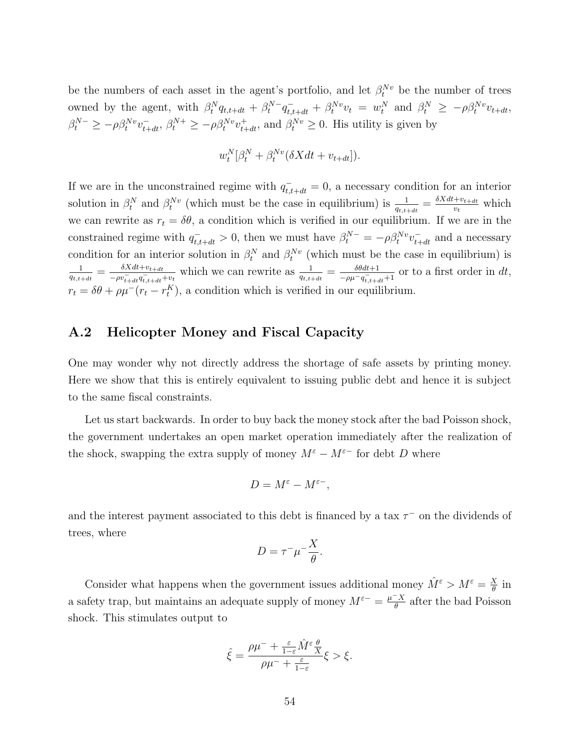be the numbers of each asset in the agent's portfolio, and let $\beta_t^{Nv}$ be the number of trees owned by the agent, with $\beta_t^N q_{t,t+dt} + \beta_t^{N-} q_{t,t+dt}^- + \beta_t^{Nv} v_t = w_t^N$ and $\beta_t^N \geq -\rho \beta_t^{Nv} v_{t+dt}$, $\beta_t^{N-} \geq -\rho \beta_t^{Nv} v_{t+dt}^-$, $\beta_t^{N+} \geq -\rho \beta_t^{Nv} v_{t+dt}^+$, and $\beta_t^{Nv} \geq 0$. His utility is given by

$$w_t^N[\beta_t^N + \beta_t^{Nv}(\delta X dt + v_{t+dt}]).$$

If we are in the unconstrained regime with $q_{t,t+dt}^- = 0$, a necessary condition for an interior solution in $\beta_t^N$ and $\beta_t^{Nv}$ (which must be the case in equilibrium) is $\frac{1}{q_{t,t+dt}} = \frac{\delta X dt + v_{t+dt}}{v_t}$ which we can rewrite as $r_t = \delta\theta$, a condition which is verified in our equilibrium. If we are in the constrained regime with $q_{t,t+dt}^- > 0$, then we must have $\beta_t^{N-} = -\rho \beta_t^{Nv} v_{t+dt}^-$ and a necessary condition for an interior solution in $\beta_t^N$ and $\beta_t^{Nv}$ (which must be the case in equilibrium) is $\frac{1}{q_{t,t+dt}} = \frac{\delta X dt + v_{t+dt}}{-\rho v_{t+dt}^- q_{t,t+dt}^- + v_t}$ which we can rewrite as $\frac{1}{q_{t,t+dt}} = \frac{\delta \theta dt + 1}{-\rho \mu^- q_{t,t+dt}^- + 1}$ or to a first order in $dt$, $r_t = \delta\theta + \rho\mu^-(r_t - r_t^K)$, a condition which is verified in our equilibrium.

## A.2 Helicopter Money and Fiscal Capacity

One may wonder why not directly address the shortage of safe assets by printing money. Here we show that this is entirely equivalent to issuing public debt and hence it is subject to the same fiscal constraints.

Let us start backwards. In order to buy back the money stock after the bad Poisson shock, the government undertakes an open market operation immediately after the realization of the shock, swapping the extra supply of money $M^\varepsilon - M^{\varepsilon-}$ for debt $D$ where

$$D = M^\varepsilon - M^{\varepsilon-},$$

and the interest payment associated to this debt is financed by a tax $\tau^-$ on the dividends of trees, where

$$D = \tau^- \mu^- \frac{X}{\theta}.$$

Consider what happens when the government issues additional money $\hat{M}^\varepsilon > M^\varepsilon = \frac{X}{\theta}$ in a safety trap, but maintains an adequate supply of money $M^{\varepsilon-} = \frac{\mu^- X}{\theta}$ after the bad Poisson shock. This stimulates output to

$$\hat{\xi} = \frac{\rho\mu^- + \frac{\varepsilon}{1-\varepsilon}\hat{M}^\varepsilon \frac{\theta}{X}}{\rho\mu^- + \frac{\varepsilon}{1-\varepsilon}} \xi > \xi.$$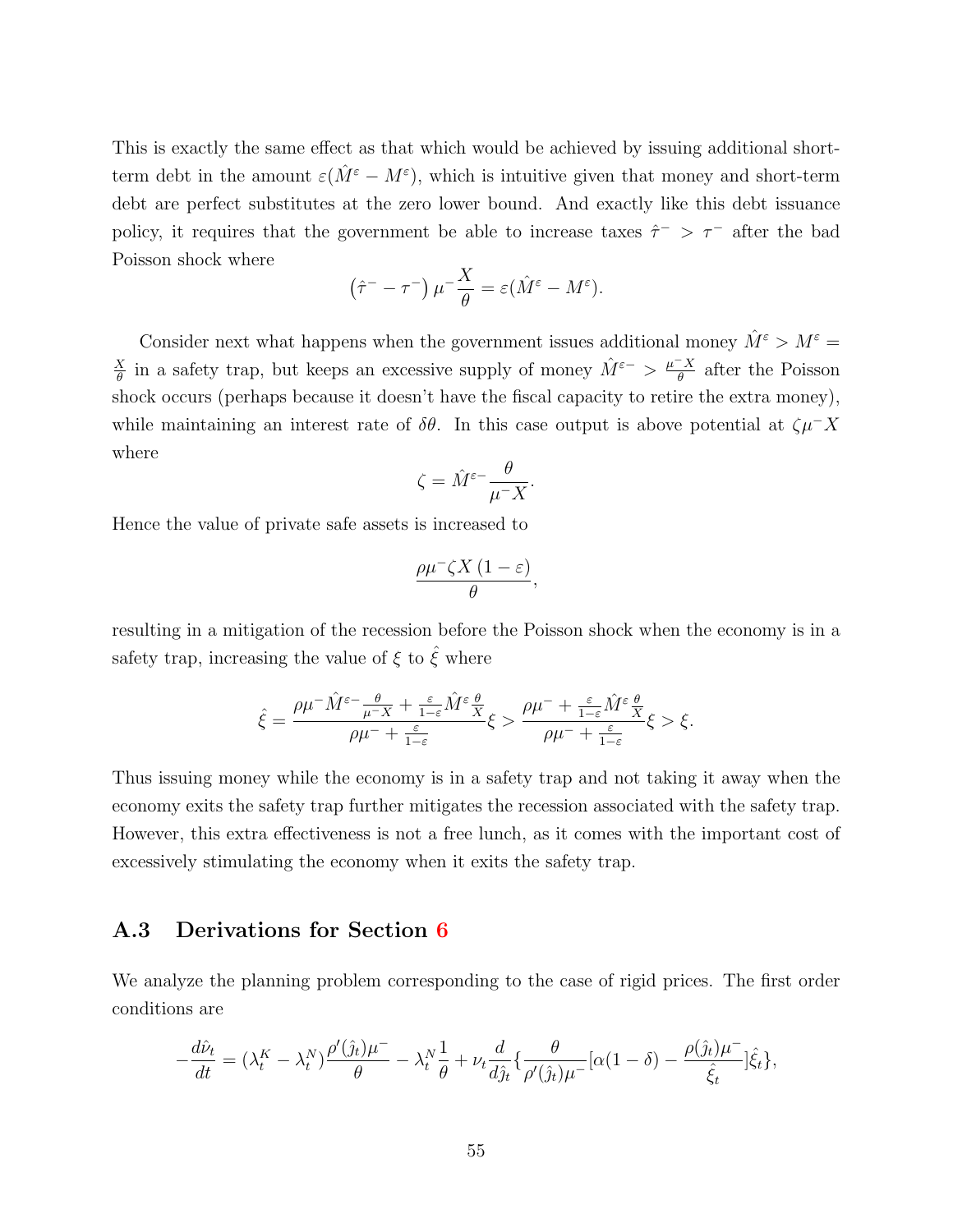This is exactly the same effect as that which would be achieved by issuing additional short-term debt in the amount $\varepsilon(\hat{M}^{\varepsilon} - M^{\varepsilon})$, which is intuitive given that money and short-term debt are perfect substitutes at the zero lower bound. And exactly like this debt issuance policy, it requires that the government be able to increase taxes $\hat{\tau}^{-} > \tau^{-}$ after the bad Poisson shock where

$$\left(\hat{\tau}^{-} - \tau^{-}\right) \mu^{-} \frac{X}{\theta} = \varepsilon(\hat{M}^{\varepsilon} - M^{\varepsilon}).$$

Consider next what happens when the government issues additional money $\hat{M}^{\varepsilon} > M^{\varepsilon} = \frac{X}{\theta}$ in a safety trap, but keeps an excessive supply of money $\hat{M}^{\varepsilon -} > \frac{\mu^{-} X}{\theta}$ after the Poisson shock occurs (perhaps because it doesn't have the fiscal capacity to retire the extra money), while maintaining an interest rate of $\delta\theta$. In this case output is above potential at $\zeta \mu^{-} X$ where

$$\zeta = \hat{M}^{\varepsilon -} \frac{\theta}{\mu^{-} X}.$$

Hence the value of private safe assets is increased to

$$\frac{\rho \mu^{-} \zeta X \left(1 - \varepsilon\right)}{\theta},$$

resulting in a mitigation of the recession before the Poisson shock when the economy is in a safety trap, increasing the value of $\xi$ to $\hat{\xi}$ where

$$\hat{\xi} = \frac{\rho \mu^{-} \hat{M}^{\varepsilon -} \frac{\theta}{\mu^{-} X} + \frac{\varepsilon}{1-\varepsilon} \hat{M}^{\varepsilon} \frac{\theta}{X}}{\rho \mu^{-} + \frac{\varepsilon}{1-\varepsilon}} \xi > \frac{\rho \mu^{-} + \frac{\varepsilon}{1-\varepsilon} \hat{M}^{\varepsilon} \frac{\theta}{X}}{\rho \mu^{-} + \frac{\varepsilon}{1-\varepsilon}} \xi > \xi.$$

Thus issuing money while the economy is in a safety trap and not taking it away when the economy exits the safety trap further mitigates the recession associated with the safety trap. However, this extra effectiveness is not a free lunch, as it comes with the important cost of excessively stimulating the economy when it exits the safety trap.

## A.3 Derivations for Section 6

We analyze the planning problem corresponding to the case of rigid prices. The first order conditions are

$$-\frac{d\hat{\nu}_t}{dt} = (\lambda_t^K - \lambda_t^N) \frac{\rho'(\hat{j}_t)\mu^{-}}{\theta} - \lambda_t^N \frac{1}{\theta} + \nu_t \frac{d}{d\hat{j}_t} \{ \frac{\theta}{\rho'(\hat{j}_t)\mu^{-}} [\alpha(1-\delta) - \frac{\rho(\hat{j}_t)\mu^{-}}{\hat{\xi}_t}] \hat{\xi}_t \},$$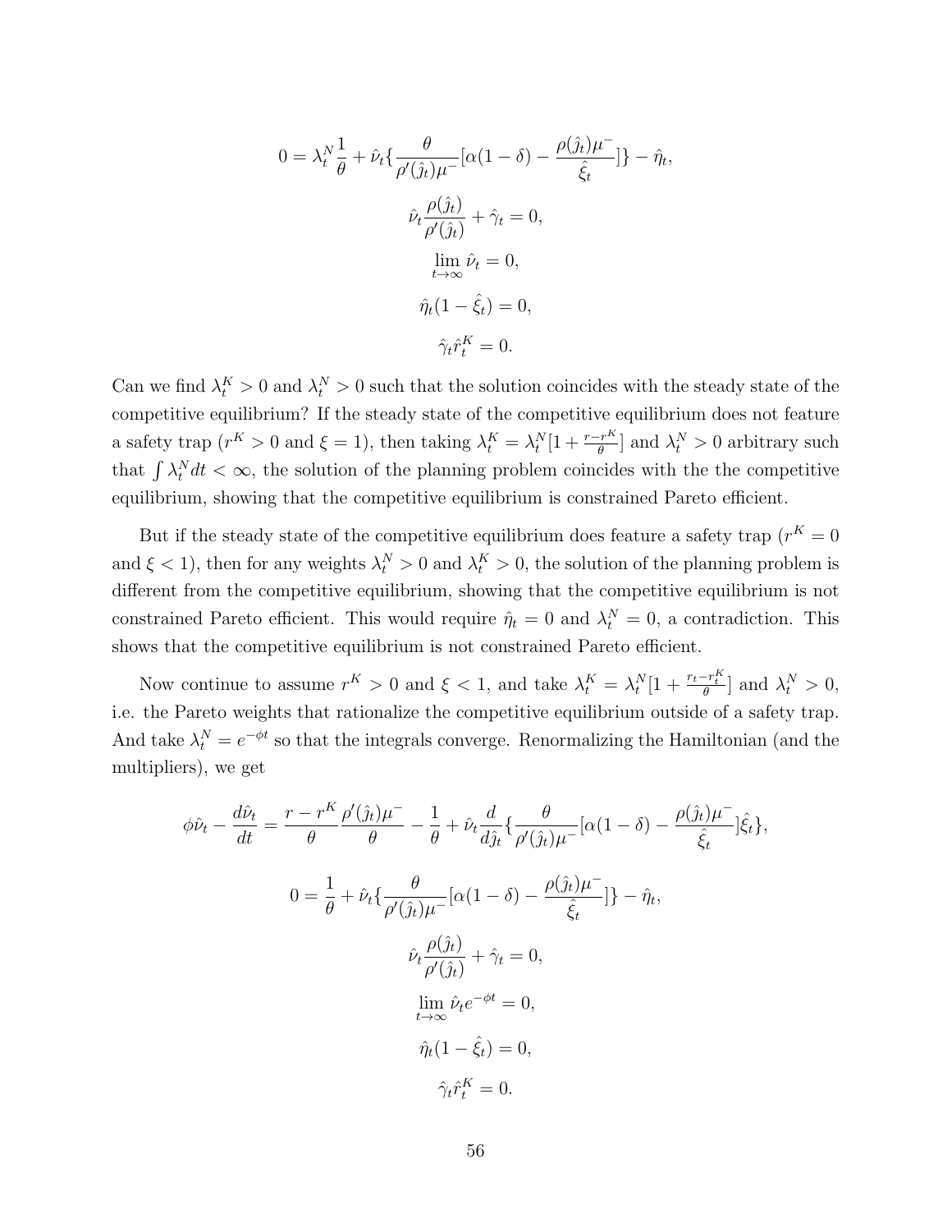$$0 = \lambda_t^N \frac{1}{\theta} + \hat{\nu}_t \{ \frac{\theta}{\rho'(\hat{j}_t)\mu^-} [\alpha(1-\delta) - \frac{\rho(\hat{j}_t)\mu^-}{\hat{\xi}_t}] \} - \hat{\eta}_t,$$

$$\hat{\nu}_t \frac{\rho(\hat{j}_t)}{\rho'(\hat{j}_t)} + \hat{\gamma}_t = 0,$$

$$\lim_{t \to \infty} \hat{\nu}_t = 0,$$

$$\hat{\eta}_t (1 - \hat{\xi}_t) = 0,$$

$$\hat{\gamma}_t \hat{r}_t^K = 0.$$

Can we find $\lambda_t^K > 0$ and $\lambda_t^N > 0$ such that the solution coincides with the steady state of the competitive equilibrium? If the steady state of the competitive equilibrium does not feature a safety trap ($r^K > 0$ and $\xi = 1$), then taking $\lambda_t^K = \lambda_t^N [1 + \frac{r - r^K}{\theta}]$ and $\lambda_t^N > 0$ arbitrary such that $\int \lambda_t^N dt < \infty$, the solution of the planning problem coincides with the the competitive equilibrium, showing that the competitive equilibrium is constrained Pareto efficient.

But if the steady state of the competitive equilibrium does feature a safety trap ($r^K = 0$ and $\xi < 1$), then for any weights $\lambda_t^N > 0$ and $\lambda_t^K > 0$, the solution of the planning problem is different from the competitive equilibrium, showing that the competitive equilibrium is not constrained Pareto efficient. This would require $\hat{\eta}_t = 0$ and $\lambda_t^N = 0$, a contradiction. This shows that the competitive equilibrium is not constrained Pareto efficient.

Now continue to assume $r^K > 0$ and $\xi < 1$, and take $\lambda_t^K = \lambda_t^N [1 + \frac{r_t - r_t^K}{\theta}]$ and $\lambda_t^N > 0$, i.e. the Pareto weights that rationalize the competitive equilibrium outside of a safety trap. And take $\lambda_t^N = e^{-\phi t}$ so that the integrals converge. Renormalizing the Hamiltonian (and the multipliers), we get

$$\phi \hat{\nu}_t - \frac{d\hat{\nu}_t}{dt} = \frac{r - r^K}{\theta} \frac{\rho'(\hat{j}_t)\mu^-}{\theta} - \frac{1}{\theta} + \hat{\nu}_t \frac{d}{d\hat{j}_t} \{ \frac{\theta}{\rho'(\hat{j}_t)\mu^-} [\alpha(1-\delta) - \frac{\rho(\hat{j}_t)\mu^-}{\hat{\xi}_t}] \hat{\xi}_t \},$$

$$0 = \frac{1}{\theta} + \hat{\nu}_t \{ \frac{\theta}{\rho'(\hat{j}_t)\mu^-} [\alpha(1-\delta) - \frac{\rho(\hat{j}_t)\mu^-}{\hat{\xi}_t}] \} - \hat{\eta}_t,$$

$$\hat{\nu}_t \frac{\rho(\hat{j}_t)}{\rho'(\hat{j}_t)} + \hat{\gamma}_t = 0,$$

$$\lim_{t \to \infty} \hat{\nu}_t e^{-\phi t} = 0,$$

$$\hat{\eta}_t (1 - \hat{\xi}_t) = 0,$$

$$\hat{\gamma}_t \hat{r}_t^K = 0.$$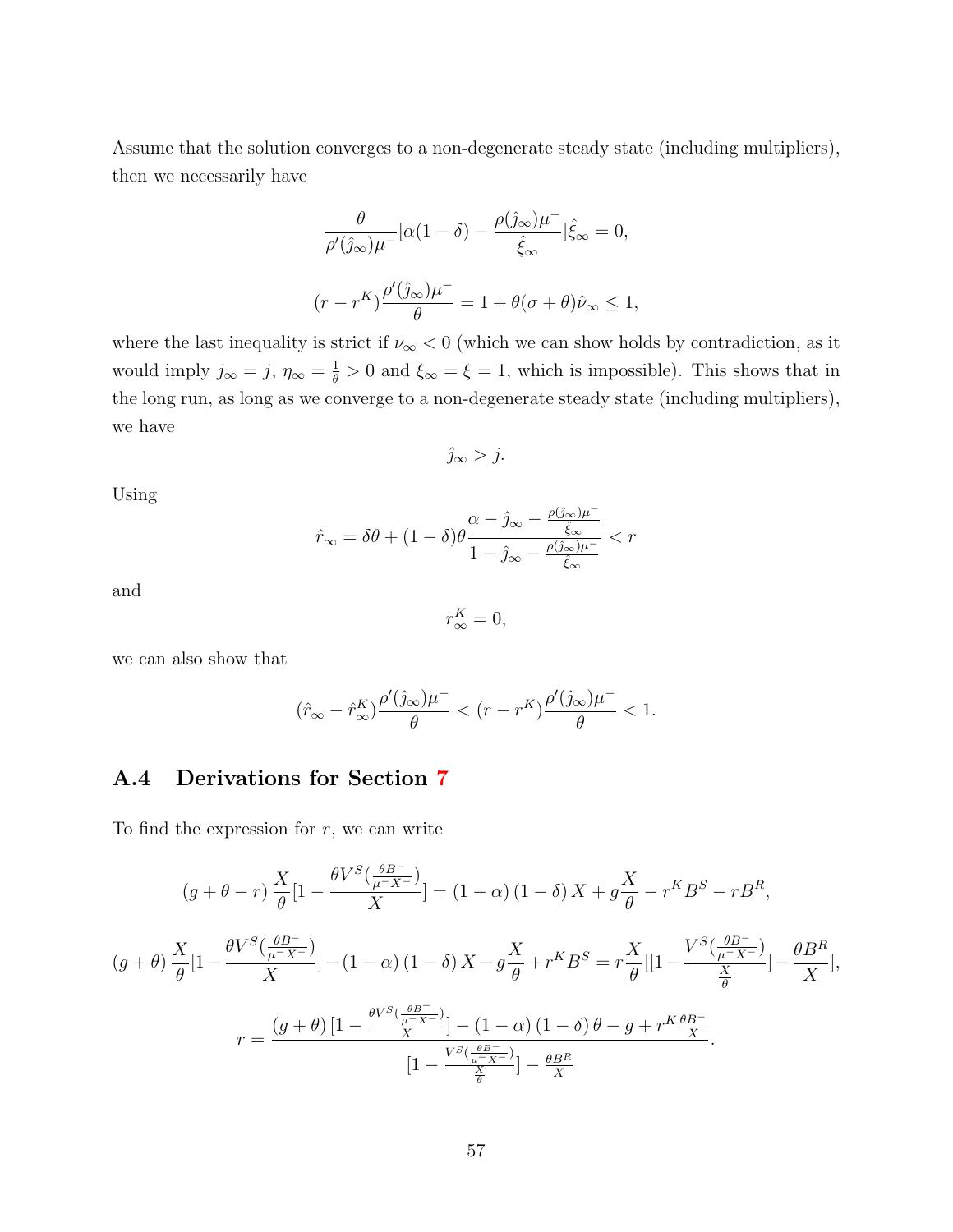Assume that the solution converges to a non-degenerate steady state (including multipliers), then we necessarily have

$$\frac{\theta}{\rho'(\hat{j}_\infty)\mu^-}[\alpha(1-\delta) - \frac{\rho(\hat{j}_\infty)\mu^-}{\hat{\xi}_\infty}]\hat{\xi}_\infty = 0,$$

$$(r - r^K)\frac{\rho'(\hat{j}_\infty)\mu^-}{\theta} = 1 + \theta(\sigma+\theta)\hat{\nu}_\infty \leq 1,$$

where the last inequality is strict if $\nu_\infty < 0$ (which we can show holds by contradiction, as it would imply $j_\infty = j$, $\eta_\infty = \frac{1}{\theta} > 0$ and $\xi_\infty = \xi = 1$, which is impossible). This shows that in the long run, as long as we converge to a non-degenerate steady state (including multipliers), we have

$$\hat{j}_\infty > j.$$

Using

$$\hat{r}_\infty = \delta\theta + (1-\delta)\theta \frac{\alpha - \hat{j}_\infty - \frac{\rho(\hat{j}_\infty)\mu^-}{\hat{\xi}_\infty}}{1 - \hat{j}_\infty - \frac{\rho(\hat{j}_\infty)\mu^-}{\hat{\xi}_\infty}} < r$$

and

$$r^K_\infty = 0,$$

we can also show that

$$(\hat{r}_\infty - \hat{r}^K_\infty)\frac{\rho'(\hat{j}_\infty)\mu^-}{\theta} < (r - r^K)\frac{\rho'(\hat{j}_\infty)\mu^-}{\theta} < 1.$$

## A.4 Derivations for Section 7

To find the expression for $r$, we can write

$$(g+\theta-r)\,\frac{X}{\theta}[1 - \frac{\theta V^S(\frac{\theta B^-}{\mu^- X^-})}{X}] = (1-\alpha)\,(1-\delta)\,X + g\frac{X}{\theta} - r^K B^S - rB^R,$$

$$(g+\theta)\,\frac{X}{\theta}[1 - \frac{\theta V^S(\frac{\theta B^-}{\mu^- X^-})}{X}] - (1-\alpha)\,(1-\delta)\,X - g\frac{X}{\theta} + r^K B^S = r\frac{X}{\theta}[[1 - \frac{V^S(\frac{\theta B^-}{\mu^- X^-})}{\frac{X}{\theta}}] - \frac{\theta B^R}{X}],$$

$$r = \frac{(g+\theta)\,[1 - \frac{\theta V^S(\frac{\theta B^-}{\mu^- X^-})}{X}] - (1-\alpha)\,(1-\delta)\,\theta - g + r^K\frac{\theta B^-}{X}}{[1 - \frac{V^S(\frac{\theta B^-}{\mu^- X^-})}{\frac{X}{\theta}}] - \frac{\theta B^R}{X}}.$$